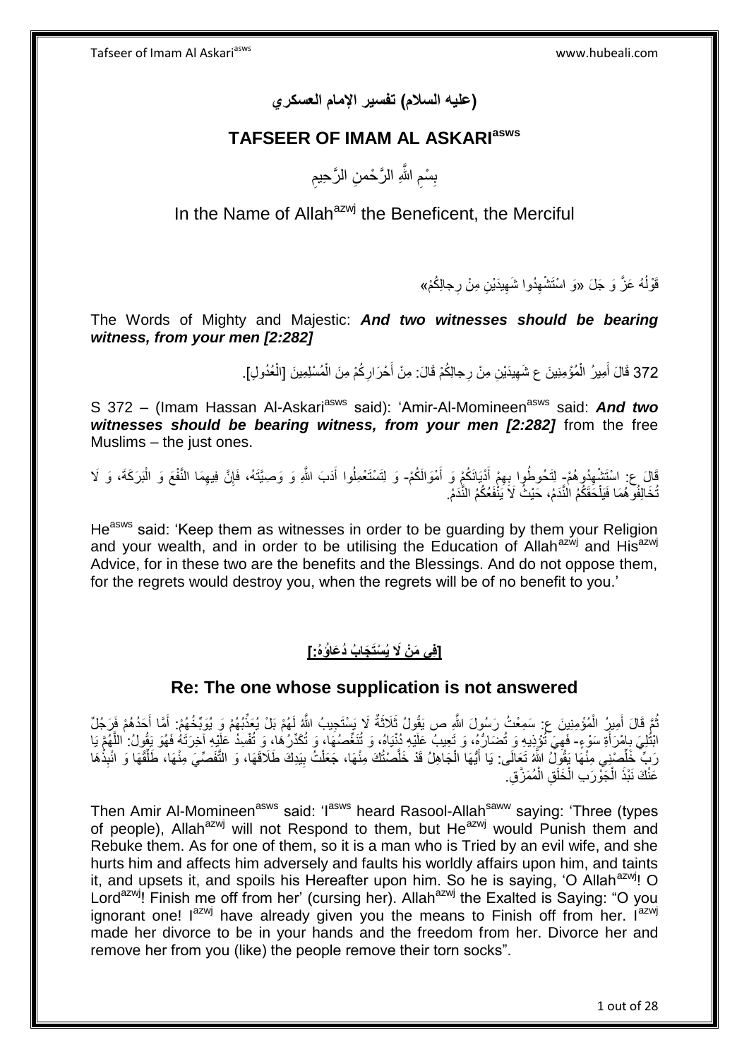# (عليه السلام) تفسير الإمام العسكري

## TAFSEER OF IMAM AL ASKARI[asws]

بِسْمِ اللَّهِ الرَّحْمنِ الرَّحِيمِ

In the Name of Allah[azwj] the Beneficent, the Merciful

قَوْلُهُ عَزَّ وَ جَلَ «وَ اسْتَشْهِدُوا شَهِيدَيْنِ مِنْ رِجالِكُمْ»

The Words of Mighty and Majestic: ***And two witnesses should be bearing witness, from your men [2:282]***

372 قَالَ أَمِيرُ الْمُؤْمِنِينَ ع شَهِيدَيْنِ مِنْ رِجالِكُمْ قَالَ: مِنْ أَحْرَارِكُمْ مِنَ الْمُسْلِمِينَ [الْعُدُولِ].

S 372 – (Imam Hassan Al-Askari[asws] said): 'Amir-Al-Momineen[asws] said: ***And two witnesses should be bearing witness, from your men [2:282]*** from the free Muslims – the just ones.

قَالَ ع: اسْتَشْهِدُوهُمْ- لِتَحُوطُوا بِهِمْ أَدْيَانَكُمْ وَ أَمْوَالَكُمْ- وَ لِتَسْتَعْمِلُوا أَدَبَ اللَّهِ وَ وَصِيَّتَهُ، فَإِنَّ فِيهِمَا النَّفْعَ وَ الْبَرَكَةَ، وَ لَا تُخَالِفُوهُمَا فَيَلْحَقَكُمُ النَّدَمُ، حَيْثُ لَا يَنْفَعُكُمُ النَّدَمُ.

He[asws] said: 'Keep them as witnesses in order to be guarding by them your Religion and your wealth, and in order to be utilising the Education of Allah[azwj] and His[azwj] Advice, for in these two are the benefits and the Blessings. And do not oppose them, for the regrets would destroy you, when the regrets will be of no benefit to you.'

## [فِي مَنْ لَا يُسْتَجَابُ دُعَاؤُهُ:]

## Re: The one whose supplication is not answered

ثُمَّ قَالَ أَمِيرُ الْمُؤْمِنِينَ ع: سَمِعْتُ رَسُولَ اللَّهِ ص يَقُولُ ثَلَاثَةٌ لَا يَسْتَجِيبُ اللَّهُ لَهُمْ بَلْ يُعَذِّبُهُمْ وَ يُوَبِّخُهُمْ: أَمَّا أَحَدُهُمْ فَرَجُلٌ ابْتُلِيَ بِامْرَأَةِ سَوْءٍ- فَهِيَ تُؤْذِيهِ وَ تُضَارُّهُ، وَ تَعِيبُ عَلَيْهِ دُنْيَاهُ، وَ تُنَغِّصُهَا، وَ تُكَدِّرُهَا، وَ تُفْسِدُ عَلَيْهِ آخِرَتَهُ فَهُوَ يَقُولُ: اللَّهُمَّ يَا رَبِّ خَلِّصْنِي مِنْهَا يَقُولُ اللَّهُ تَعَالَى: يَا أَيُّهَا الْجَاهِلُ قَدْ خَلَّصْتُكَ مِنْهَا، جَعَلْتُ بِيَدِكَ طَلَاقَهَا، وَ التَّفَصِّيَ مِنْهَا، طَلِّقْهَا وَ انْبِذْهَا عَنْكَ نَبْذَ الْجَوْرَبِ الْخَلَقِ الْمُمَزَّقِ.

Then Amir Al-Momineen[asws] said: 'I[asws] heard Rasool-Allah[saww] saying: 'Three (types of people), Allah[azwj] will not Respond to them, but He[azwj] would Punish them and Rebuke them. As for one of them, so it is a man who is Tried by an evil wife, and she hurts him and affects him adversely and faults his worldly affairs upon him, and taints it, and upsets it, and spoils his Hereafter upon him. So he is saying, 'O Allah[azwj]! O Lord[azwj]! Finish me off from her' (cursing her). Allah[azwj] the Exalted is Saying: "O you ignorant one! I[azwj] have already given you the means to Finish off from her. I[azwj] made her divorce to be in your hands and the freedom from her. Divorce her and remove her from you (like) the people remove their torn socks".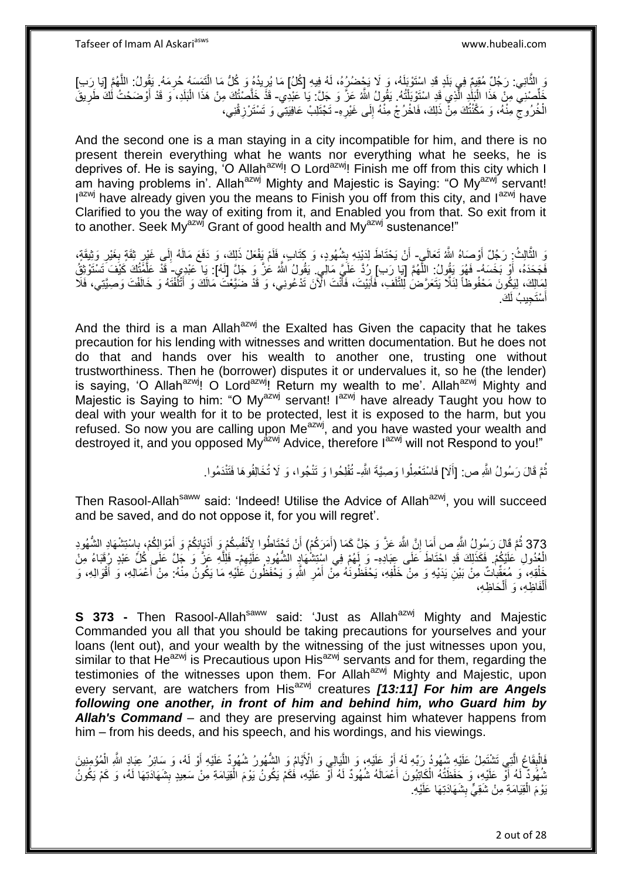وَ الثَّانِي: رَجُلٌ مُقِيمٌ فِي بَلَدٍ قَدِ اسْتَوْبَلَهُ، وَ لَا يَحْضُرُهُ، لَهُ فِيهِ [كُلُّ] مَا يُرِيدُهُ وَ كُلُّ مَا الْتَمَسَهُ حُرِمَهُ. يَقُولُ: اللَّهُمَّ [يَا رَبِّ] خَلِّصْنِي مِنْ هَذَا الْبَلَدِ الَّذِي قَدِ اسْتَوْبَلْتُهُ. يَقُولُ اللَّهُ عَزَّ وَ جَلَّ: يَا عَبْدِي- قَدْ خَلَّصْتُكَ مِنْ هَذَا الْبَلَدِ، وَ قَدْ أَوْضَحْتُ لَكَ طَرِيقَ الْخُرُوجِ مِنْهُ، وَ مَكَّنْتُكَ مِنْ ذَلِكَ، فَاخْرُجْ مِنْهُ إِلَى غَيْرِهِ- تَجْتَلِبْ عَافِيَتِي وَ تَسْتَرْزِقْنِي،

And the second one is a man staying in a city incompatible for him, and there is no present therein everything what he wants nor everything what he seeks, he is deprives of. He is saying, 'O Allah[azwj]! O Lord[azwj]! Finish me off from this city which I am having problems in'. Allah[azwj] Mighty and Majestic is Saying: "O My[azwj] servant! I[azwj] have already given you the means to Finish you off from this city, and I[azwj] have Clarified to you the way of exiting from it, and Enabled you from that. So exit from it to another. Seek My[azwj] Grant of good health and My[azwj] sustenance!"

وَ الثَّالِثُ: رَجُلٌ أَوْصَاهُ اللَّهُ تَعَالَى- أَنْ يَحْتَاطَ لِدَيْنِهِ بِشُهُودٍ، وَ كِتَابٍ، فَلَمْ يَفْعَلْ ذَلِكَ، وَ دَفَعَ مَالَهُ إِلَى غَيْرِ ثِقَةٍ بِغَيْرِ وَثِيقَةٍ، فَجَحَدَهُ، أَوْ بَخَسَهُ- فَهُوَ يَقُولُ: اللَّهُمَّ [يَا رَبِّ] رُدَّ عَلَيَّ مَالِي. يَقُولُ اللَّهُ عَزَّ وَ جَلَّ [لَهُ]: يَا عَبْدِي- قَدْ عَلَّمْتُكَ كَيْفَ تَسْتَوْثِقُ لِمَالِكَ، لِيَكُونَ مَحْفُوظاً لِئَلَّا يَتَعَرَّضَ لِلتَّلَفِ، فَأَبَيْتَ، فَأَنْتَ الْآنَ تَدْعُونِي، وَ قَدْ ضَيَّعْتَ مَالَكَ وَ أَتْلَفْتَهُ وَ خَالَفْتَ وَصِيَّتِي، فَلَا أَسْتَجِيبُ لَكَ.

And the third is a man Allah[azwj] the Exalted has Given the capacity that he takes precaution for his lending with witnesses and written documentation. But he does not do that and hands over his wealth to another one, trusting one without trustworthiness. Then he (borrower) disputes it or undervalues it, so he (the lender) is saying, 'O Allah[azwj]! O Lord[azwj]! Return my wealth to me'. Allah[azwj] Mighty and Majestic is Saying to him: "O My[azwj] servant! I[azwj] have already Taught you how to deal with your wealth for it to be protected, lest it is exposed to the harm, but you refused. So now you are calling upon Me[azwj], and you have wasted your wealth and destroyed it, and you opposed My[azwj] Advice, therefore I[azwj] will not Respond to you!"

ثُمَّ قَالَ رَسُولُ اللَّهِ ص: [أَلَا] فَاسْتَعْمِلُوا وَصِيَّةَ اللَّهِ- تُفْلِحُوا وَ تَنْجُوا، وَ لَا تُخَالِفُوهَا فَتَنْدَمُوا.

Then Rasool-Allah[saww] said: 'Indeed! Utilise the Advice of Allah[azwj], you will succeed and be saved, and do not oppose it, for you will regret'.

373 ثُمَّ قَالَ رَسُولُ اللَّهِ ص أَمَا إِنَّ اللَّهَ عَزَّ وَ جَلَّ كَمَا (أَمَرَكُمْ) أَنْ تَحْتَاطُوا لِأَنْفُسِكُمْ وَ أَدْيَانِكُمْ وَ أَمْوَالِكُمْ، بِاسْتِشْهَادِ الشُّهُودِ الْعُدُولِ عَلَيْكُمْ. فَكَذَلِكَ قَدِ احْتَاطَ عَلَى عِبَادِهِ- وَ لَهُمْ فِي اسْتِشْهَادِ الشُّهُودِ عَلَيْهِمْ- فَلِلَّهِ عَزَّ وَ جَلَّ عَلَى كُلِّ عَبْدٍ رُقَبَاءُ مِنْ خَلْقِهِ، وَ مُعَقِّبَاتٌ مِنْ بَيْنِ يَدَيْهِ وَ مِنْ خَلْفِهِ، يَحْفَظُونَهُ مِنْ أَمْرِ اللَّهِ وَ يَحْفَظُونَ عَلَيْهِ مَا يَكُونُ مِنْهُ: مِنْ أَعْمَالِهِ، وَ أَقْوَالِهِ، وَ أَلْفَاظِهِ، وَ أَلْحَاظِهِ،

**S 373 -** Then Rasool-Allah[saww] said: 'Just as Allah[azwj] Mighty and Majestic Commanded you all that you should be taking precautions for yourselves and your loans (lent out), and your wealth by the witnessing of the just witnesses upon you, similar to that He[azwj] is Precautious upon His[azwj] servants and for them, regarding the testimonies of the witnesses upon them. For Allah[azwj] Mighty and Majestic, upon every servant, are watchers from His[azwj] creatures ***[13:11] For him are Angels following one another, in front of him and behind him, who Guard him by Allah's Command*** – and they are preserving against him whatever happens from him – from his deeds, and his speech, and his wordings, and his viewings.

فَالْبِقَاعُ الَّتِي تَشْتَمِلُ عَلَيْهِ شُهُودُ رَبِّهِ لَهُ أَوْ عَلَيْهِ، وَ اللَّيَالِي وَ الْأَيَّامُ وَ الشُّهُورُ شُهُودٌ عَلَيْهِ أَوْ لَهُ، وَ سَائِرُ عِبَادِ اللَّهِ الْمُؤْمِنِينَ شُهُودٌ لَهُ أَوْ عَلَيْهِ، وَ حَفَظَتُهُ الْكَاتِبُونَ أَعْمَالَهُ شُهُودٌ لَهُ أَوْ عَلَيْهِ، فَكَمْ يَكُونُ يَوْمَ الْقِيَامَةِ مِنْ سَعِيدٍ بِشَهَادَتِهَا لَهُ، وَ كَمْ يَكُونُ يَوْمَ الْقِيَامَةِ مِنْ شَقِيٍّ بِشَهَادَتِهَا عَلَيْهِ.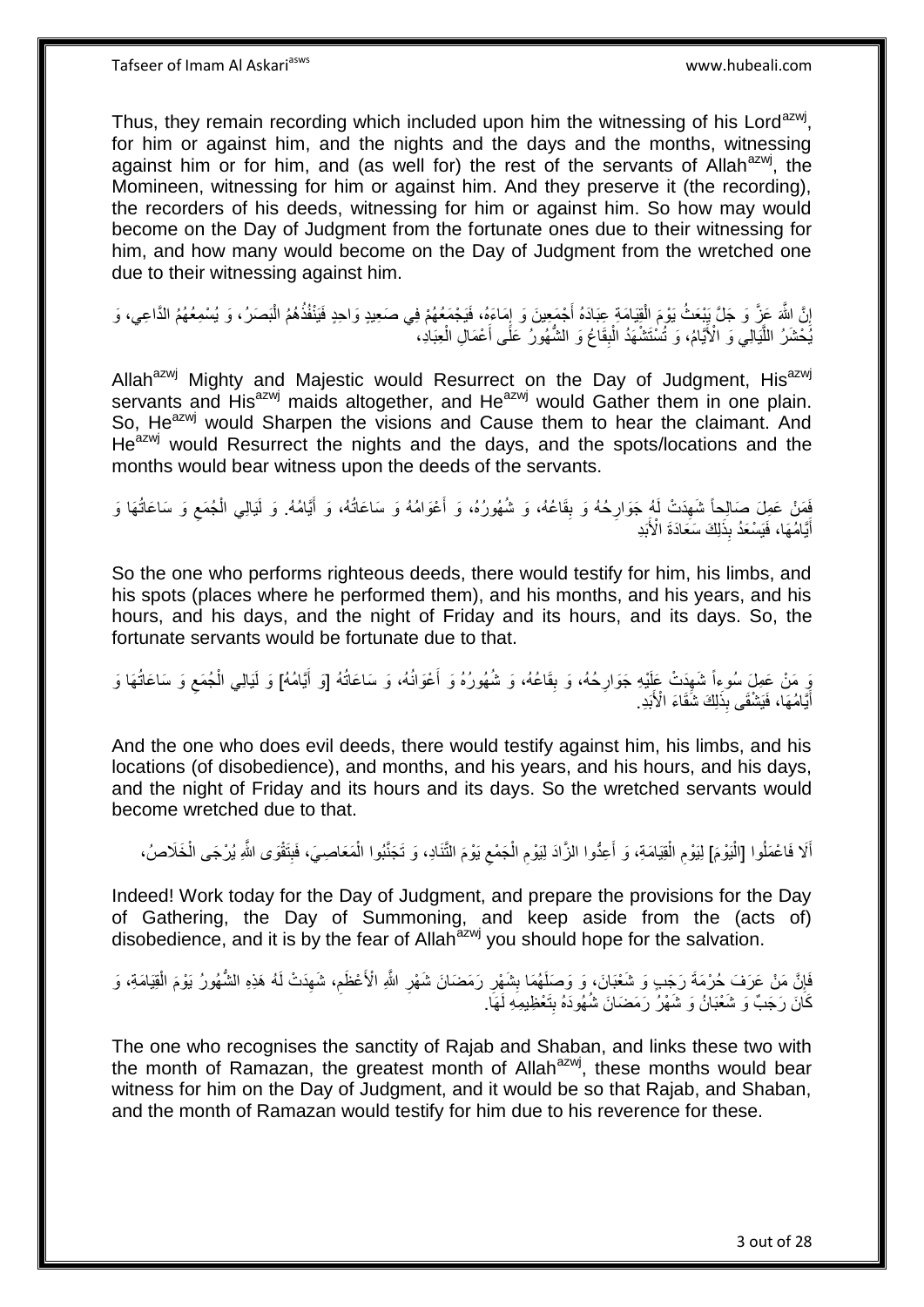Thus, they remain recording which included upon him the witnessing of his Lord[azwj], for him or against him, and the nights and the days and the months, witnessing against him or for him, and (as well for) the rest of the servants of Allah[azwj], the Momineen, witnessing for him or against him. And they preserve it (the recording), the recorders of his deeds, witnessing for him or against him. So how may would become on the Day of Judgment from the fortunate ones due to their witnessing for him, and how many would become on the Day of Judgment from the wretched one due to their witnessing against him.

إِنَّ اللَّهَ عَزَّ وَ جَلَّ يَبْعَثُ يَوْمَ الْقِيَامَةِ عِبَادَهُ أَجْمَعِينَ وَ إِمَاءَهُ، فَيَجْمَعُهُمْ فِي صَعِيدٍ وَاحِدٍ فَيَنْفُذُهُمُ الْبَصَرُ، وَ يُسْمِعُهُمُ الدَّاعِي، وَ يُحْشَرُ اللَّيَالِي وَ الْأَيَّامُ، وَ تُسْتَشْهَدُ الْبِقَاعُ وَ الشُّهُورُ عَلَى أَعْمَالِ الْعِبَادِ،

Allah[azwj] Mighty and Majestic would Resurrect on the Day of Judgment, His[azwj] servants and His[azwj] maids altogether, and He[azwj] would Gather them in one plain. So, He[azwj] would Sharpen the visions and Cause them to hear the claimant. And He[azwj] would Resurrect the nights and the days, and the spots/locations and the months would bear witness upon the deeds of the servants.

فَمَنْ عَمِلَ صَالِحاً شَهِدَتْ لَهُ جَوَارِحُهُ وَ بِقَاعُهُ، وَ شُهُورُهُ، وَ أَعْوَامُهُ وَ سَاعَاتُهُ، وَ أَيَّامُهُ. وَ لَيَالِي الْجُمَعِ وَ سَاعَاتُهَا وَ أَيَّامُهَا، فَيَسْعَدُ بِذَلِكَ سَعَادَةَ الْأَبَدِ

So the one who performs righteous deeds, there would testify for him, his limbs, and his spots (places where he performed them), and his months, and his years, and his hours, and his days, and the night of Friday and its hours, and its days. So, the fortunate servants would be fortunate due to that.

وَ مَنْ عَمِلَ سُوءاً شَهِدَتْ عَلَيْهِ جَوَارِحُهُ، وَ بِقَاعُهُ، وَ شُهُورُهُ وَ أَعْوَامُهُ، وَ سَاعَاتُهُ [وَ أَيَّامُهُ] وَ لَيَالِي الْجُمَعِ وَ سَاعَاتُهَا وَ أَيَّامُهَا، فَيَشْقَى بِذَلِكَ شَقَاءَ الْأَبَدِ.

And the one who does evil deeds, there would testify against him, his limbs, and his locations (of disobedience), and months, and his years, and his hours, and his days, and the night of Friday and its hours and its days. So the wretched servants would become wretched due to that.

أَلَا فَاعْمَلُوا [الْيَوْمَ] لِيَوْمِ الْقِيَامَةِ، وَ أَعِدُّوا الزَّادَ لِيَوْمِ الْجَمْعِ يَوْمَ التَّنَادِ، وَ تَجَنَّبُوا الْمَعَاصِيَ، فَبِتَقْوَى اللَّهِ يُرْجَى الْخَلَاصُ،

Indeed! Work today for the Day of Judgment, and prepare the provisions for the Day of Gathering, the Day of Summoning, and keep aside from the (acts of) disobedience, and it is by the fear of Allah[azwj] you should hope for the salvation.

فَإِنَّ مَنْ عَرَفَ حُرْمَةَ رَجَبٍ وَ شَعْبَانَ، وَ وَصَلَهُمَا بِشَهْرِ رَمَضَانَ شَهْرِ اللَّهِ الْأَعْظَمِ، شَهِدَتْ لَهُ هَذِهِ الشُّهُورُ يَوْمَ الْقِيَامَةِ، وَ كَانَ رَجَبٌ وَ شَعْبَانُ وَ شَهْرُ رَمَضَانَ شُهُودَهُ بِتَعْظِيمِهِ لَهَا.

The one who recognises the sanctity of Rajab and Shaban, and links these two with the month of Ramazan, the greatest month of Allah[azwj], these months would bear witness for him on the Day of Judgment, and it would be so that Rajab, and Shaban, and the month of Ramazan would testify for him due to his reverence for these.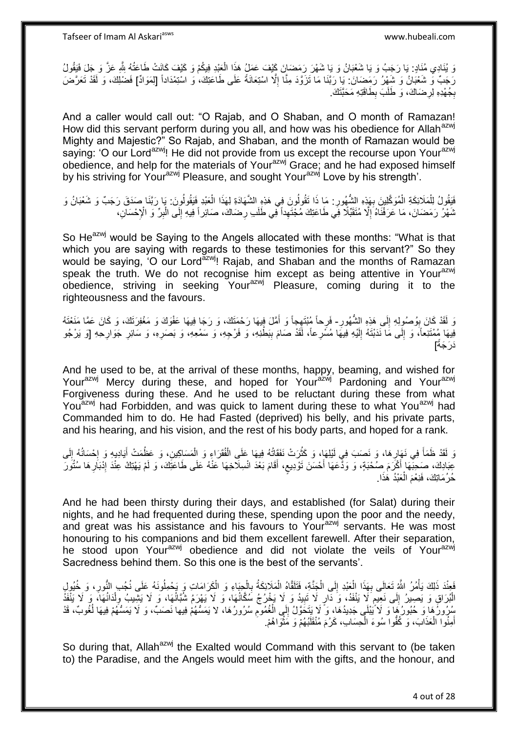وَ يُنَادِي مُنَادٍ: يَا رَجَبُ وَ يَا شَعْبَانُ وَ يَا شَهْرَ رَمَضَانَ كَيْفَ عَمَلُ هَذَا الْعَبْدِ فِيكُمْ وَ كَيْفَ كَانَتْ طَاعَتُهُ لِلَّهِ عَزَّ وَ جَلَّ فَيَقُولُ رَجَبٌ وَ شَعْبَانُ وَ شَهْرُ رَمَضَانَ: يَا رَبَّنَا مَا تَزَوَّدَ مِنَّا إِلَّا اسْتِعَانَةً عَلَى طَاعَتِكَ، وَ اسْتِمْدَاداً [لِمَوَادِّ] فَضْلِكَ، وَ لَقَدْ تَعَرَّضَ بِجُهْدِهِ لِرِضَاكَ، وَ طَلَبَ بِطَاقَتِهِ مَحَبَّتَكَ.

And a caller would call out: "O Rajab, and O Shaban, and O month of Ramazan! How did this servant perform during you all, and how was his obedience for Allah[azwj] Mighty and Majestic?" So Rajab, and Shaban, and the month of Ramazan would be saying: 'O our Lord[azwj]! He did not provide from us except the recourse upon Your[azwj] obedience, and help for the materials of Your[azwj] Grace; and he had exposed himself by his striving for Your[azwj] Pleasure, and sought Your[azwj] Love by his strength'.

فَيَقُولُ لِلْمَلَائِكَةِ الْمُوَكَّلِينَ بِهَذِهِ الشُّهُورِ: مَا ذَا تَقُولُونَ فِي هَذِهِ الشَّهَادَةِ لِهَذَا الْعَبْدِ فَيَقُولُونَ: يَا رَبَّنَا صَدَقَ رَجَبٌ وَ شَعْبَانُ وَ شَهْرُ رَمَضَانَ، مَا عَرَفْنَاهُ إِلَّا مُتَقَلِّباً فِي طَاعَتِكَ مُجْتَهِداً فِي طَلَبِ رِضَاكَ، صَائِراً فِيهِ إِلَى الْبِرِّ وَ الْإِحْسَانِ،

So He[azwj] would be Saying to the Angels allocated with these months: "What is that which you are saying with regards to these testimonies for this servant?" So they would be saying, 'O our Lord[azwj]! Rajab, and Shaban and the months of Ramazan speak the truth. We do not recognise him except as being attentive in Your[azwj] obedience, striving in seeking Your[azwj] Pleasure, coming during it to the righteousness and the favours.

وَ لَقَدْ كَانَ بِوُصُولِهِ إِلَى هَذِهِ الشُّهُورِ- فَرِحاً مُبْتَهِجاً وَ أَمَّلَ فِيهَا رَحْمَتَكَ، وَ رَجَا فِيهَا عَفْوَكَ وَ مَغْفِرَتَكَ، وَ كَانَ عَمَّا مَنَعْتَهُ فِيهَا مُمْتَنِعاً، وَ إِلَى مَا نَدَبْتَهُ إِلَيْهِ فِيهَا مُسْرِعاً، لَقَدْ صَامَ بِبَطْنِهِ، وَ فَرْجِهِ، وَ سَمْعِهِ، وَ بَصَرِهِ، وَ سَائِرِ جَوَارِحِهِ [وَ يَرْجُو دَرَجَةً]

And he used to be, at the arrival of these months, happy, beaming, and wished for Your[azwj] Mercy during these, and hoped for Your[azwj] Pardoning and Your[azwj] Forgiveness during these. And he used to be reluctant during these from what You[azwj] had Forbidden, and was quick to lament during these to what You[azwj] had Commanded him to do. He had Fasted (deprived) his belly, and his private parts, and his hearing, and his vision, and the rest of his body parts, and hoped for a rank.

وَ لَقَدْ ظَمَأَ فِي نَهَارِهَا، وَ نَصَبَ فِي لَيْلِهَا، وَ كَثُرَتْ نَفَقَاتُهُ فِيهَا عَلَى الْفُقَرَاءِ وَ الْمَسَاكِينِ، وَ عَظُمَتْ أَيَادِيهِ وَ إِحْسَانُهُ إِلَى عِبَادِكَ، صَحِبَهَا أَكْرَمَ صُحْبَةٍ، وَ وَدَّعَهَا أَحْسَنَ تَوْدِيعٍ، أَقَامَ بَعْدَ انْسِلَاخِهَا عَنْهُ عَلَى طَاعَتِكَ، وَ لَمْ يَهْتِكْ عِنْدَ إِدْبَارِهَا سُتُورَ حُرُمَاتِكَ، فَنِعْمَ الْعَبْدُ هَذَا.

And he had been thirsty during their days, and established (for Salat) during their nights, and he had frequented during these, spending upon the poor and the needy, and great was his assistance and his favours to Your[azwj] servants. He was most honouring to his companions and bid them excellent farewell. After their separation, he stood upon Your[azwj] obedience and did not violate the veils of Your[azwj] Sacredness behind them. So this one is the best of the servants'.

فَعِنْدَ ذَلِكَ يَأْمُرُ اللَّهُ تَعَالَى بِهَذَا الْعَبْدِ إِلَى الْجَنَّةِ، فَتَلَقَّاهُ الْمَلَائِكَةُ بِالْحِبَاءِ وَ الْكَرَامَاتِ وَ يَحْمِلُونَهُ عَلَى نُجُبِ النُّورِ، وَ خُيُولِ الْبُرَاقِ وَ يَصِيرُ إِلَى نَعِيمٍ لَا يَنْفَدُ، وَ دَارٍ لَا تَبِيدُ وَ لَا يَخْرُجُ سُكَّانُهَا، وَ لَا يَهْرَمُ شُبَّانُهَا، وَ لَا يَشِيبُ وِلْدَانُهَا، وَ لَا يَنْفَدُ سُرُورُهَا وَ حُبُورُهَا وَ لَا يَبْلَى جَدِيدُهَا، وَ لَا يَتَحَوَّلُ إِلَى الْغُمُومِ سُرُورُهَا، لا يَمَسُّهُمْ فِيها نَصَبٌ، وَ لَا يَمَسُّهُمْ فِيهَا لُغُوبٌ، قَدْ أَمِنُوا الْعَذَابَ، وَ كُفُوا سُوءَ الْحِسَابِ، كَرُمَ مُنْقَلَبُهُمْ وَ مَثْوَاهُمْ.

So doing that, Allah[azwj] the Exalted would Command with this servant to (be taken to) the Paradise, and the Angels would meet him with the gifts, and the honour, and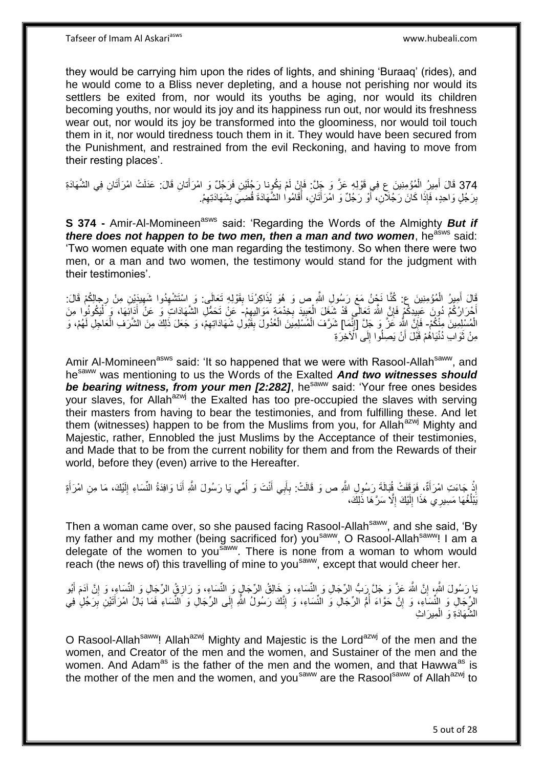they would be carrying him upon the rides of lights, and shining 'Buraaq' (rides), and he would come to a Bliss never depleting, and a house not perishing nor would its settlers be exited from, nor would its youths be aging, nor would its children becoming youths, nor would its joy and its happiness run out, nor would its freshness wear out, nor would its joy be transformed into the gloominess, nor would toil touch them in it, nor would tiredness touch them in it. They would have been secured from the Punishment, and restrained from the evil Reckoning, and having to move from their resting places'.

374 قَالَ أَمِيرُ الْمُؤْمِنِينَ ع فِي قَوْلِهِ عَزَّ وَ جَلَّ: فَإِنْ لَمْ يَكُونا رَجُلَيْنِ فَرَجُلٌ وَ امْرَأَتانِ قَالَ: عَدَلَتْ امْرَأَتَانِ فِي الشَّهَادَةِ بِرَجُلٍ وَاحِدٍ، فَإِذَا كَانَ رَجُلَانِ، أَوْ رَجُلٌ وَ امْرَأَتَانِ، أَقَامُوا الشَّهَادَةَ قُضِيَ بِشَهَادَتِهِمْ.

**S 374 -** Amir-Al-Momineen[asws] said: 'Regarding the Words of the Almighty ***But if there does not happen to be two men, then a man and two women***, he[asws] said: 'Two women equate with one man regarding the testimony. So when there were two men, or a man and two women, the testimony would stand for the judgment with their testimonies'.

قَالَ أَمِيرُ الْمُؤْمِنِينَ ع: كُنَّا نَحْنُ مَعَ رَسُولِ اللَّهِ ص وَ هُوَ يُذَاكِرُنَا بِقَوْلِهِ تَعَالَى: وَ اسْتَشْهِدُوا شَهِيدَيْنِ مِنْ رِجالِكُمْ قَالَ: أَحْرَارُكُمْ دُونَ عَبِيدِكُمْ فَإِنَّ اللَّهَ تَعَالَى قَدْ شَغَلَ الْعَبِيدَ بِخِدْمَةِ مَوَالِيهِمْ- عَنْ تَحَمُّلِ الشَّهَادَاتِ وَ عَنْ أَدَائِهَا، وَ لْيَكُونُوا مِنَ الْمُسْلِمِينَ مِنْكُمْ- فَإِنَّ اللَّهَ عَزَّ وَ جَلَّ [إِنَّمَا] شَرَّفَ الْمُسْلِمِينَ الْعُدُولَ بِقَبُولِ شَهَادَاتِهِمْ، وَ جَعَلَ ذَلِكَ مِنَ الشَّرَفِ الْعَاجِلِ لَهُمْ، وَ مِنْ ثَوَابِ دُنْيَاهُمْ قَبْلَ أَنْ يَصِلُوا إِلَى الْآخِرَةِ

Amir Al-Momineen[asws] said: 'It so happened that we were with Rasool-Allah[saww], and he[saww] was mentioning to us the Words of the Exalted ***And two witnesses should be bearing witness, from your men [2:282]***, he[saww] said: 'Your free ones besides your slaves, for Allah[azwj] the Exalted has too pre-occupied the slaves with serving their masters from having to bear the testimonies, and from fulfilling these. And let them (witnesses) happen to be from the Muslims from you, for Allah[azwj] Mighty and Majestic, rather, Ennobled the just Muslims by the Acceptance of their testimonies, and Made that to be from the current nobility for them and from the Rewards of their world, before they (even) arrive to the Hereafter.

إِذْ جَاءَتِ امْرَأَةٌ، فَوَقَفَتْ قُبَالَةَ رَسُولِ اللَّهِ ص وَ قَالَتْ: بِأَبِي أَنْتَ وَ أُمِّي يَا رَسُولَ اللَّهِ أَنَا وَافِدَةُ النِّسَاءِ إِلَيْكَ، مَا مِنِ امْرَأَةٍ يَبْلُغُهَا مَسِيرِي هَذَا إِلَيْكَ إِلَّا سَرَّهَا ذَلِكَ،

Then a woman came over, so she paused facing Rasool-Allah[saww], and she said, 'By my father and my mother (being sacrificed for) you[saww], O Rasool-Allah[saww]! I am a delegate of the women to you[saww]. There is none from a woman to whom would reach (the news of) this travelling of mine to you[saww], except that would cheer her.

يَا رَسُولَ اللَّهِ، إِنَّ اللَّهَ عَزَّ وَ جَلَّ رَبُّ الرِّجَالِ وَ النِّسَاءِ، وَ خَالِقُ الرِّجَالِ وَ النِّسَاءِ، وَ رَازِقُ الرِّجَالِ وَ النِّسَاءِ، وَ إِنَّ آدَمَ أَبُو الرِّجَالِ وَ النِّسَاءِ، وَ إِنَّ حَوَّاءَ أُمُّ الرِّجَالِ وَ النِّسَاءِ، وَ إِنَّكَ رَسُولُ اللَّهِ إِلَى الرِّجَالِ وَ النِّسَاءِ فَمَا بَالُ امْرَأَتَيْنِ بِرَجُلٍ فِي الشَّهَادَةِ وَ الْمِيرَاثِ

O Rasool-Allah[saww]! Allah[azwj] Mighty and Majestic is the Lord[azwj] of the men and the women, and Creator of the men and the women, and Sustainer of the men and the women. And Adam[as] is the father of the men and the women, and that Hawwa[as] is the mother of the men and the women, and you[saww] are the Rasool[saww] of Allah[azwj] to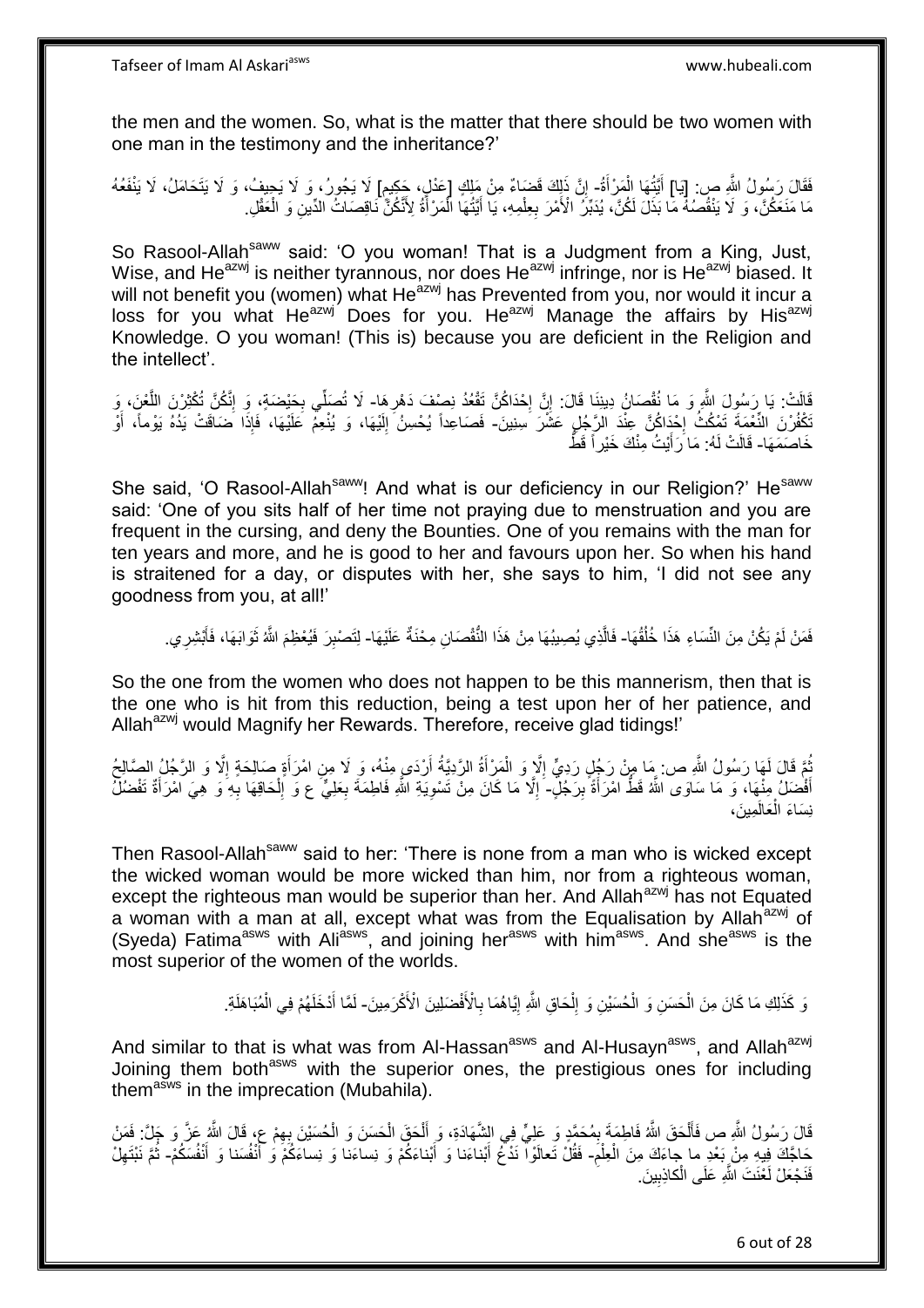the men and the women. So, what is the matter that there should be two women with one man in the testimony and the inheritance?'

فَقَالَ رَسُولُ اللَّهِ ص: [يَا] أَيَّتُهَا الْمَرْأَةُ- إِنَّ ذَلِكَ قَضَاءٌ مِنْ مَلِكٍ [عَدْلٍ، حَكِيمٍ] لَا يَجُورُ، وَ لَا يَحِيفُ، وَ لَا يَتَحَامَلُ، لَا يَنْفَعُهُ مَا مَنَعَكُنَّ، وَ لَا يَنْقُصُهُ مَا بَذَلَ لَكُنَّ، يُدَبِّرُ الْأَمْرَ بِعِلْمِهِ، يَا أَيَّتُهَا الْمَرْأَةُ لِأَنَّكُنَّ نَاقِصَاتُ الدِّينِ وَ الْعَقْلِ.

So Rasool-Allah[saww] said: 'O you woman! That is a Judgment from a King, Just, Wise, and He[azwj] is neither tyrannous, nor does He[azwj] infringe, nor is He[azwj] biased. It will not benefit you (women) what He[azwj] has Prevented from you, nor would it incur a loss for you what He[azwj] Does for you. He[azwj] Manage the affairs by His[azwj] Knowledge. O you woman! (This is) because you are deficient in the Religion and the intellect'.

قَالَتْ: يَا رَسُولَ اللَّهِ وَ مَا نُقْصَانُ دِينِنَا قَالَ: إِنَّ إِحْدَاكُنَّ تَقْعُدُ نِصْفَ دَهْرِهَا- لَا تُصَلِّي بِحَيْضَةٍ، وَ إِنَّكُنَّ تُكْثِرْنَ اللَّعْنَ، وَ تَكْفُرْنَ النِّعْمَةَ تَمْكُثُ إِحْدَاكُنَّ عِنْدَ الرَّجُلِ عَشْرَ سِنِينَ- فَصَاعِداً يُحْسِنُ إِلَيْهَا، وَ يُنْعِمُ عَلَيْهَا، فَإِذَا ضَاقَتْ يَدُهُ يَوْماً، أَوْ خَاصَمَهَا- قَالَتْ لَهُ: مَا رَأَيْتُ مِنْكَ خَيْراً قَطُّ

She said, 'O Rasool-Allah[saww]! And what is our deficiency in our Religion?' He[saww] said: 'One of you sits half of her time not praying due to menstruation and you are frequent in the cursing, and deny the Bounties. One of you remains with the man for ten years and more, and he is good to her and favours upon her. So when his hand is straitened for a day, or disputes with her, she says to him, 'I did not see any goodness from you, at all!'

فَمَنْ لَمْ يَكُنْ مِنَ النِّسَاءِ هَذَا خُلُقُهَا- فَالَّذِي يُصِيبُهَا مِنْ هَذَا النُّقْصَانِ مِحْنَةٌ عَلَيْهَا- لِتَصْبِرَ فَيُعْظِمَ اللَّهُ ثَوَابَهَا، فَأَبْشِرِي.

So the one from the women who does not happen to be this mannerism, then that is the one who is hit from this reduction, being a test upon her of her patience, and Allah[azwj] would Magnify her Rewards. Therefore, receive glad tidings!'

ثُمَّ قَالَ لَهَا رَسُولُ اللَّهِ ص: مَا مِنْ رَجُلٍ رَدِيٍّ إِلَّا وَ الْمَرْأَةُ الرَّدِيَّةُ أَرْدَى مِنْهُ، وَ لَا مِنِ امْرَأَةٍ صَالِحَةٍ إِلَّا وَ الرَّجُلُ الصَّالِحُ أَفْضَلُ مِنْهَا، وَ مَا سَاوَى اللَّهُ قَطُّ امْرَأَةً بِرَجُلٍ- إِلَّا مَا كَانَ مِنْ تَسْوِيَةِ اللَّهِ فَاطِمَةَ بِعَلِيٍّ ع وَ إِلْحَاقِهَا بِهِ وَ هِيَ امْرَأَةٌ تَفْضُلُ نِسَاءَ الْعَالَمِينَ،

Then Rasool-Allah[saww] said to her: 'There is none from a man who is wicked except the wicked woman would be more wicked than him, nor from a righteous woman, except the righteous man would be superior than her. And Allah[azwj] has not Equated a woman with a man at all, except what was from the Equalisation by Allah[azwj] of (Syeda) Fatima[asws] with Ali[asws], and joining her[asws] with him[asws]. And she[asws] is the most superior of the women of the worlds.

وَ كَذَلِكَ مَا كَانَ مِنَ الْحَسَنِ وَ الْحُسَيْنِ وَ إِلْحَاقِ اللَّهِ إِيَّاهُمَا بِالْأَفْضَلِينَ الْأَكْرَمِينَ- لَمَّا أَدْخَلَهُمْ فِي الْمُبَاهَلَةِ.

And similar to that is what was from Al-Hassan[asws] and Al-Husayn[asws], and Allah[azwj] Joining them both[asws] with the superior ones, the prestigious ones for including them[asws] in the imprecation (Mubahila).

قَالَ رَسُولُ اللَّهِ ص فَأَلْحَقَ اللَّهُ فَاطِمَةَ بِمُحَمَّدٍ وَ عَلِيٍّ فِي الشَّهَادَةِ، وَ أَلْحَقَ الْحَسَنَ وَ الْحُسَيْنَ بِهِمْ ع، قَالَ اللَّهُ عَزَّ وَ جَلَّ: فَمَنْ حَاجَّكَ فِيهِ مِنْ بَعْدِ ما جاءَكَ مِنَ الْعِلْمِ- فَقُلْ تَعالَوْا نَدْعُ أَبْناءَنا وَ أَبْناءَكُمْ وَ نِساءَنا وَ نِساءَكُمْ وَ أَنْفُسَنا وَ أَنْفُسَكُمْ- ثُمَّ نَبْتَهِلْ فَنَجْعَلْ لَعْنَتَ اللَّهِ عَلَى الْكاذِبِينَ.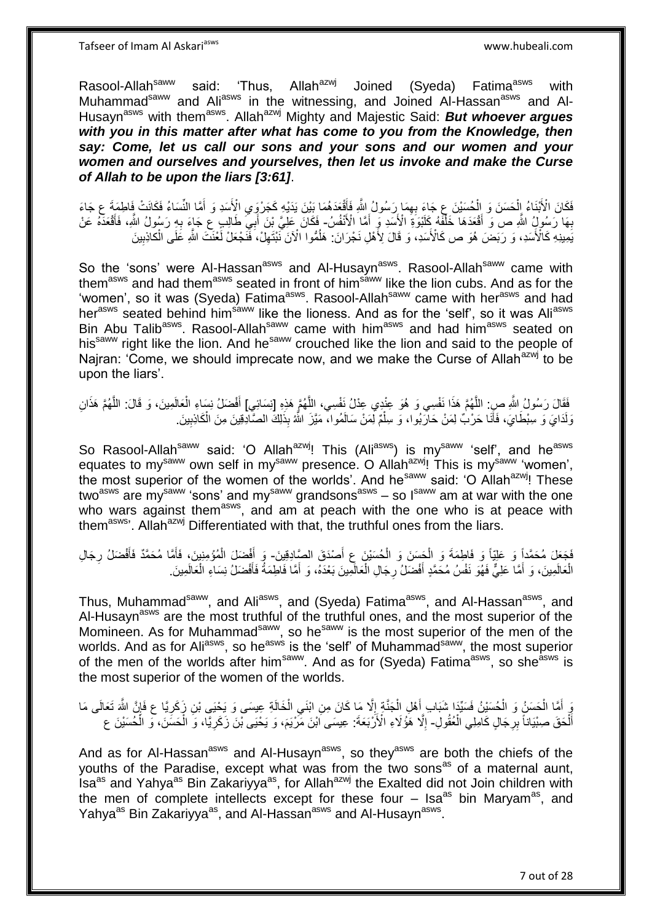Rasool-Allah[saww] said: 'Thus, Allah[azwj] Joined (Syeda) Fatima[asws] with Muhammad[saww] and Ali[asws] in the witnessing, and Joined Al-Hassan[asws] and Al-Husayn[asws] with them[asws]. Allah[azwj] Mighty and Majestic Said: ***But whoever argues with you in this matter after what has come to you from the Knowledge, then say: Come, let us call our sons and your sons and our women and your women and ourselves and yourselves, then let us invoke and make the Curse of Allah to be upon the liars [3:61]***.

فَكَانَ الْأَبْنَاءُ الْحَسَنَ وَ الْحُسَيْنَ ع جَاءَ بِهِمَا رَسُولُ اللَّهِ فَأَقْعَدَهُمَا بَيْنَ يَدَيْهِ كَجَرْوَيِ الْأَسَدِ وَ أَمَّا النِّسَاءُ فَكَانَتْ فَاطِمَةَ ع جَاءَ بِهَا رَسُولُ اللَّهِ ص وَ أَقْعَدَهَا خَلْفَهُ كَلَبْوَةِ الْأَسَدِ وَ أَمَّا الْأَنْفُسُ- فَكَانَ عَلِيَّ بْنَ أَبِي طَالِبٍ ع جَاءَ بِهِ رَسُولُ اللَّهِ، فَأَقْعَدَهُ عَنْ يَمِينِهِ كَالْأَسَدِ، وَ رَبَضَ هُوَ ص كَالْأَسَدِ، وَ قَالَ لِأَهْلِ نَجْرَانَ: هَلُمُّوا الْآنَ نَبْتَهِلْ، فَنَجْعَلْ لَعْنَتَ اللَّهِ عَلَى الْكاذِبِينَ

So the 'sons' were Al-Hassan[asws] and Al-Husayn[asws]. Rasool-Allah[saww] came with them[asws] and had them[asws] seated in front of him[saww] like the lion cubs. And as for the 'women', so it was (Syeda) Fatima[asws]. Rasool-Allah[saww] came with her[asws] and had her[asws] seated behind him[saww] like the lioness. And as for the 'self', so it was Ali[asws] Bin Abu Talib[asws]. Rasool-Allah[saww] came with him[asws] and had him[asws] seated on his[saww] right like the lion. And he[saww] crouched like the lion and said to the people of Najran: 'Come, we should imprecate now, and we make the Curse of Allah[azwj] to be upon the liars'.

فَقَالَ رَسُولُ اللَّهِ ص: اللَّهُمَّ هَذَا نَفْسِي وَ هُوَ عِنْدِي عِدْلُ نَفْسِي، اللَّهُمَّ هَذِهِ [نِسَائِي] أَفْضَلُ نِسَاءِ الْعَالَمِينَ، وَ قَالَ: اللَّهُمَّ هَذَانِ وَلَدَايَ وَ سِبْطَايَ، فَأَنَا حَرْبٌ لِمَنْ حَارَبُوا، وَ سِلْمٌ لِمَنْ سَالَمُوا، مَيَّزَ اللَّهُ بِذَلِكَ الصَّادِقِينَ مِنَ الْكَاذِبِينَ.

So Rasool-Allah[saww] said: 'O Allah[azwj]! This (Ali[asws]) is my[saww] 'self', and he[asws] equates to my[saww] own self in my[saww] presence. O Allah[azwj]! This is my[saww] 'women', the most superior of the women of the worlds'. And he[saww] said: 'O Allah[azwj]! These two[asws] are my[saww] 'sons' and my[saww] grandsons[asws] – so I[saww] am at war with the one who wars against them[asws], and am at peach with the one who is at peace with them[asws]'. Allah[azwj] Differentiated with that, the truthful ones from the liars.

فَجَعَلَ مُحَمَّداً وَ عَلِيّاً وَ فَاطِمَةَ وَ الْحَسَنَ وَ الْحُسَيْنَ ع أَصْدَقَ الصَّادِقِينَ- وَ أَفْضَلَ الْمُؤْمِنِينَ، فَأَمَّا مُحَمَّدٌ فَأَفْضَلُ رِجَالِ الْعَالَمِينَ، وَ أَمَّا عَلِيٌّ فَهُوَ نَفْسُ مُحَمَّدٍ أَفْضَلُ رِجَالِ الْعَالَمِينَ بَعْدَهُ، وَ أَمَّا فَاطِمَةُ فَأَفْضَلُ نِسَاءِ الْعَالَمِينَ.

Thus, Muhammad[saww], and Ali[asws], and (Syeda) Fatima[asws], and Al-Hassan[asws], and Al-Husayn[asws] are the most truthful of the truthful ones, and the most superior of the Momineen. As for Muhammad[saww], so he[saww] is the most superior of the men of the worlds. And as for Ali[asws], so he[asws] is the 'self' of Muhammad[saww], the most superior of the men of the worlds after him[saww]. And as for (Syeda) Fatima[asws], so she[asws] is the most superior of the women of the worlds.

وَ أَمَّا الْحَسَنُ وَ الْحُسَيْنُ فَسَيِّدَا شَبَابِ أَهْلِ الْجَنَّةِ إِلَّا مَا كَانَ مِنِ ابْنَيِ الْخَالَةِ عِيسَى وَ يَحْيَى بْنِ زَكَرِيَّا ع فَإِنَّ اللَّهَ تَعَالَى مَا أَلْحَقَ صِبْيَاناً بِرِجَالٍ كَامِلِي الْعُقُولِ- إِلَّا هَؤُلَاءِ الْأَرْبَعَةَ: عِيسَى ابْنَ مَرْيَمَ، وَ يَحْيَى بْنَ زَكَرِيَّا، وَ الْحَسَنَ، وَ الْحُسَيْنَ ع

And as for Al-Hassan[asws] and Al-Husayn[asws], so they[asws] are both the chiefs of the youths of the Paradise, except what was from the two sons[as] of a maternal aunt, Isa[as] and Yahya[as] Bin Zakariyya[as], for Allah[azwj] the Exalted did not Join children with the men of complete intellects except for these four – Isa[as] bin Maryam[as], and Yahya[as] Bin Zakariyya[as], and Al-Hassan[asws] and Al-Husayn[asws].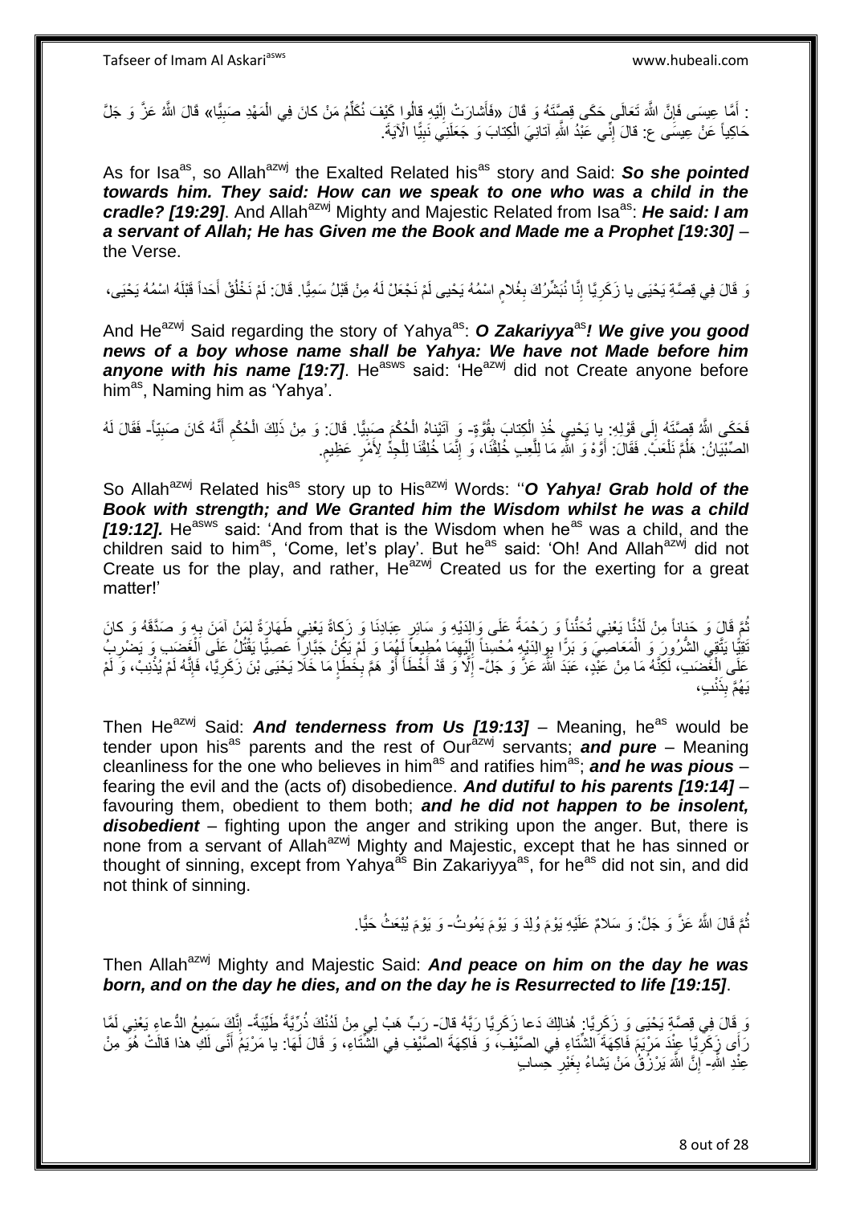: أَمَّا عِيسَى فَإِنَّ اللَّهَ تَعَالَى حَكَى قِصَّتَهُ وَ قَالَ «فَأَشارَتْ إِلَيْهِ قالُوا كَيْفَ نُكَلِّمُ مَنْ كانَ فِي الْمَهْدِ صَبِيًّا» قَالَ اللَّهُ عَزَّ وَ جَلَّ حَاكِياً عَنْ عِيسَى ع: قالَ إِنِّي عَبْدُ اللَّهِ آتانِيَ الْكِتابَ وَ جَعَلَنِي نَبِيًّا الْآيَةَ.

As for Isa[as], so Allah[azwj] the Exalted Related his[as] story and Said: ***So she pointed towards him. They said: How can we speak to one who was a child in the cradle? [19:29]***. And Allah[azwj] Mighty and Majestic Related from Isa[as]: ***He said: I am a servant of Allah; He has Given me the Book and Made me a Prophet [19:30]*** – the Verse.

وَ قَالَ فِي قِصَّةِ يَحْيَى يا زَكَرِيَّا إِنَّا نُبَشِّرُكَ بِغُلامٍ اسْمُهُ يَحْيى لَمْ نَجْعَلْ لَهُ مِنْ قَبْلُ سَمِيًّا. قَالَ: لَمْ نَخْلُقْ أَحَداً قَبْلَهُ اسْمُهُ يَحْيَى،

And He[azwj] Said regarding the story of Yahya[as]: ***O Zakariyya[as]! We give you good news of a boy whose name shall be Yahya: We have not Made before him anyone with his name [19:7]***. He[asws] said: 'He[azwj] did not Create anyone before him[as], Naming him as 'Yahya'.

فَحَكَى اللَّهُ قِصَّتَهُ إِلَى قَوْلِهِ: يا يَحْيى خُذِ الْكِتابَ بِقُوَّةٍ- وَ آتَيْناهُ الْحُكْمَ صَبِيًّا. قَالَ: وَ مِنْ ذَلِكَ الْحُكْمِ أَنَّهُ كَانَ صَبِيّاً- فَقَالَ لَهُ الصِّبْيَانُ: هَلُمَّ نَلْعَبْ. فَقَالَ: أَوَّهْ وَ اللَّهِ مَا لِلَّعِبِ خُلِقْنَا، وَ إِنَّمَا خُلِقْنَا لِلْجِدِّ لِأَمْرٍ عَظِيمٍ.

So Allah[azwj] Related his[as] story up to His[azwj] Words: '***'O Yahya! Grab hold of the Book with strength; and We Granted him the Wisdom whilst he was a child [19:12].*** He[asws] said: 'And from that is the Wisdom when he[as] was a child, and the children said to him[as], 'Come, let's play'. But he[as] said: 'Oh! And Allah[azwj] did not Create us for the play, and rather, He[azwj] Created us for the exerting for a great matter!'

ثُمَّ قَالَ وَ حَناناً مِنْ لَدُنَّا يَعْنِي تَحَنُّناً وَ رَحْمَةً عَلَى وَالِدَيْهِ وَ سَائِرِ عِبَادِنَا وَ زَكاةً يَعْنِي طَهَارَةً لِمَنْ آمَنَ بِهِ وَ صَدَّقَهُ وَ كانَ تَقِيًّا يَتَّقِي الشُّرُورَ وَ الْمَعَاصِيَ وَ بَرًّا بِوالِدَيْهِ مُحْسِناً إِلَيْهِمَا مُطِيعاً لَهُمَا وَ لَمْ يَكُنْ جَبَّاراً عَصِيًّا يَقْتُلُ عَلَى الْغَضَبِ وَ يَضْرِبُ عَلَى الْغَضَبِ، لَكِنَّهُ مَا مِنْ عَبْدٍ، عَبَدَ اللَّهَ عَزَّ وَ جَلَّ- إِلَّا وَ قَدْ أَخْطَأَ أَوْ هَمَّ بِخَطِإٍ مَا خَلَا يَحْيَى بْنَ زَكَرِيَّا، فَإِنَّهُ لَمْ يُذْنِبْ، وَ لَمْ يَهُمَّ بِذَنْبٍ،

Then He[azwj] Said: ***And tenderness from Us [19:13]*** – Meaning, he[as] would be tender upon his[as] parents and the rest of Our[azwj] servants; ***and pure*** – Meaning cleanliness for the one who believes in him[as] and ratifies him[as]; ***and he was pious*** – fearing the evil and the (acts of) disobedience. ***And dutiful to his parents [19:14]*** – favouring them, obedient to them both; ***and he did not happen to be insolent, disobedient*** – fighting upon the anger and striking upon the anger. But, there is none from a servant of Allah[azwj] Mighty and Majestic, except that he has sinned or thought of sinning, except from Yahya[as] Bin Zakariyya[as], for he[as] did not sin, and did not think of sinning.

ثُمَّ قَالَ اللَّهُ عَزَّ وَ جَلَّ: وَ سَلامٌ عَلَيْهِ يَوْمَ وُلِدَ وَ يَوْمَ يَمُوتُ- وَ يَوْمَ يُبْعَثُ حَيًّا.

Then Allah[azwj] Mighty and Majestic Said: ***And peace on him on the day he was born, and on the day he dies, and on the day he is Resurrected to life [19:15]***.

وَ قَالَ فِي قِصَّةِ يَحْيَى وَ زَكَرِيَّا: هُنالِكَ دَعا زَكَرِيَّا رَبَّهُ قالَ- رَبِّ هَبْ لِي مِنْ لَدُنْكَ ذُرِّيَّةً طَيِّبَةً- إِنَّكَ سَمِيعُ الدُّعاءِ يَعْنِي لَمَّا رَأَى زَكَرِيَّا عِنْدَ مَرْيَمَ فَاكِهَةَ الشِّتَاءِ فِي الصَّيْفِ، وَ فَاكِهَةَ الصَّيْفِ فِي الشِّتَاءِ، وَ قَالَ لَهَا: يا مَرْيَمُ أَنَّى لَكِ هذا قالَتْ هُوَ مِنْ عِنْدِ اللَّهِ- إِنَّ اللَّهَ يَرْزُقُ مَنْ يَشاءُ بِغَيْرِ حِسابٍ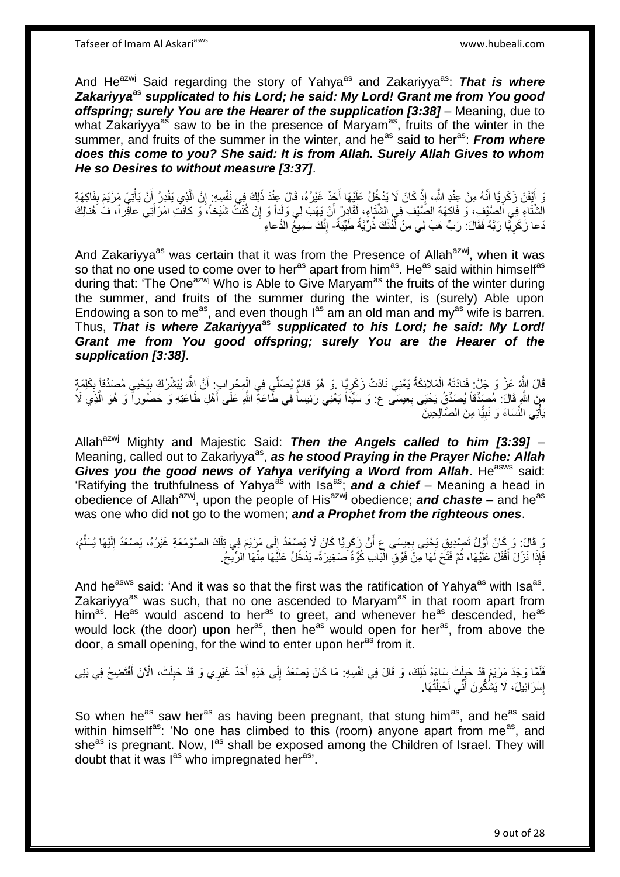And He[azwj] Said regarding the story of Yahya[as] and Zakariyya[as]: ***That is where Zakariyya***[as] ***supplicated to his Lord; he said: My Lord! Grant me from You good offspring; surely You are the Hearer of the supplication [3:38]*** – Meaning, due to what Zakariyya[as] saw to be in the presence of Maryam[as], fruits of the winter in the summer, and fruits of the summer in the winter, and he[as] said to her[as]: ***From where does this come to you? She said: It is from Allah. Surely Allah Gives to whom He so Desires to without measure [3:37]***.

وَ أَيْقَنَ زَكَرِيَّا أَنَّهُ مِنْ عِنْدِ اللَّهِ، إِذْ كَانَ لَا يَدْخُلُ عَلَيْهَا أَحَدٌ غَيْرُهُ، قَالَ عِنْدَ ذَلِكَ فِي نَفْسِهِ: إِنَّ الَّذِي يَقْدِرُ أَنْ يَأْتِيَ مَرْيَمَ بِفَاكِهَةِ الشِّتَاءِ فِي الصَّيْفِ، وَ فَاكِهَةِ الصَّيْفِ فِي الشِّتَاءِ، لَقَادِرٌ أَنْ يَهَبَ لِي وَلَداً وَ إِنْ كُنْتُ شَيْخاً، وَ كَانَتِ امْرَأَتِي عاقِراً، فَ هُنالِكَ دَعا زَكَرِيَّا رَبَّهُ فَقَالَ: رَبِّ هَبْ لِي مِنْ لَدُنْكَ ذُرِّيَّةً طَيِّبَةً- إِنَّكَ سَمِيعُ الدُّعاءِ

And Zakariyya[as] was certain that it was from the Presence of Allah[azwj], when it was so that no one used to come over to her[as] apart from him[as]. He[as] said within himself[as] during that: 'The One[azwj] Who is Able to Give Maryam[as] the fruits of the winter during the summer, and fruits of the summer during the winter, is (surely) Able upon Endowing a son to me[as], and even though I[as] am an old man and my[as] wife is barren. Thus, ***That is where Zakariyya***[as] ***supplicated to his Lord; he said: My Lord! Grant me from You good offspring; surely You are the Hearer of the supplication [3:38]***.

قَالَ اللَّهُ عَزَّ وَ جَلَّ: فَنادَتْهُ الْمَلائِكَةُ يَعْنِي نَادَتْ زَكَرِيَّا .وَ هُوَ قائِمٌ يُصَلِّي فِي الْمِحْرابِ: أَنَّ اللَّهَ يُبَشِّرُكَ بِيَحْيى مُصَدِّقاً بِكَلِمَةٍ مِنَ اللَّهِ قَالَ: مُصَدِّقاً يُصَدِّقُ يَحْيَى بِعِيسَى ع: وَ سَيِّداً يَعْنِي رَئِيساً فِي طَاعَةِ اللَّهِ عَلَى أَهْلِ طَاعَتِهِ وَ حَصُوراً وَ هُوَ الَّذِي لَا يَأْتِي النِّسَاءَ وَ نَبِيًّا مِنَ الصَّالِحِينَ

Allah[azwj] Mighty and Majestic Said: ***Then the Angels called to him [3:39]*** – Meaning, called out to Zakariyya[as], ***as he stood Praying in the Prayer Niche: Allah Gives you the good news of Yahya verifying a Word from Allah***. He[asws] said: 'Ratifying the truthfulness of Yahya[as] with Isa[as]; ***and a chief*** – Meaning a head in obedience of Allah[azwj], upon the people of His[azwj] obedience; ***and chaste*** – and he[as] was one who did not go to the women; ***and a Prophet from the righteous ones***.

وَ قَالَ: وَ كَانَ أَوَّلُ تَصْدِيقِ يَحْيَى بِعِيسَى ع أَنَّ زَكَرِيَّا كَانَ لَا يَصْعَدُ إِلَى مَرْيَمَ فِي تِلْكَ الصَّوْمَعَةِ غَيْرُهُ، يَصْعَدُ إِلَيْهَا يُسَلِّمُ، فَإِذَا نَزَلَ أَقْفَلَ عَلَيْهَا، ثُمَّ فَتَحَ لَهَا مِنْ فَوْقِ الْبَابِ كُوَّةً صَغِيرَةً- يَدْخُلُ عَلَيْهَا مِنْهَا الرِّيحُ.

And he[asws] said: 'And it was so that the first was the ratification of Yahya[as] with Isa[as]. Zakariyya[as] was such, that no one ascended to Maryam[as] in that room apart from him[as]. He[as] would ascend to her[as] to greet, and whenever he[as] descended, he[as] would lock (the door) upon her[as], then he[as] would open for her[as], from above the door, a small opening, for the wind to enter upon her[as] from it.

فَلَمَّا وَجَدَ مَرْيَمَ قَدْ حَبِلَتْ سَاءَهُ ذَلِكَ، وَ قَالَ فِي نَفْسِهِ: مَا كَانَ يَصْعَدُ إِلَى هَذِهِ أَحَدٌ غَيْرِي وَ قَدْ حَبِلَتْ، الْآنَ أَفْتَضِحُ فِي بَنِي إِسْرَائِيلَ، لَا يَشُكُّونَ أَنِّي أَحْبَلْتُهَا.

So when he[as] saw her[as] as having been pregnant, that stung him[as], and he[as] said within himself[as]: 'No one has climbed to this (room) anyone apart from me[as], and she[as] is pregnant. Now, I[as] shall be exposed among the Children of Israel. They will doubt that it was I[as] who impregnated her[as]'.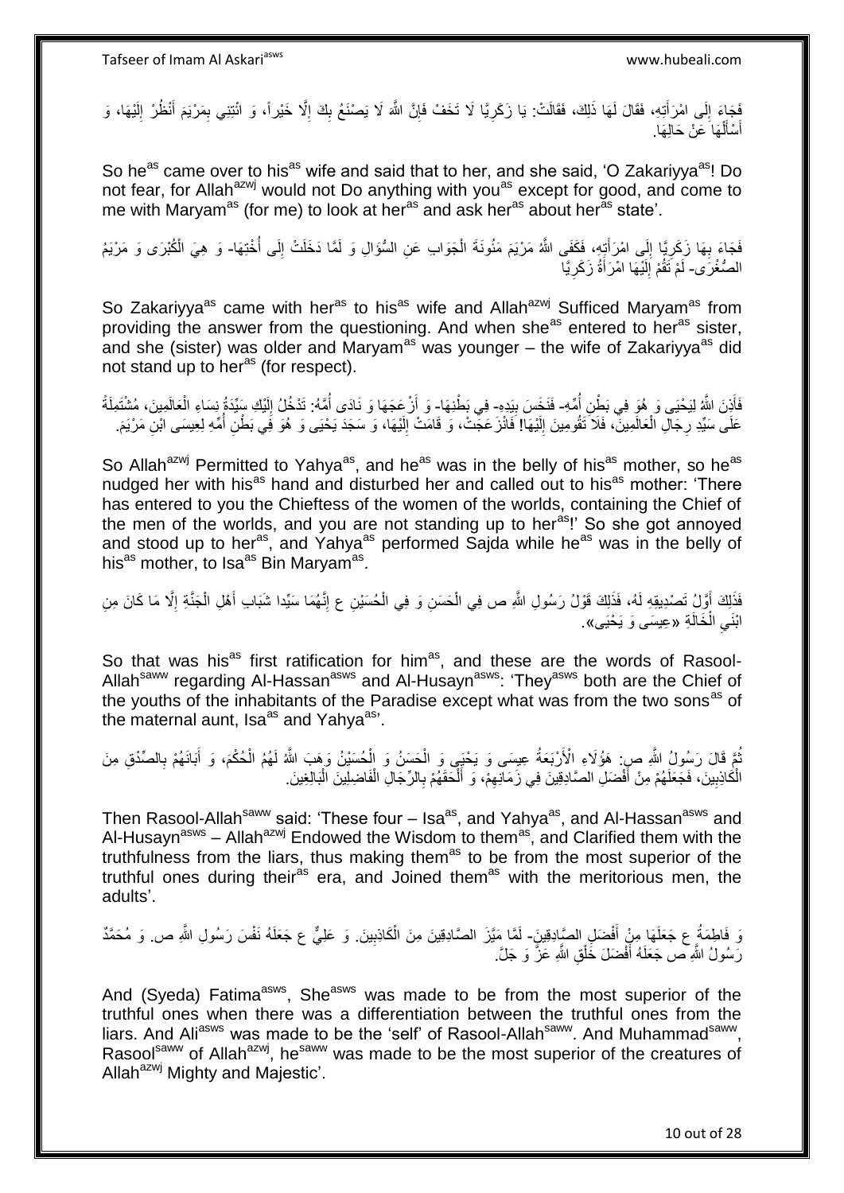فَجَاءَ إِلَى امْرَأَتِهِ، فَقَالَ لَهَا ذَلِكَ، فَقَالَتْ: يَا زَكَرِيَّا لَا تَخَفْ فَإِنَّ اللَّهَ لَا يَصْنَعُ بِكَ إِلَّا خَيْراً، وَ ائْتِنِي بِمَرْيَمَ أَنْظُرْ إِلَيْهَا، وَ أَسْأَلْهَا عَنْ حَالِهَا.

So he^as came over to his^as wife and said that to her, and she said, 'O Zakariyya^as! Do not fear, for Allah^azwj would not Do anything with you^as except for good, and come to me with Maryam^as (for me) to look at her^as and ask her^as about her^as state'.

فَجَاءَ بِهَا زَكَرِيَّا إِلَى امْرَأَتِهِ، فَكَفَى اللَّهُ مَرْيَمَ مَئُونَةَ الْجَوَابِ عَنِ السُّؤَالِ وَ لَمَّا دَخَلَتْ إِلَى أُخْتِهَا- وَ هِيَ الْكُبْرَى وَ مَرْيَمُ الصُّغْرَى- لَمْ تَقُمْ إِلَيْهَا امْرَأَةُ زَكَرِيَّا

So Zakariyya^as came with her^as to his^as wife and Allah^azwj Sufficed Maryam^as from providing the answer from the questioning. And when she^as entered to her^as sister, and she (sister) was older and Maryam^as was younger – the wife of Zakariyya^as did not stand up to her^as (for respect).

فَأَذِنَ اللَّهُ لِيَحْيَى وَ هُوَ فِي بَطْنِ أُمِّهِ- فَنَخَسَ بِيَدِهِ- فِي بَطْنِهَا- وَ أَزْعَجَهَا وَ نَادَى أُمَّهُ: تَدْخُلُ إِلَيْكِ سَيِّدَةُ نِسَاءِ الْعَالَمِينَ، مُشْتَمِلَةً عَلَى سَيِّدِ رِجَالِ الْعَالَمِينَ، فَلَا تَقُومِينَ إِلَيْهَا! فَانْزَعَجَتْ، وَ قَامَتْ إِلَيْهَا، وَ سَجَدَ يَحْيَى وَ هُوَ فِي بَطْنِ أُمِّهِ لِعِيسَى ابْنِ مَرْيَمَ.

So Allah^azwj Permitted to Yahya^as, and he^as was in the belly of his^as mother, so he^as nudged her with his^as hand and disturbed her and called out to his^as mother: 'There has entered to you the Chieftess of the women of the worlds, containing the Chief of the men of the worlds, and you are not standing up to her^as!' So she got annoyed and stood up to her^as, and Yahya^as performed Sajda while he^as was in the belly of his^as mother, to Isa^as Bin Maryam^as.

فَذَلِكَ أَوَّلُ تَصْدِيقِهِ لَهُ، فَذَلِكَ قَوْلُ رَسُولِ اللَّهِ ص فِي الْحَسَنِ وَ فِي الْحُسَيْنِ ع إِنَّهُمَا سَيِّدَا شَبَابِ أَهْلِ الْجَنَّةِ إِلَّا مَا كَانَ مِنِ ابْنَيِ الْخَالَةِ «عِيسَى وَ يَحْيَى».

So that was his^as first ratification for him^as, and these are the words of Rasool-Allah^saww regarding Al-Hassan^asws and Al-Husayn^asws: 'They^asws both are the Chief of the youths of the inhabitants of the Paradise except what was from the two sons^as of the maternal aunt, Isa^as and Yahya^as'.

ثُمَّ قَالَ رَسُولُ اللَّهِ ص: هَؤُلَاءِ الْأَرْبَعَةُ عِيسَى وَ يَحْيَى وَ الْحَسَنُ وَ الْحُسَيْنُ وَهَبَ اللَّهُ لَهُمُ الْحُكْمَ، وَ أَبَانَهُمْ بِالصِّدْقِ مِنَ الْكَاذِبِينَ، فَجَعَلَهُمْ مِنْ أَفْضَلِ الصَّادِقِينَ فِي زَمَانِهِمْ، وَ أَلْحَقَهُمْ بِالرِّجَالِ الْفَاضِلِينَ الْبَالِغِينَ.

Then Rasool-Allah^saww said: 'These four – Isa^as, and Yahya^as, and Al-Hassan^asws and Al-Husayn^asws – Allah^azwj Endowed the Wisdom to them^as, and Clarified them with the truthfulness from the liars, thus making them^as to be from the most superior of the truthful ones during their^as era, and Joined them^as with the meritorious men, the adults'.

وَ فَاطِمَةُ ع جَعَلَهَا مِنْ أَفْضَلِ الصَّادِقِينَ- لَمَّا مَيَّزَ الصَّادِقِينَ مِنَ الْكَاذِبِينَ. وَ عَلِيٌّ ع جَعَلَهُ نَفْسَ رَسُولِ اللَّهِ ص. وَ مُحَمَّدٌ رَسُولُ اللَّهِ ص جَعَلَهُ أَفْضَلَ خَلْقِ اللَّهِ عَزَّ وَ جَلَّ.

And (Syeda) Fatima^asws, She^asws was made to be from the most superior of the truthful ones when there was a differentiation between the truthful ones from the liars. And Ali^asws was made to be the 'self' of Rasool-Allah^saww. And Muhammad^saww, Rasool^saww of Allah^azwj, he^saww was made to be the most superior of the creatures of Allah^azwj Mighty and Majestic'.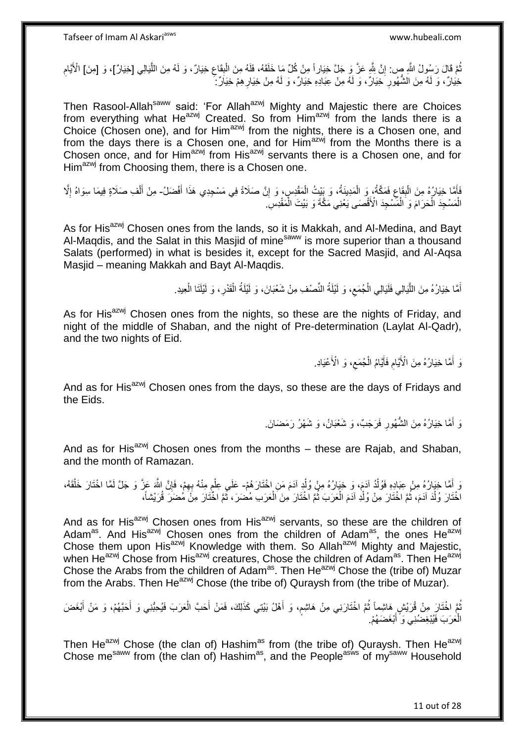ثُمَّ قَالَ رَسُولُ اللَّهِ ص: إِنَّ لِلَّهِ عَزَّ وَ جَلَّ خِيَاراً مِنْ كُلِّ مَا خَلَقَهُ، فَلَهُ مِنَ الْبِقَاعِ خِيَارٌ، وَ لَهُ مِنَ اللَّيَالِي [خِيَارٌ]، وَ [مِنَ] الْأَيَّامِ خِيَارٌ، وَ لَهُ مِنَ الشُّهُورِ خِيَارٌ، وَ لَهُ مِنْ عِبَادِهِ خِيَارٌ، وَ لَهُ مِنْ خِيَارِهِمْ خِيَارٌ.

Then Rasool-Allah[saww] said: 'For Allah[azwj] Mighty and Majestic there are Choices from everything what He[azwj] Created. So from Him[azwj] from the lands there is a Choice (Chosen one), and for Him[azwj] from the nights, there is a Chosen one, and from the days there is a Chosen one, and for Him[azwj] from the Months there is a Chosen once, and for Him[azwj] from His[azwj] servants there is a Chosen one, and for Him[azwj] from Choosing them, there is a Chosen one.

فَأَمَّا خِيَارُهُ مِنَ الْبِقَاعِ فَمَكَّةُ، وَ الْمَدِينَةُ، وَ بَيْتُ الْمَقْدِسِ، وَ إِنَّ صَلَاةً فِي مَسْجِدِي هَذَا أَفْضَلُ- مِنْ أَلْفِ صَلَاةٍ فِيمَا سِوَاهُ إِلَّا الْمَسْجِدَ الْحَرَامَ وَ الْمَسْجِدَ الْأَقْصَى يَعْنِي مَكَّةَ وَ بَيْتَ الْمَقْدِسِ.

As for His[azwj] Chosen ones from the lands, so it is Makkah, and Al-Medina, and Bayt Al-Maqdis, and the Salat in this Masjid of mine[saww] is more superior than a thousand Salats (performed) in what is besides it, except for the Sacred Masjid, and Al-Aqsa Masjid – meaning Makkah and Bayt Al-Maqdis.

أَمَّا خِيَارُهُ مِنَ اللَّيَالِي فَلَيَالِي الْجُمَعِ، وَ لَيْلَةُ النِّصْفِ مِنْ شَعْبَانَ، وَ لَيْلَةُ الْقَدْرِ، وَ لَيْلَتَا الْعِيدِ.

As for His[azwj] Chosen ones from the nights, so these are the nights of Friday, and night of the middle of Shaban, and the night of Pre-determination (Laylat Al-Qadr), and the two nights of Eid.

وَ أَمَّا خِيَارُهُ مِنَ الْأَيَّامِ فَأَيَّامُ الْجُمَعِ، وَ الْأَعْيَادِ.

And as for His[azwj] Chosen ones from the days, so these are the days of Fridays and the Eids.

وَ أَمَّا خِيَارُهُ مِنَ الشُّهُورِ فَرَجَبٌ، وَ شَعْبَانُ، وَ شَهْرُ رَمَضَانَ.

And as for His[azwj] Chosen ones from the months – these are Rajab, and Shaban, and the month of Ramazan.

وَ أَمَّا خِيَارُهُ مِنْ عِبَادِهِ فَوُلْدُ آدَمَ، وَ خِيَارُهُ مِنْ وُلْدِ آدَمَ مَنِ اخْتَارَهُمْ- عَلَى عِلْمٍ مِنْهُ بِهِمْ، فَإِنَّ اللَّهَ عَزَّ وَ جَلَّ لَمَّا اخْتَارَ خَلْقَهُ، اخْتَارَ وُلْدَ آدَمَ، ثُمَّ اخْتَارَ مِنْ وُلْدِ آدَمَ الْعَرَبَ ثُمَّ اخْتَارَ مِنَ الْعَرَبِ مُضَرَ، ثُمَّ اخْتَارَ مِنْ مُضَرَ قُرَيْشاً،

And as for His[azwj] Chosen ones from His[azwj] servants, so these are the children of Adam[as]. And His[azwj] Chosen ones from the children of Adam[as], the ones He[azwj] Chose them upon His[azwj] Knowledge with them. So Allah[azwj] Mighty and Majestic, when He[azwj] Chose from His[azwj] creatures, Chose the children of Adam[as]. Then He[azwj] Chose the Arabs from the children of Adam[as]. Then He[azwj] Chose the (tribe of) Muzar from the Arabs. Then He[azwj] Chose (the tribe of) Quraysh from (the tribe of Muzar).

ثُمَّ اخْتَارَ مِنْ قُرَيْشٍ هَاشِماً ثُمَّ اخْتَارَنِي مِنْ هَاشِمٍ، وَ أَهْلُ بَيْتِي كَذَلِكَ، فَمَنْ أَحَبَّ الْعَرَبَ فَبِحُبِّي وَ أَحَبَّهُمْ، وَ مَنْ أَبْغَضَ الْعَرَبَ فَبِبُغْضِنِي وَ أَبْغَضَهُمْ.

Then He[azwj] Chose (the clan of) Hashim[as] from (the tribe of) Quraysh. Then He[azwj] Chose me[saww] from (the clan of) Hashim[as], and the People[asws] of my[saww] Household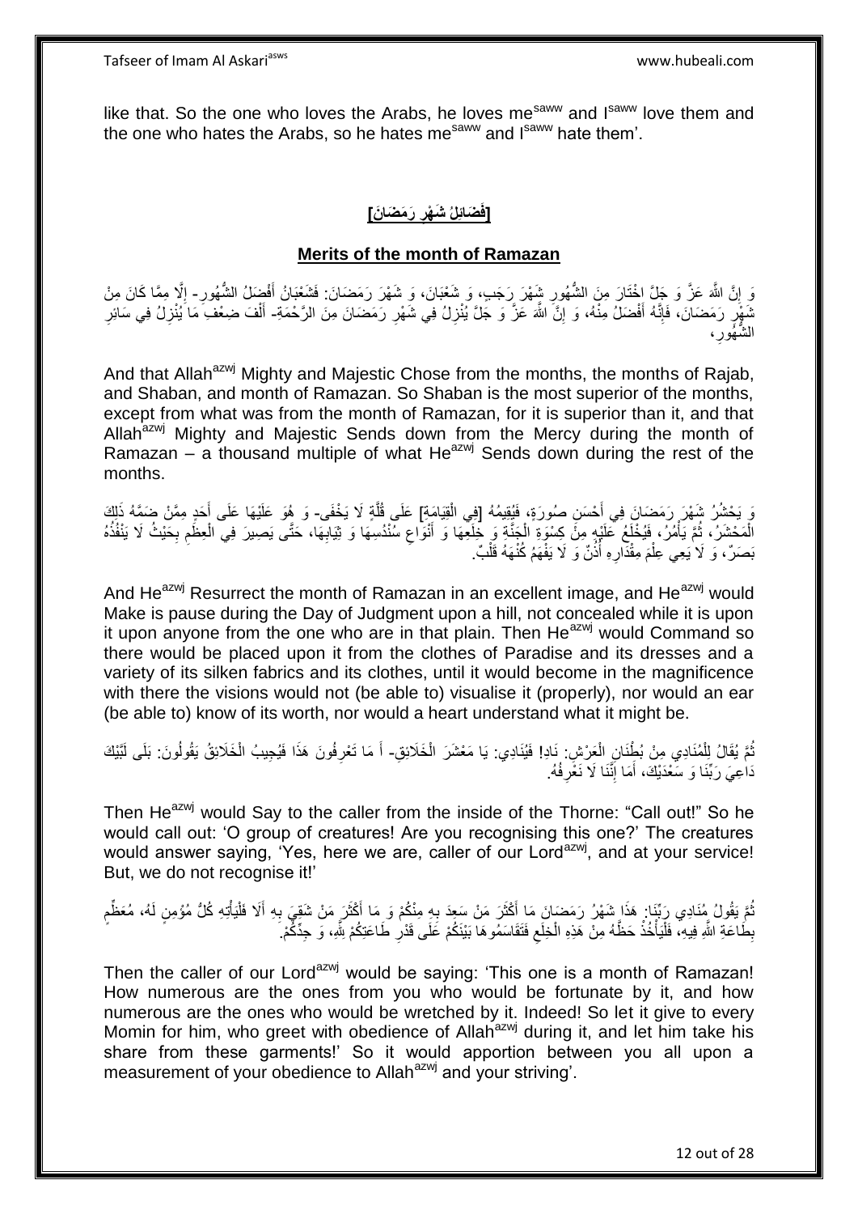like that. So the one who loves the Arabs, he loves me[saww] and I[saww] love them and the one who hates the Arabs, so he hates me[saww] and I[saww] hate them'.

## [فَضَائِلُ شَهْرِ رَمَضَانَ]

## Merits of the month of Ramazan

وَ إِنَّ اللَّهَ عَزَّ وَ جَلَّ اخْتَارَ مِنَ الشُّهُورِ شَهْرَ رَجَبٍ، وَ شَعْبَانَ، وَ شَهْرَ رَمَضَانَ: فَشَعْبَانُ أَفْضَلُ الشُّهُورِ- إِلَّا مِمَّا كَانَ مِنْ شَهْرِ رَمَضَانَ، فَإِنَّهُ أَفْضَلُ مِنْهُ، وَ إِنَّ اللَّهَ عَزَّ وَ جَلَّ يُنْزِلُ فِي شَهْرِ رَمَضَانَ مِنَ الرَّحْمَةِ- أَلْفَ ضِعْفِ مَا يُنْزِلُ فِي سَائِرِ الشُّهُورِ،

And that Allah[azwj] Mighty and Majestic Chose from the months, the months of Rajab, and Shaban, and month of Ramazan. So Shaban is the most superior of the months, except from what was from the month of Ramazan, for it is superior than it, and that Allah[azwj] Mighty and Majestic Sends down from the Mercy during the month of Ramazan – a thousand multiple of what He[azwj] Sends down during the rest of the months.

وَ يَحْشُرُ شَهْرَ رَمَضَانَ فِي أَحْسَنِ صُورَةٍ، فَيُقِيمُهُ [فِي الْقِيَامَةِ] عَلَى قُلَّةٍ لَا يَخْفَى- وَ هُوَ عَلَيْهَا عَلَى أَحَدٍ مِمَّنْ ضَمَّهُ ذَلِكَ الْمَحْشَرُ، ثُمَّ يَأْمُرُ، فَيُخْلَعُ عَلَيْهِ مِنْ كِسْوَةِ الْجَنَّةِ وَ خِلَعِهَا وَ أَنْوَاعِ سُنْدُسِهَا وَ ثِيَابِهَا، حَتَّى يَصِيرَ فِي الْعِظَمِ بِحَيْثُ لَا يَنْفُذُهُ بَصَرٌ، وَ لَا يَعِي عِلْمَ مِقْدَارِهِ أُذُنٌ وَ لَا يَفْهَمُ كُنْهَهُ قَلْبٌ.

And He[azwj] Resurrect the month of Ramazan in an excellent image, and He[azwj] would Make is pause during the Day of Judgment upon a hill, not concealed while it is upon it upon anyone from the one who are in that plain. Then He[azwj] would Command so there would be placed upon it from the clothes of Paradise and its dresses and a variety of its silken fabrics and its clothes, until it would become in the magnificence with there the visions would not (be able to) visualise it (properly), nor would an ear (be able to) know of its worth, nor would a heart understand what it might be.

ثُمَّ يُقَالُ لِلْمُنَادِي مِنْ بُطْنَانِ الْعَرْشِ: نَادِ! فَيُنَادِي: يَا مَعْشَرَ الْخَلَائِقِ- أَ مَا تَعْرِفُونَ هَذَا فَيُجِيبُ الْخَلَائِقُ يَقُولُونَ: بَلَى لَبَّيْكَ دَاعِيَ رَبِّنَا وَ سَعْدَيْكَ، أَمَا إِنَّنَا لَا نَعْرِفُهُ.

Then He[azwj] would Say to the caller from the inside of the Thorne: "Call out!" So he would call out: 'O group of creatures! Are you recognising this one?' The creatures would answer saying, 'Yes, here we are, caller of our Lord[azwj], and at your service! But, we do not recognise it!'

ثُمَّ يَقُولُ مُنَادِي رَبِّنَا: هَذَا شَهْرُ رَمَضَانَ مَا أَكْثَرَ مَنْ سَعِدَ بِهِ مِنْكُمْ وَ مَا أَكْثَرَ مَنْ شَقِيَ بِهِ أَلَا فَلْيَأْتِهِ كُلُّ مُؤْمِنٍ لَهُ، مُعَظِّمٍ بِطَاعَةِ اللَّهِ فِيهِ، فَلْيَأْخُذْ حَظَّهُ مِنْ هَذِهِ الْخِلَعِ فَتَقَاسَمُوهَا بَيْنَكُمْ عَلَى قَدْرِ طَاعَتِكُمْ لِلَّهِ، وَ جِدِّكُمْ.

Then the caller of our Lord[azwj] would be saying: 'This one is a month of Ramazan! How numerous are the ones from you who would be fortunate by it, and how numerous are the ones who would be wretched by it. Indeed! So let it give to every Momin for him, who greet with obedience of Allah[azwj] during it, and let him take his share from these garments!' So it would apportion between you all upon a measurement of your obedience to Allah[azwj] and your striving'.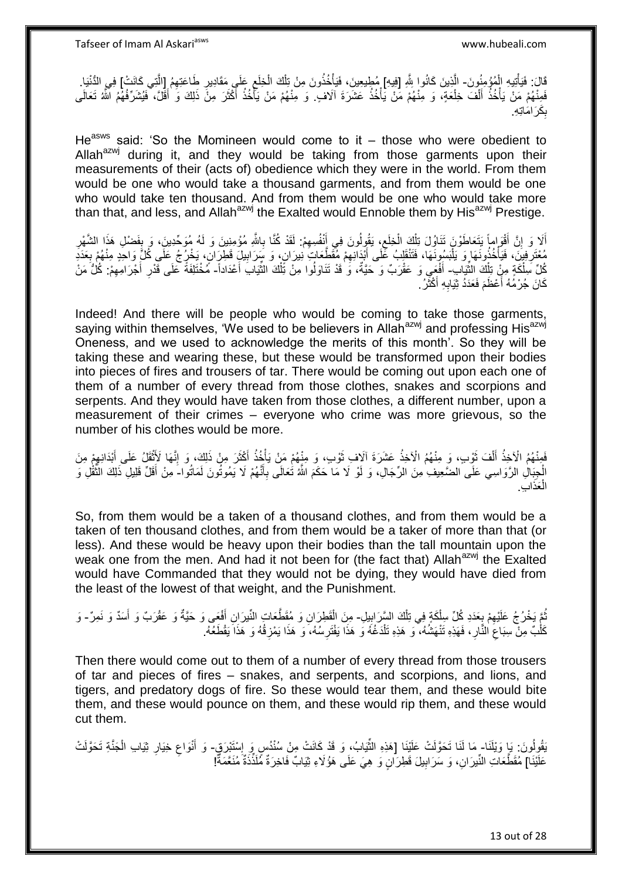قَالَ: فَيَأْتِيهِ الْمُؤْمِنُونَ- الَّذِينَ كَانُوا لِلَّهِ [فِيهِ] مُطِيعِينَ، فَيَأْخُذُونَ مِنْ تِلْكَ الْخِلَعِ عَلَى مَقَادِيرِ طَاعَتِهِمْ [الَّتِي كَانَتْ] فِي الدُّنْيَا. فَمِنْهُمْ مَنْ يَأْخُذُ أَلْفَ خِلْعَةٍ، وَ مِنْهُمْ مَنْ يَأْخُذُ عَشَرَةَ آلَافٍ. وَ مِنْهُمْ مَنْ يَأْخُذُ أَكْثَرَ مِنْ ذَلِكَ وَ أَقَلَّ، فَيُشَرِّفُهُمُ اللَّهُ تَعَالَى بِكَرَامَاتِهِ.

He^asws^ said: 'So the Momineen would come to it – those who were obedient to Allah^azwj^ during it, and they would be taking from those garments upon their measurements of their (acts of) obedience which they were in the world. From them would be one who would take a thousand garments, and from them would be one who would take ten thousand. And from them would be one who would take more than that, and less, and Allah^azwj^ the Exalted would Ennoble them by His^azwj^ Prestige.

أَلَا وَ إِنَّ أَقْوَاماً يَتَعَاطَوْنَ تَنَاوُلَ تِلْكَ الْخِلَعِ، يَقُولُونَ فِي أَنْفُسِهِمْ: لَقَدْ كُنَّا بِاللَّهِ مُؤْمِنِينَ وَ لَهُ مُوَحِّدِينَ، وَ بِفَضْلِ هَذَا الشَّهْرِ مُعْتَرِفِينَ، فَيَأْخُذُونَهَا وَ يَلْبَسُونَهَا، فَتَنْقَلِبُ عَلَى أَبْدَانِهِمْ مُقَطَّعَاتِ نِيرَانٍ، وَ سَرَابِيلَ قَطِرَانٍ، يَخْرُجُ عَلَى كُلِّ وَاحِدٍ مِنْهُمْ بِعَدَدِ كُلِّ سِلْكَةٍ مِنْ تِلْكَ الثِّيَابِ- أَفْعَى وَ عَقْرَبٌ وَ حَيَّةٌ، وَ قَدْ تَنَاوَلُوا مِنْ تِلْكَ الثِّيَابِ أَعْدَاداً- مُخْتَلِفَةً عَلَى قَدْرِ أَجْرَامِهِمْ: كُلُّ مَنْ كَانَ جُرْمُهُ أَعْظَمَ فَعَدَدُ ثِيَابِهِ أَكْثَرُ.

Indeed! And there will be people who would be coming to take those garments, saying within themselves, 'We used to be believers in Allah^azwj^ and professing His^azwj^ Oneness, and we used to acknowledge the merits of this month'. So they will be taking these and wearing these, but these would be transformed upon their bodies into pieces of fires and trousers of tar. There would be coming out upon each one of them of a number of every thread from those clothes, snakes and scorpions and serpents. And they would have taken from those clothes, a different number, upon a measurement of their crimes – everyone who crime was more grievous, so the number of his clothes would be more.

فَمِنْهُمُ الْآخِذُ أَلْفَ ثَوْبٍ، وَ مِنْهُمُ الْآخِذُ عَشَرَةَ آلَافِ ثَوْبٍ، وَ مِنْهُمْ مَنْ يَأْخُذُ أَكْثَرَ مِنْ ذَلِكَ، وَ إِنَّهَا لَأَثْقَلُ عَلَى أَبْدَانِهِمْ مِنَ الْجِبَالِ الرَّوَاسِي عَلَى الضَّعِيفِ مِنَ الرِّجَالِ، وَ لَوْ لَا مَا حَكَمَ اللَّهُ تَعَالَى بِأَنَّهُمْ لَا يَمُوتُونَ لَمَاتُوا- مِنْ أَقَلِّ قَلِيلِ ذَلِكَ الثِّقْلِ وَ الْعَذَابِ.

So, from them would be a taken of a thousand clothes, and from them would be a taken of ten thousand clothes, and from them would be a taker of more than that (or less). And these would be heavy upon their bodies than the tall mountain upon the weak one from the men. And had it not been for (the fact that) Allah^azwj^ the Exalted would have Commanded that they would not be dying, they would have died from the least of the lowest of that weight, and the Punishment.

ثُمَّ يَخْرُجُ عَلَيْهِمْ بِعَدَدِ كُلِّ سِلْكَةٍ فِي تِلْكَ السَّرَابِيلِ- مِنَ الْقَطِرَانِ وَ مُقَطَّعَاتِ النِّيرَانِ أَفْعَى وَ حَيَّةٌ وَ عَقْرَبٌ وَ أَسَدٌ وَ نَمِرٌ- وَ كَلْبٌ مِنْ سِبَاعِ النَّارِ، فَهَذِهِ تَنْهَشُهُ، وَ هَذِهِ تَلْدَغُهُ وَ هَذَا يَفْتَرِسُهُ، وَ هَذَا يَمْزِقُهُ وَ هَذَا يَقْطَعُهُ.

Then there would come out to them of a number of every thread from those trousers of tar and pieces of fires – snakes, and serpents, and scorpions, and lions, and tigers, and predatory dogs of fire. So these would tear them, and these would bite them, and these would pounce on them, and these would rip them, and these would cut them.

يَقُولُونَ: يَا وَيْلَنَا- مَا لَنَا تَحَوَّلَتْ عَلَيْنَا [هَذِهِ الثِّيَابُ، وَ قَدْ كَانَتْ مِنْ سُنْدُسٍ وَ إِسْتَبْرَقٍ- وَ أَنْوَاعِ خِيَارِ ثِيَابِ الْجَنَّةِ تَحَوَّلَتْ عَلَيْنَا] مُقَطَّعَاتِ النِّيرَانِ، وَ سَرَابِيلَ قَطِرَانٍ وَ هِيَ عَلَى هَؤُلَاءِ ثِيَابٌ فَاخِرَةٌ مُلَذِّذَةٌ مُنَعِّمَةٌ!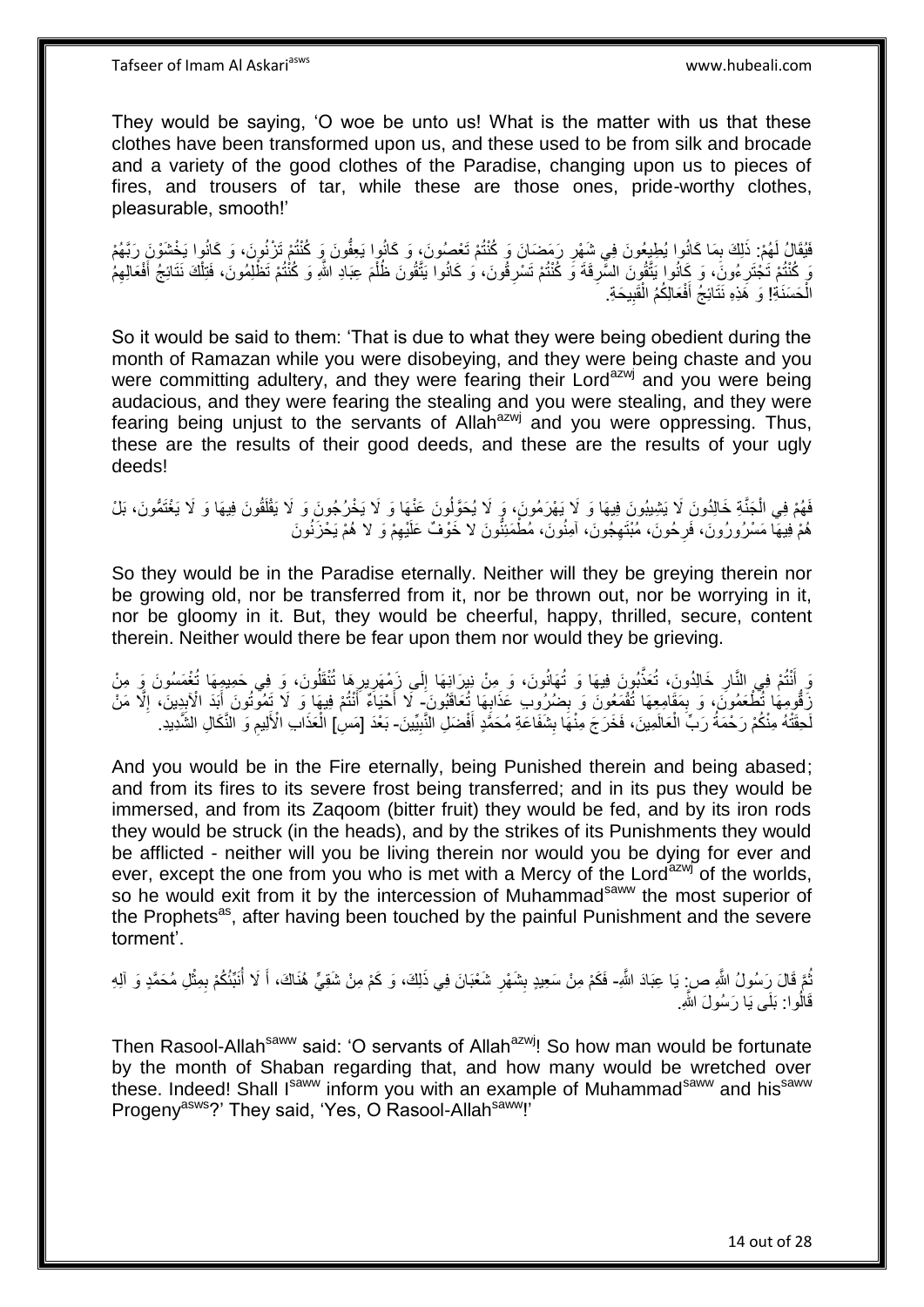They would be saying, 'O woe be unto us! What is the matter with us that these clothes have been transformed upon us, and these used to be from silk and brocade and a variety of the good clothes of the Paradise, changing upon us to pieces of fires, and trousers of tar, while these are those ones, pride-worthy clothes, pleasurable, smooth!'

فَيُقَالُ لَهُمْ: ذَلِكَ بِمَا كَانُوا يُطِيعُونَ فِي شَهْرِ رَمَضَانَ وَ كُنْتُمْ تَعْصُونَ، وَ كَانُوا يَعِفُّونَ وَ كُنْتُمْ تَزْنُونَ، وَ كَانُوا يَخْشَوْنَ رَبَّهُمْ وَ كُنْتُمْ تَجْتَرِءُونَ، وَ كَانُوا يَتَّقُونَ السَّرِقَةَ وَ كُنْتُمْ تَسْرِقُونَ، وَ كَانُوا يَتَّقُونَ ظُلْمَ عِبَادِ اللَّهِ وَ كُنْتُمْ تَظْلِمُونَ، فَتِلْكَ نَتَائِجُ أَفْعَالِهِمُ الْحَسَنَةِ! وَ هَذِهِ نَتَائِجُ أَفْعَالِكُمُ الْقَبِيحَةِ.

So it would be said to them: 'That is due to what they were being obedient during the month of Ramazan while you were disobeying, and they were being chaste and you were committing adultery, and they were fearing their Lord[azwj] and you were being audacious, and they were fearing the stealing and you were stealing, and they were fearing being unjust to the servants of Allah[azwj] and you were oppressing. Thus, these are the results of their good deeds, and these are the results of your ugly deeds!

فَهُمْ فِي الْجَنَّةِ خَالِدُونَ لَا يَشِيبُونَ فِيهَا وَ لَا يَهْرَمُونَ، وَ لَا يُحَوَّلُونَ عَنْهَا وَ لَا يُخْرَجُونَ وَ لَا يَقْلَقُونَ فِيهَا وَ لَا يَغْتَمُّونَ، بَلْ هُمْ فِيهَا مَسْرُورُونَ، فَرِحُونَ، مُبْتَهِجُونَ، آمِنُونَ، مُطْمَئِنُّونَ لا خَوْفٌ عَلَيْهِمْ وَ لا هُمْ يَحْزَنُونَ

So they would be in the Paradise eternally. Neither will they be greying therein nor be growing old, nor be transferred from it, nor be thrown out, nor be worrying in it, nor be gloomy in it. But, they would be cheerful, happy, thrilled, secure, content therein. Neither would there be fear upon them nor would they be grieving.

وَ أَنْتُمْ فِي النَّارِ خَالِدُونَ، تُعَذَّبُونَ فِيهَا وَ تُهَانُونَ، وَ مِنْ نِيرَانِهَا إِلَى زَمْهَرِيرِهَا تُنْقَلُونَ، وَ فِي حَمِيمِهَا تُغْمَسُونَ وَ مِنْ زَقُّومِهَا تُطْعَمُونَ، وَ بِمَقَامِعِهَا تُقْمَعُونَ وَ بِضُرُوبِ عَذَابِهَا تُعَاقَبُونَ- لَا أَحْيَاءٌ أَنْتُمْ فِيهَا وَ لَا تَمُوتُونَ أَبَدَ الْآبِدِينَ، إِلَّا مَنْ لَحِقَتْهُ مِنْكُمْ رَحْمَةُ رَبِّ الْعَالَمِينَ، فَخَرَجَ مِنْهَا بِشَفَاعَةِ مُحَمَّدٍ أَفْضَلِ النَّبِيِّينَ- بَعْدَ [مَسِ‏] الْعَذَابِ الْأَلِيمِ وَ النَّكَالِ الشَّدِيدِ.

And you would be in the Fire eternally, being Punished therein and being abased; and from its fires to its severe frost being transferred; and in its pus they would be immersed, and from its Zaqoom (bitter fruit) they would be fed, and by its iron rods they would be struck (in the heads), and by the strikes of its Punishments they would be afflicted - neither will you be living therein nor would you be dying for ever and ever, except the one from you who is met with a Mercy of the Lord[azwj] of the worlds, so he would exit from it by the intercession of Muhammad[saww] the most superior of the Prophets[as], after having been touched by the painful Punishment and the severe torment'.

ثُمَّ قَالَ رَسُولُ اللَّهِ ص: يَا عِبَادَ اللَّهِ- فَكَمْ مِنْ سَعِيدٍ بِشَهْرِ شَعْبَانَ فِي ذَلِكَ، وَ كَمْ مِنْ شَقِيٍّ هُنَاكَ، أَ لَا أُنَبِّئُكُمْ بِمِثْلِ مُحَمَّدٍ وَ آلِهِ قَالُوا: بَلَى يَا رَسُولَ اللَّهِ.

Then Rasool-Allah[saww] said: 'O servants of Allah[azwj]! So how man would be fortunate by the month of Shaban regarding that, and how many would be wretched over these. Indeed! Shall I[saww] inform you with an example of Muhammad[saww] and his[saww] Progeny[asws]?' They said, 'Yes, O Rasool-Allah[saww]!'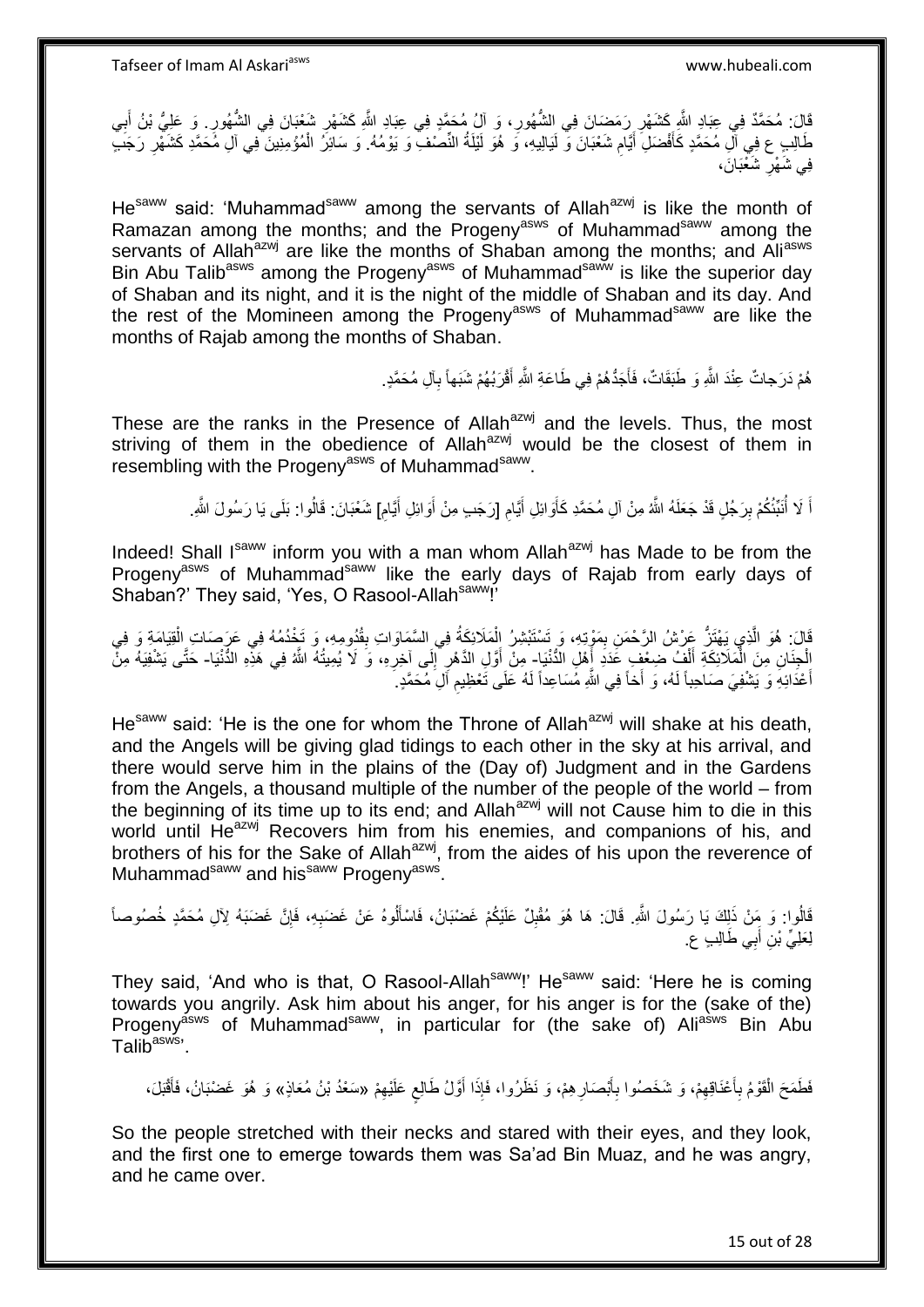قَالَ: مُحَمَّدٌ فِي عِبَادِ اللَّهِ كَشَهْرِ رَمَضَانَ فِي الشُّهُورِ، وَ آلُ مُحَمَّدٍ فِي عِبَادِ اللَّهِ كَشَهْرِ شَعْبَانَ فِي الشُّهُورِ. وَ عَلِيُّ بْنُ أَبِي طَالِبٍ ع فِي آلِ مُحَمَّدٍ كَأَفْضَلِ أَيَّامِ شَعْبَانَ وَ لَيَالِيهِ، وَ هُوَ لَيْلَةُ النِّصْفِ وَ يَوْمُهُ. وَ سَائِرُ الْمُؤْمِنِينَ فِي آلِ مُحَمَّدٍ كَشَهْرِ رَجَبٍ فِي شَهْرِ شَعْبَانَ،

He[saww] said: 'Muhammad[saww] among the servants of Allah[azwj] is like the month of Ramazan among the months; and the Progeny[asws] of Muhammad[saww] among the servants of Allah[azwj] are like the months of Shaban among the months; and Ali[asws] Bin Abu Talib[asws] among the Progeny[asws] of Muhammad[saww] is like the superior day of Shaban and its night, and it is the night of the middle of Shaban and its day. And the rest of the Momineen among the Progeny[asws] of Muhammad[saww] are like the months of Rajab among the months of Shaban.

هُمْ دَرَجَاتٌ عِنْدَ اللَّهِ وَ طَبَقَاتٌ، فَأَجَدُّهُمْ فِي طَاعَةِ اللَّهِ أَقْرَبُهُمْ شَبَهاً بِآلِ مُحَمَّدٍ.

These are the ranks in the Presence of Allah[azwj] and the levels. Thus, the most striving of them in the obedience of Allah[azwj] would be the closest of them in resembling with the Progeny[asws] of Muhammad[saww].

أَ لَا أُنَبِّئُكُمْ بِرَجُلٍ قَدْ جَعَلَهُ اللَّهُ مِنْ آلِ مُحَمَّدٍ كَأَوَائِلِ أَيَّامِ [رَجَبٍ مِنْ أَوَائِلِ أَيَّامِ] شَعْبَانَ: قَالُوا: بَلَى يَا رَسُولَ اللَّهِ.

Indeed! Shall I[saww] inform you with a man whom Allah[azwj] has Made to be from the Progeny[asws] of Muhammad[saww] like the early days of Rajab from early days of Shaban?' They said, 'Yes, O Rasool-Allah[saww]!'

قَالَ: هُوَ الَّذِي يَهْتَزُّ عَرْشُ الرَّحْمَنِ بِمَوْتِهِ، وَ تَسْتَبْشِرُ الْمَلَائِكَةُ فِي السَّمَاوَاتِ بِقُدُومِهِ، وَ تَخْدُمُهُ فِي عَرَصَاتِ الْقِيَامَةِ وَ فِي الْجِنَانِ مِنَ الْمَلَائِكَةِ أَلْفُ ضِعْفِ عَدَدِ أَهْلِ الدُّنْيَا- مِنْ أَوَّلِ الدَّهْرِ إِلَى آخِرِهِ، وَ لَا يُمِيتُهُ اللَّهُ فِي هَذِهِ الدُّنْيَا- حَتَّى يَشْفِيَهُ مِنْ أَعْدَائِهِ وَ يَشْفِيَ صَاحِباً لَهُ، وَ أَخاً فِي اللَّهِ مُسَاعِداً لَهُ عَلَى تَعْظِيمِ آلِ مُحَمَّدٍ.

He[saww] said: 'He is the one for whom the Throne of Allah[azwj] will shake at his death, and the Angels will be giving glad tidings to each other in the sky at his arrival, and there would serve him in the plains of the (Day of) Judgment and in the Gardens from the Angels, a thousand multiple of the number of the people of the world – from the beginning of its time up to its end; and Allah[azwj] will not Cause him to die in this world until He[azwj] Recovers him from his enemies, and companions of his, and brothers of his for the Sake of Allah[azwj], from the aides of his upon the reverence of Muhammad[saww] and his[saww] Progeny[asws].

قَالُوا: وَ مَنْ ذَلِكَ يَا رَسُولَ اللَّهِ. قَالَ: هَا هُوَ مُقْبِلٌ عَلَيْكُمْ غَضْبَانُ، فَاسْأَلُوهُ عَنْ غَضَبِهِ، فَإِنَّ غَضَبَهُ لِآلِ مُحَمَّدٍ خُصُوصاً لِعَلِيِّ بْنِ أَبِي طَالِبٍ ع.

They said, 'And who is that, O Rasool-Allah[saww]!' He[saww] said: 'Here he is coming towards you angrily. Ask him about his anger, for his anger is for the (sake of the) Progeny[asws] of Muhammad[saww], in particular for (the sake of) Ali[asws] Bin Abu Talib[asws]'.

فَطَمَحَ الْقَوْمُ بِأَعْنَاقِهِمْ، وَ شَخَصُوا بِأَبْصَارِهِمْ، وَ نَظَرُوا، فَإِذَا أَوَّلُ طَالِعٍ عَلَيْهِمْ «سَعْدُ بْنُ مُعَاذٍ» وَ هُوَ غَضْبَانُ، فَأَقْبَلَ،

So the people stretched with their necks and stared with their eyes, and they look, and the first one to emerge towards them was Sa'ad Bin Muaz, and he was angry, and he came over.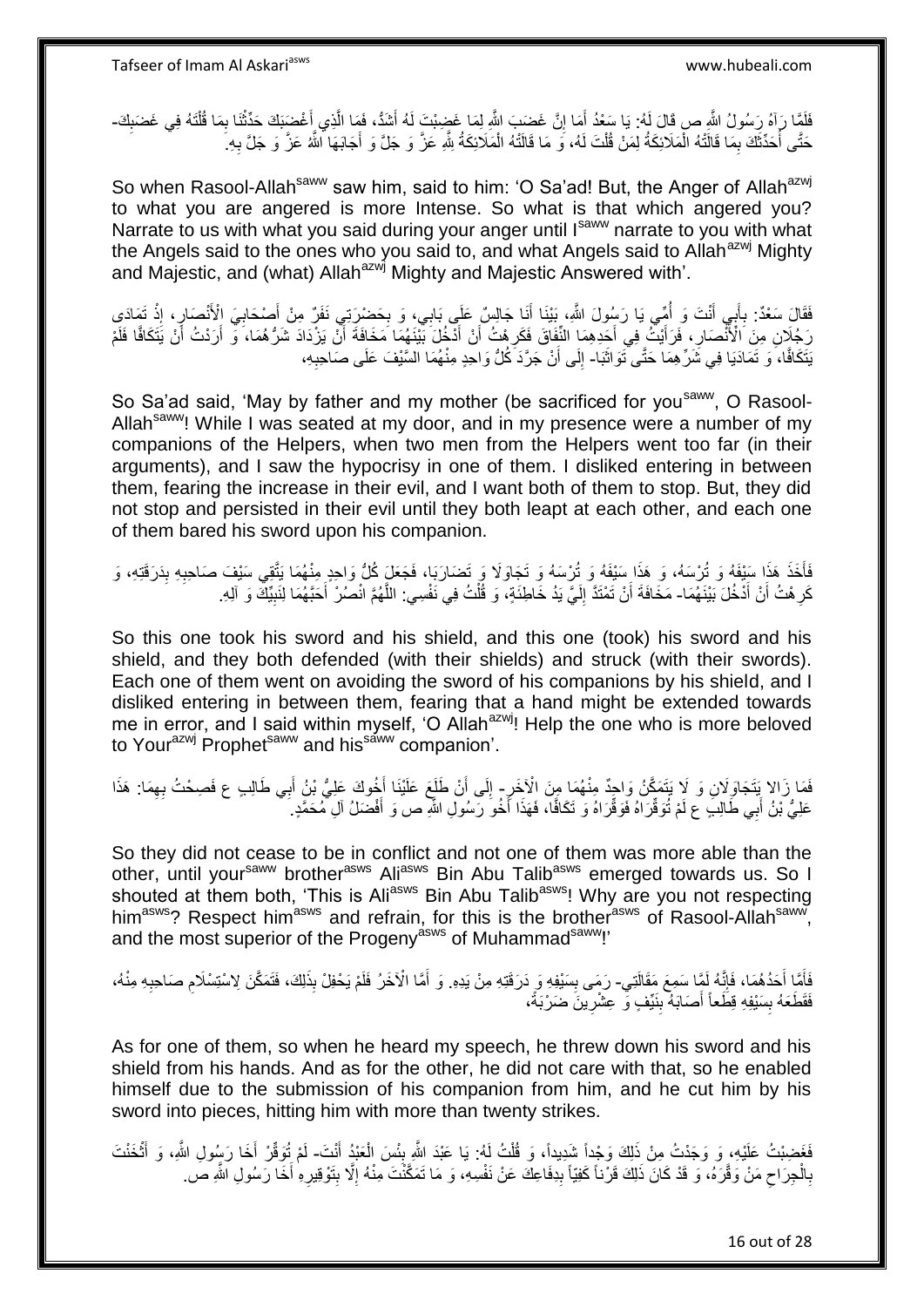فَلَمَّا رَآهُ رَسُولُ اللَّهِ ص قَالَ لَهُ: يَا سَعْدُ أَمَا إِنَّ غَضَبَ اللَّهِ لِمَا غَضِبْتَ لَهُ أَشَدُّ، فَمَا الَّذِي أَغْضَبَكَ حَدِّثْنَا بِمَا قُلْتَهُ فِي غَضَبِكَ- حَتَّى أُحَدِّثَكَ بِمَا قَالَتْهُ الْمَلَائِكَةُ لِمَنْ قُلْتَ لَهُ، وَ مَا قَالَتْهُ الْمَلَائِكَةُ لِلَّهِ عَزَّ وَ جَلَّ وَ أَجَابَهَا اللَّهُ عَزَّ وَ جَلَّ بِهِ.

So when Rasool-Allah[saww] saw him, said to him: 'O Sa'ad! But, the Anger of Allah[azwj] to what you are angered is more Intense. So what is that which angered you? Narrate to us with what you said during your anger until I[saww] narrate to you with what the Angels said to the ones who you said to, and what Angels said to Allah[azwj] Mighty and Majestic, and (what) Allah[azwj] Mighty and Majestic Answered with'.

فَقَالَ سَعْدٌ: بِأَبِي أَنْتَ وَ أُمِّي يَا رَسُولَ اللَّهِ، بَيْنَا أَنَا جَالِسٌ عَلَى بَابِي، وَ بِحَضْرَتِي نَفَرٌ مِنْ أَصْحَابِيَ الْأَنْصَارِ، إِذْ تَمَادَى رَجُلَانِ مِنَ الْأَنْصَارِ، فَرَأَيْتُ فِي أَحَدِهِمَا النِّفَاقَ فَكَرِهْتُ أَنْ أَدْخُلَ بَيْنَهُمَا مَخَافَةَ أَنْ يَزْدَادَ شَرُّهُمَا، وَ أَرَدْتُ أَنْ يَتَكَافَّا فَلَمْ يَتَكَافَّا، وَ تَمَادَيَا فِي شَرِّهِمَا حَتَّى تَوَاثَبَا- إِلَى أَنْ جَرَّدَ كُلُّ وَاحِدٍ مِنْهُمَا السَّيْفَ عَلَى صَاحِبِهِ،

So Sa'ad said, 'May by father and my mother (be sacrificed for you[saww], O Rasool-Allah[saww]! While I was seated at my door, and in my presence were a number of my companions of the Helpers, when two men from the Helpers went too far (in their arguments), and I saw the hypocrisy in one of them. I disliked entering in between them, fearing the increase in their evil, and I want both of them to stop. But, they did not stop and persisted in their evil until they both leapt at each other, and each one of them bared his sword upon his companion.

فَأَخَذَ هَذَا سَيْفَهُ وَ تُرْسَهُ، وَ هَذَا سَيْفَهُ وَ تُرْسَهُ وَ تَجَاوَلَا وَ تَضَارَبَا، فَجَعَلَ كُلُّ وَاحِدٍ مِنْهُمَا يَتَّقِي سَيْفَ صَاحِبِهِ بِدَرَقَتِهِ، وَ كَرِهْتُ أَنْ أَدْخُلَ بَيْنَهُمَا- مَخَافَةَ أَنْ تَمْتَدَّ إِلَيَّ يَدٌ خَاطِئَةٌ، وَ قُلْتُ فِي نَفْسِي: اللَّهُمَّ انْصُرْ أَحَبَّهُمَا لِنَبِيِّكَ وَ آلِهِ.

So this one took his sword and his shield, and this one (took) his sword and his shield, and they both defended (with their shields) and struck (with their swords). Each one of them went on avoiding the sword of his companions by his shield, and I disliked entering in between them, fearing that a hand might be extended towards me in error, and I said within myself, 'O Allah[azwj]! Help the one who is more beloved to Your[azwj] Prophet[saww] and his[saww] companion'.

فَمَا زَالا يَتَجَاوَلَانِ وَ لَا يَتَمَكَّنُ وَاحِدٌ مِنْهُمَا مِنَ الْآخَرِ- إِلَى أَنْ طَلَعَ عَلَيْنَا أَخُوكَ عَلِيُّ بْنُ أَبِي طَالِبٍ ع فَصِحْتُ بِهِمَا: هَذَا عَلِيُّ بْنُ أَبِي طَالِبٍ ع لَمْ تُوَقِّرَاهُ فَوَقِّرَاهُ وَ تَكَافَّا، فَهَذَا أَخُو رَسُولِ اللَّهِ ص وَ أَفْضَلُ آلِ مُحَمَّدٍ.

So they did not cease to be in conflict and not one of them was more able than the other, until your[saww] brother[asws] Ali[asws] Bin Abu Talib[asws] emerged towards us. So I shouted at them both, 'This is Ali[asws] Bin Abu Talib[asws]! Why are you not respecting him[asws]? Respect him[asws] and refrain, for this is the brother[asws] of Rasool-Allah[saww], and the most superior of the Progeny[asws] of Muhammad[saww]!'

فَأَمَّا أَحَدُهُمَا، فَإِنَّهُ لَمَّا سَمِعَ مَقَالَتِي- رَمَى بِسَيْفِهِ وَ دَرَقَتِهِ مِنْ يَدِهِ. وَ أَمَّا الْآخَرُ فَلَمْ يَحْفِلْ بِذَلِكَ، فَتَمَكَّنَ لِاسْتِسْلَامِ صَاحِبِهِ مِنْهُ، فَقَطَّعَهُ بِسَيْفِهِ قِطَعاً أَصَابَهُ بِنَيِّفٍ وَ عِشْرِينَ ضَرْبَةً،

As for one of them, so when he heard my speech, he threw down his sword and his shield from his hands. And as for the other, he did not care with that, so he enabled himself due to the submission of his companion from him, and he cut him by his sword into pieces, hitting him with more than twenty strikes.

فَغَضِبْتُ عَلَيْهِ، وَ وَجَدْتُ مِنْ ذَلِكَ وَجْداً شَدِيداً، وَ قُلْتُ لَهُ: يَا عَبْدَ اللَّهِ بِئْسَ الْعَبْدُ أَنْتَ- لَمْ تُوَقِّرْ أَخَا رَسُولِ اللَّهِ، وَ أَثْخَنْتَ بِالْجِرَاحِ مَنْ وَقَّرَهُ، وَ قَدْ كَانَ ذَلِكَ قِرْناً كَفِيّاً بِدِفَاعِكَ عَنْ نَفْسِهِ، وَ مَا تَمَكَّنْتَ مِنْهُ إِلَّا بِتَوْقِيرِهِ أَخَا رَسُولِ اللَّهِ ص.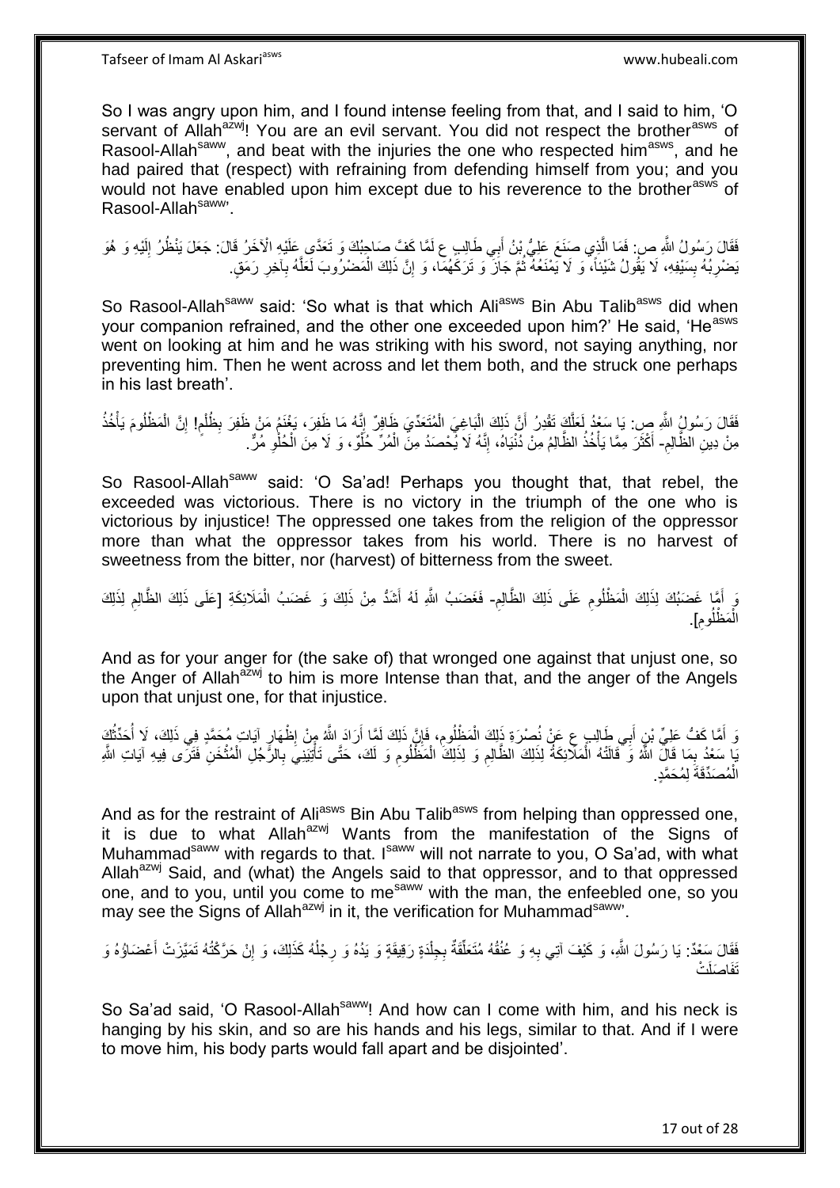So I was angry upon him, and I found intense feeling from that, and I said to him, 'O servant of Allah[azwj]! You are an evil servant. You did not respect the brother[asws] of Rasool-Allah[saww], and beat with the injuries the one who respected him[asws], and he had paired that (respect) with refraining from defending himself from you; and you would not have enabled upon him except due to his reverence to the brother[asws] of Rasool-Allah[saww]'.

فَقَالَ رَسُولُ اللَّهِ ص: فَمَا الَّذِي صَنَعَ عَلِيُّ بْنُ أَبِي طَالِبٍ ع لَمَّا كَفَّ صَاحِبُكَ وَ تَعَدَّى عَلَيْهِ الْآخَرُ قَالَ: جَعَلَ يَنْظُرُ إِلَيْهِ وَ هُوَ يَضْرِبُهُ بِسَيْفِهِ، لَا يَقُولُ شَيْئاً، وَ لَا يَمْنَعُهُ ثُمَّ جَازَ وَ تَرَكَهُمَا، وَ إِنَّ ذَلِكَ الْمَضْرُوبَ لَعَلَّهُ بِآخِرِ رَمَقٍ.

So Rasool-Allah[saww] said: 'So what is that which Ali[asws] Bin Abu Talib[asws] did when your companion refrained, and the other one exceeded upon him?' He said, 'He[asws] went on looking at him and he was striking with his sword, not saying anything, nor preventing him. Then he went across and let them both, and the struck one perhaps in his last breath'.

فَقَالَ رَسُولُ اللَّهِ ص: يَا سَعْدُ لَعَلَّكَ تَقْدِرُ أَنَّ ذَلِكَ الْبَاغِيَ الْمُتَعَدِّيَ ظَافِرٌ إِنَّهُ مَا ظَفِرَ، يَغْنَمُ مَنْ ظَفِرَ بِظُلْمٍ! إِنَّ الْمَظْلُومَ يَأْخُذُ مِنْ دِينِ الظَّالِمِ- أَكْثَرَ مِمَّا يَأْخُذُ الظَّالِمُ مِنْ دُنْيَاهُ، إِنَّهُ لَا يُحْصَدُ مِنَ الْمُرِّ حُلْوٌ، وَ لَا مِنَ الْحُلْوِ مُرٌّ.

So Rasool-Allah[saww] said: 'O Sa'ad! Perhaps you thought that, that rebel, the exceeded was victorious. There is no victory in the triumph of the one who is victorious by injustice! The oppressed one takes from the religion of the oppressor more than what the oppressor takes from his world. There is no harvest of sweetness from the bitter, nor (harvest) of bitterness from the sweet.

وَ أَمَّا غَضَبُكَ لِذَلِكَ الْمَظْلُومِ عَلَى ذَلِكَ الظَّالِمِ- فَغَضَبُ اللَّهِ لَهُ أَشَدُّ مِنْ ذَلِكَ وَ غَضَبُ الْمَلَائِكَةِ [عَلَى ذَلِكَ الظَّالِمِ لِذَلِكَ الْمَظْلُومِ].

And as for your anger for (the sake of) that wronged one against that unjust one, so the Anger of Allah[azwj] to him is more Intense than that, and the anger of the Angels upon that unjust one, for that injustice.

وَ أَمَّا كَفُّ عَلِيِّ بْنِ أَبِي طَالِبٍ ع عَنْ نُصْرَةِ ذَلِكَ الْمَظْلُومِ، فَإِنَّ ذَلِكَ لَمَّا أَرَادَ اللَّهُ مِنْ إِظْهَارِ آيَاتِ مُحَمَّدٍ فِي ذَلِكَ، لَا أُحَدِّثُكَ يَا سَعْدُ بِمَا قَالَ اللَّهُ وَ قَالَتْهُ الْمَلَائِكَةُ لِذَلِكَ الظَّالِمِ وَ لِذَلِكَ الْمَظْلُومِ وَ لَكَ، حَتَّى تَأْتِيَنِي بِالرَّجُلِ الْمُثْخَنِ فَتَرَى فِيهِ آيَاتِ اللَّهِ الْمُصَدِّقَةَ لِمُحَمَّدٍ.

And as for the restraint of Ali[asws] Bin Abu Talib[asws] from helping than oppressed one, it is due to what Allah[azwj] Wants from the manifestation of the Signs of Muhammad[saww] with regards to that. I[saww] will not narrate to you, O Sa'ad, with what Allah[azwj] Said, and (what) the Angels said to that oppressor, and to that oppressed one, and to you, until you come to me[saww] with the man, the enfeebled one, so you may see the Signs of Allah[azwj] in it, the verification for Muhammad[saww]'.

فَقَالَ سَعْدٌ: يَا رَسُولَ اللَّهِ، وَ كَيْفَ آتِي بِهِ وَ عُنُقُهُ مُتَعَلِّقَةٌ بِجِلْدَةٍ رَقِيقَةٍ وَ يَدُهُ وَ رِجْلُهُ كَذَلِكَ، وَ إِنْ حَرَّكْتُهُ تَمَيَّزَتْ أَعْضَاؤُهُ وَ تَفَاصَلَتْ

So Sa'ad said, 'O Rasool-Allah[saww]! And how can I come with him, and his neck is hanging by his skin, and so are his hands and his legs, similar to that. And if I were to move him, his body parts would fall apart and be disjointed'.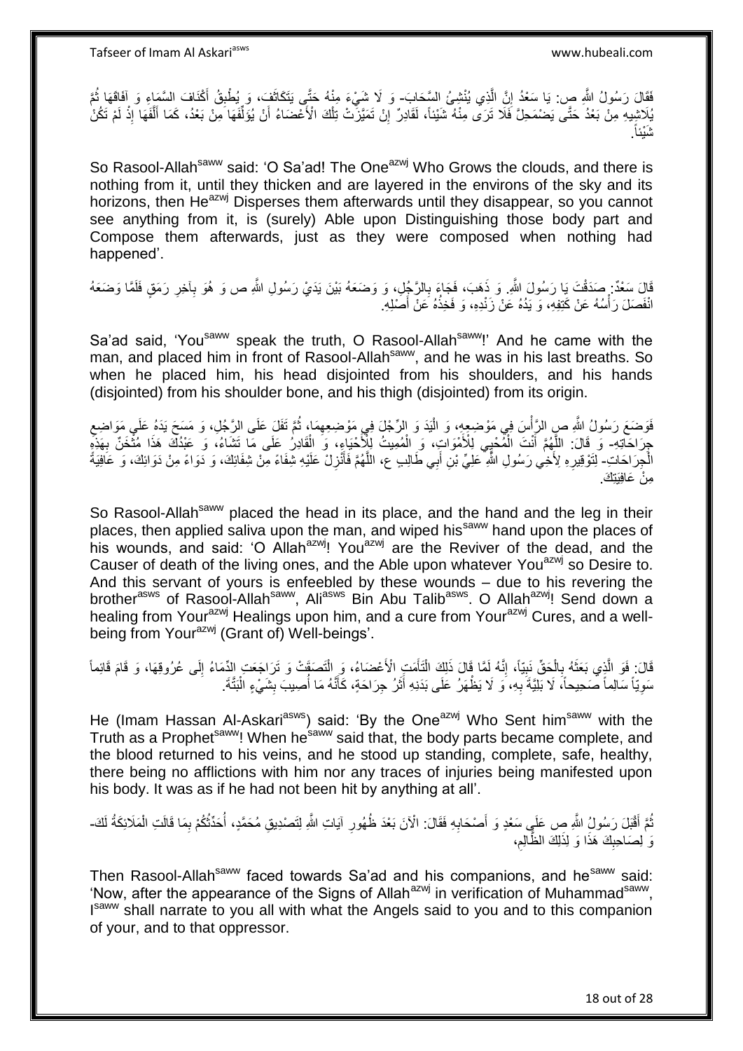فَقَالَ رَسُولُ اللَّهِ ص: يَا سَعْدُ إِنَّ الَّذِي يُنْشِئُ السَّحَابَ- وَ لَا شَيْءَ مِنْهُ حَتَّى يَتَكَاثَفَ، وَ يُطْبِقُ أَكْنَافَ السَّمَاءِ وَ آفَاقَهَا ثُمَّ يُلَاشِيهِ مِنْ بَعْدُ حَتَّى يَضْمَحِلَّ فَلَا تَرَى مِنْهُ شَيْئاً، لَقَادِرٌ إِنْ تَمَيَّزَتْ تِلْكَ الْأَعْضَاءُ أَنْ يُؤَلِّفَهَا مِنْ بَعْدُ، كَمَا أَلَّفَهَا إِذْ لَمْ تَكُنْ شَيْئاً.

So Rasool-Allah[saww] said: 'O Sa'ad! The One[azwj] Who Grows the clouds, and there is nothing from it, until they thicken and are layered in the environs of the sky and its horizons, then He[azwj] Disperses them afterwards until they disappear, so you cannot see anything from it, is (surely) Able upon Distinguishing those body part and Compose them afterwards, just as they were composed when nothing had happened'.

قَالَ سَعْدٌ: صَدَقْتَ يَا رَسُولَ اللَّهِ. وَ ذَهَبَ، فَجَاءَ بِالرَّجُلِ، وَ وَضَعَهُ بَيْنَ يَدَيْ رَسُولِ اللَّهِ ص وَ هُوَ بِآخِرِ رَمَقٍ فَلَمَّا وَضَعَهُ انْفَصَلَ رَأْسُهُ عَنْ كَتِفِهِ، وَ يَدُهُ عَنْ زَنْدِهِ، وَ فَخِذُهُ عَنْ أَصْلِهِ.

Sa'ad said, 'You[saww] speak the truth, O Rasool-Allah[saww]!' And he came with the man, and placed him in front of Rasool-Allah[saww], and he was in his last breaths. So when he placed him, his head disjointed from his shoulders, and his hands (disjointed) from his shoulder bone, and his thigh (disjointed) from its origin.

فَوَضَعَ رَسُولُ اللَّهِ ص الرَّأْسَ فِي مَوْضِعِهِ، وَ الْيَدَ وَ الرِّجْلَ فِي مَوْضِعِهِمَا، ثُمَّ تَفَلَ عَلَى الرَّجُلِ، وَ مَسَحَ يَدَهُ عَلَى مَوَاضِعِ جِرَاحَاتِهِ- وَ قَالَ: اللَّهُمَّ أَنْتَ الْمُحْيِي لِلْأَمْوَاتِ، وَ الْمُمِيتُ لِلْأَحْيَاءِ، وَ الْقَادِرُ عَلَى مَا تَشَاءُ، وَ عَبْدُكَ هَذَا مُثْخَنٌ بِهَذِهِ الْجِرَاحَاتِ- لِتَوْقِيرِهِ لِأَخِي رَسُولِ اللَّهِ عَلِيِّ بْنِ أَبِي طَالِبٍ ع، اللَّهُمَّ فَأَنْزِلْ عَلَيْهِ شِفَاءً مِنْ شِفَائِكَ، وَ دَوَاءً مِنْ دَوَائِكَ، وَ عَافِيَةً مِنْ عَافِيَتِكَ.

So Rasool-Allah[saww] placed the head in its place, and the hand and the leg in their places, then applied saliva upon the man, and wiped his[saww] hand upon the places of his wounds, and said: 'O Allah[azwj]! You[azwj] are the Reviver of the dead, and the Causer of death of the living ones, and the Able upon whatever You[azwj] so Desire to. And this servant of yours is enfeebled by these wounds – due to his revering the brother[asws] of Rasool-Allah[saww], Ali[asws] Bin Abu Talib[asws]. O Allah[azwj]! Send down a healing from Your[azwj] Healings upon him, and a cure from Your[azwj] Cures, and a well-being from Your[azwj] (Grant of) Well-beings'.

قَالَ: فَوَ الَّذِي بَعَثَهُ بِالْحَقِّ نَبِيّاً، إِنَّهُ لَمَّا قَالَ ذَلِكَ الْتَأَمَتِ الْأَعْضَاءُ، وَ الْتَصَقَتْ وَ تَرَاجَعَتِ الدِّمَاءُ إِلَى عُرُوقِهَا، وَ قَامَ قَائِماً سَوِيّاً سَالِماً صَحِيحاً، لَا بَلِيَّةَ بِهِ، وَ لَا يَظْهَرُ عَلَى بَدَنِهِ أَثَرُ جِرَاحَةٍ، كَأَنَّهُ مَا أُصِيبَ بِشَيْءٍ الْبَتَّةَ.

He (Imam Hassan Al-Askari[asws]) said: 'By the One[azwj] Who Sent him[saww] with the Truth as a Prophet[saww]! When he[saww] said that, the body parts became complete, and the blood returned to his veins, and he stood up standing, complete, safe, healthy, there being no afflictions with him nor any traces of injuries being manifested upon his body. It was as if he had not been hit by anything at all'.

ثُمَّ أَقْبَلَ رَسُولُ اللَّهِ ص عَلَى سَعْدٍ وَ أَصْحَابِهِ فَقَالَ: الْآنَ بَعْدَ ظُهُورِ آيَاتِ اللَّهِ لِتَصْدِيقِ مُحَمَّدٍ، أُحَدِّثُكُمْ بِمَا قَالَتِ الْمَلَائِكَةُ لَكَ- وَ لِصَاحِبِكَ هَذَا وَ لِذَلِكَ الظَّالِمِ،

Then Rasool-Allah[saww] faced towards Sa'ad and his companions, and he[saww] said: 'Now, after the appearance of the Signs of Allah[azwj] in verification of Muhammad[saww], I[saww] shall narrate to you all with what the Angels said to you and to this companion of your, and to that oppressor.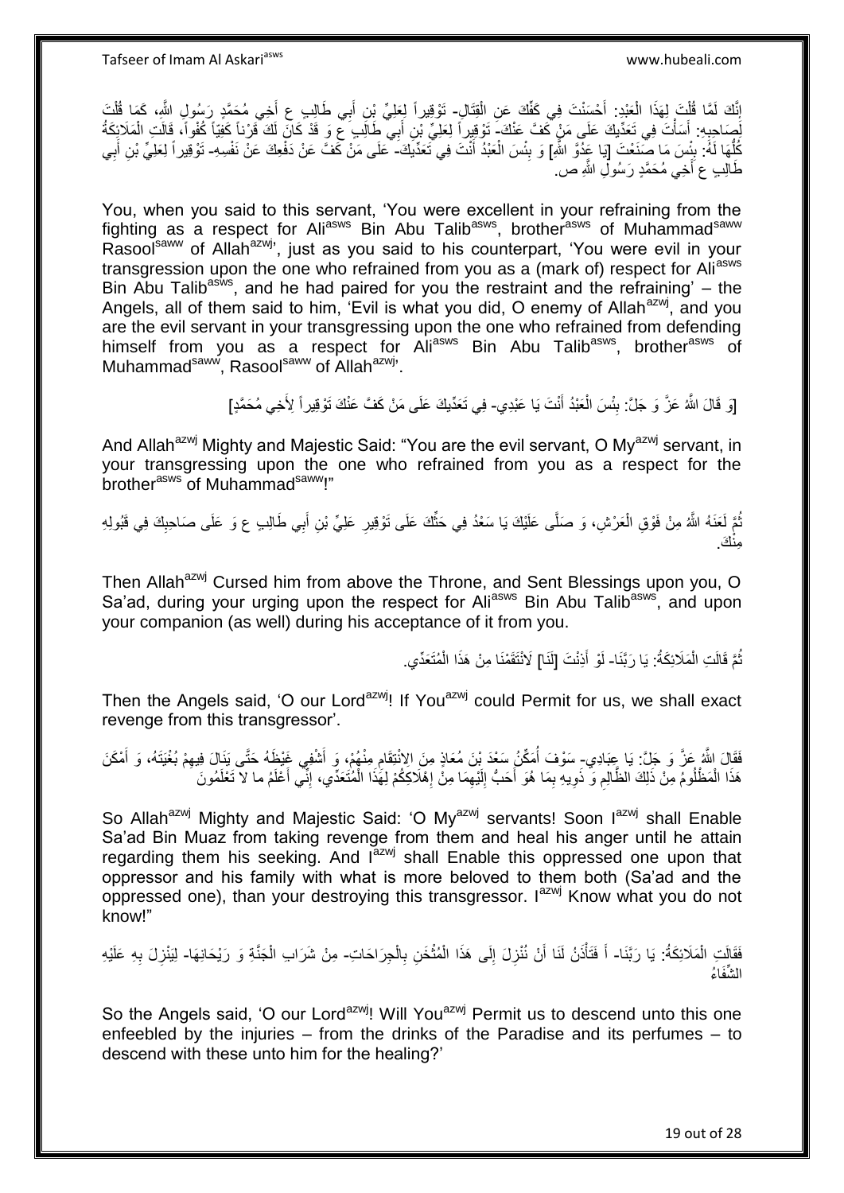إِنَّكَ لَمَّا قُلْتَ لِهَذَا الْعَبْدِ: أَحْسَنْتَ فِي كَفِّكَ عَنِ الْقِتَالِ- تَوْقِيراً لِعَلِيِّ بْنِ أَبِي طَالِبٍ ع أَخِي مُحَمَّدٍ رَسُولِ اللَّهِ، كَمَا قُلْتَ لِصَاحِبِهِ: أَسَأْتَ فِي تَعَدِّيكَ عَلَى مَنْ كَفَّ عَنْكَ- تَوْقِيراً لِعَلِيِّ بْنِ أَبِي طَالِبٍ ع وَ قَدْ كَانَ لَكَ قَرْناً كَفِيّاً كُفْواً، قَالَتِ الْمَلَائِكَةُ كُلُّهَا لَهُ: بِئْسَ مَا صَنَعْتَ [يَا عَدُوَّ اللَّهِ] وَ بِئْسَ الْعَبْدُ أَنْتَ فِي تَعَدِّيكَ- عَلَى مَنْ كَفَّ عَنْ دَفْعِكَ عَنْ نَفْسِهِ- تَوْقِيراً لِعَلِيِّ بْنِ أَبِي طَالِبٍ ع أَخِي مُحَمَّدٍ رَسُولِ اللَّهِ ص.

You, when you said to this servant, 'You were excellent in your refraining from the fighting as a respect for Ali[asws] Bin Abu Talib[asws], brother[asws] of Muhammad[saww] Rasool[saww] of Allah[azwj]', just as you said to his counterpart, 'You were evil in your transgression upon the one who refrained from you as a (mark of) respect for Ali[asws] Bin Abu Talib[asws], and he had paired for you the restraint and the refraining' – the Angels, all of them said to him, 'Evil is what you did, O enemy of Allah[azwj], and you are the evil servant in your transgressing upon the one who refrained from defending himself from you as a respect for Ali[asws] Bin Abu Talib[asws], brother[asws] of Muhammad[saww], Rasool[saww] of Allah[azwj]'.

[وَ قَالَ اللَّهُ عَزَّ وَ جَلَّ: بِئْسَ الْعَبْدُ أَنْتَ يَا عَبْدِي- فِي تَعَدِّيكَ عَلَى مَنْ كَفَّ عَنْكَ تَوْقِيراً لِأَخِي مُحَمَّدٍ]

And Allah[azwj] Mighty and Majestic Said: "You are the evil servant, O My[azwj] servant, in your transgressing upon the one who refrained from you as a respect for the brother[asws] of Muhammad[saww]!"

ثُمَّ لَعَنَهُ اللَّهُ مِنْ فَوْقِ الْعَرْشِ، وَ صَلَّى عَلَيْكَ يَا سَعْدُ فِي حَثِّكَ عَلَى تَوْقِيرِ عَلِيِّ بْنِ أَبِي طَالِبٍ ع وَ عَلَى صَاحِبِكَ فِي قَبُولِهِ مِنْكَ.

Then Allah[azwj] Cursed him from above the Throne, and Sent Blessings upon you, O Sa'ad, during your urging upon the respect for Ali[asws] Bin Abu Talib[asws], and upon your companion (as well) during his acceptance of it from you.

ثُمَّ قَالَتِ الْمَلَائِكَةُ: يَا رَبَّنَا- لَوْ أَذِنْتَ [لَنَا] لَانْتَقَمْنَا مِنْ هَذَا الْمُتَعَدِّي.

Then the Angels said, 'O our Lord[azwj]! If You[azwj] could Permit for us, we shall exact revenge from this transgressor'.

فَقَالَ اللَّهُ عَزَّ وَ جَلَّ: يَا عِبَادِي- سَوْفَ أُمَكِّنُ سَعْدَ بْنَ مُعَاذٍ مِنَ الِانْتِقَامِ مِنْهُمْ، وَ أَشْفِي غَيْظَهُ حَتَّى يَنَالَ فِيهِمْ بُغْيَتَهُ، وَ أَمْكَنَ هَذَا الْمَظْلُومَ مِنْ ذَلِكَ الظَّالِمِ وَ ذَوِيهِ بِمَا هُوَ أَحَبُّ إِلَيْهِمَا مِنْ إِهْلَاكِكُمْ لِهَذَا الْمُتَعَدِّي، إِنِّي أَعْلَمُ ما لا تَعْلَمُونَ

So Allah[azwj] Mighty and Majestic Said: 'O My[azwj] servants! Soon I[azwj] shall Enable Sa'ad Bin Muaz from taking revenge from them and heal his anger until he attain regarding them his seeking. And I[azwj] shall Enable this oppressed one upon that oppressor and his family with what is more beloved to them both (Sa'ad and the oppressed one), than your destroying this transgressor. I[azwj] Know what you do not know!"

فَقَالَتِ الْمَلَائِكَةُ: يَا رَبَّنَا- أَ فَتَأْذَنُ لَنَا أَنْ نُنْزِلَ إِلَى هَذَا الْمُثْخَنِ بِالْجِرَاحَاتِ- مِنْ شَرَابِ الْجَنَّةِ وَ رَيْحَانِهَا- لِيَنْزِلَ بِهِ عَلَيْهِ الشِّفَاءُ

So the Angels said, 'O our Lord[azwj]! Will You[azwj] Permit us to descend unto this one enfeebled by the injuries – from the drinks of the Paradise and its perfumes – to descend with these unto him for the healing?'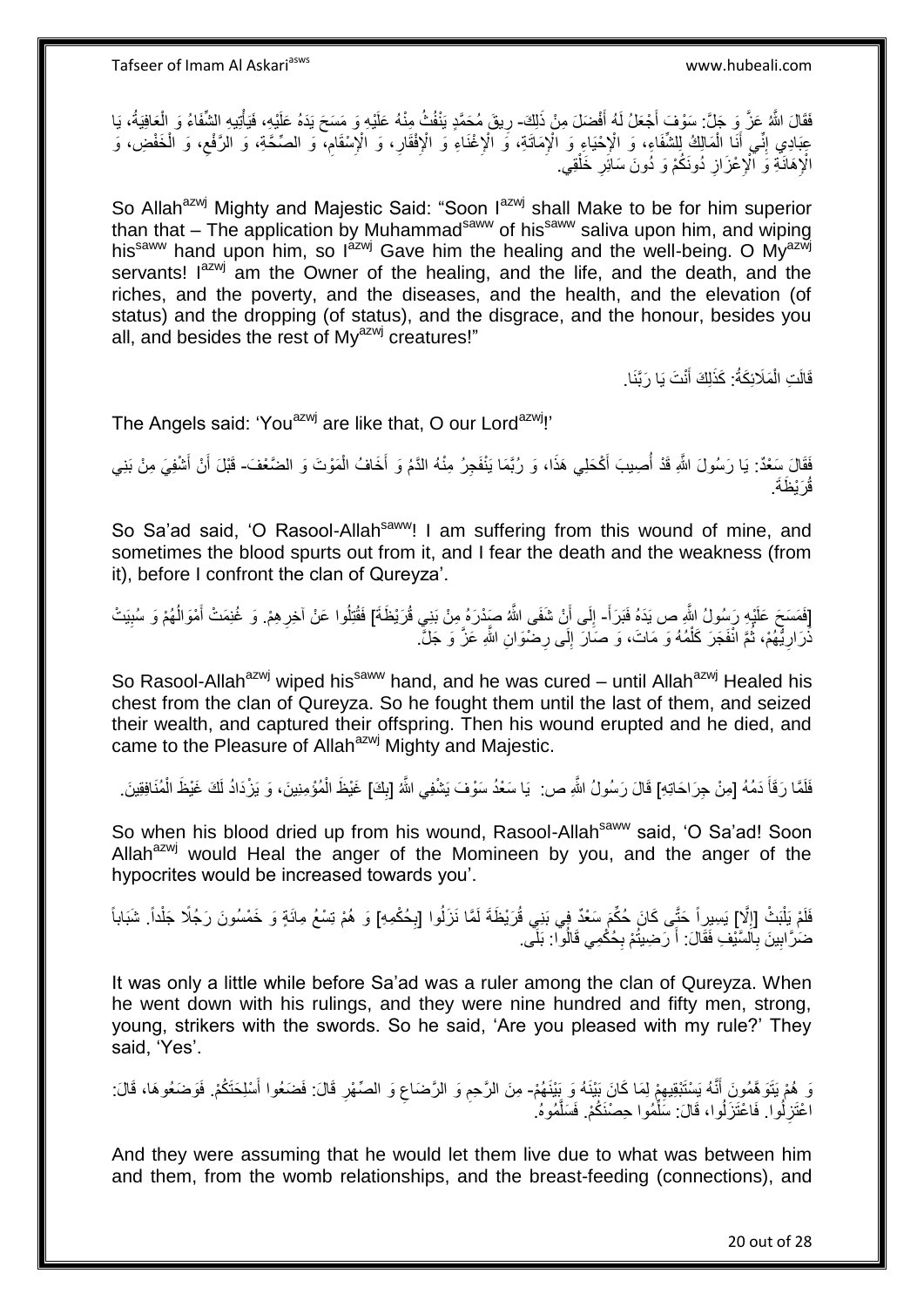فَقَالَ اللَّهُ عَزَّ وَ جَلَّ: سَوْفَ أَجْعَلُ لَهُ أَفْضَلَ مِنْ ذَلِكَ- رِيقَ مُحَمَّدٍ يَنْفُثُ مِنْهُ عَلَيْهِ وَ مَسَحَ يَدَهُ عَلَيْهِ، فَيَأْتِيهِ الشِّفَاءُ وَ الْعَافِيَةُ، يَا عِبَادِي إِنِّي أَنَا الْمَالِكُ لِلشِّفَاءِ، وَ الْإِحْيَاءِ وَ الْإِمَاتَةِ، وَ الْإِغْنَاءِ وَ الْإِفْقَارِ، وَ الْإِسْقَامِ، وَ الصِّحَّةِ، وَ الرَّفْعِ، وَ الْخَفْضِ، وَ الْإِهَانَةِ وَ الْإِعْزَازِ دُونَكُمْ وَ دُونَ سَائِرِ خَلْقِي.

So Allah^azwj Mighty and Majestic Said: "Soon I^azwj shall Make to be for him superior than that – The application by Muhammad^saww of his^saww saliva upon him, and wiping his^saww hand upon him, so I^azwj Gave him the healing and the well-being. O My^azwj servants! I^azwj am the Owner of the healing, and the life, and the death, and the riches, and the poverty, and the diseases, and the health, and the elevation (of status) and the dropping (of status), and the disgrace, and the honour, besides you all, and besides the rest of My^azwj creatures!"

قَالَتِ الْمَلَائِكَةُ: كَذَلِكَ أَنْتَ يَا رَبَّنَا.

The Angels said: 'You^azwj are like that, O our Lord^azwj!'

فَقَالَ سَعْدٌ: يَا رَسُولَ اللَّهِ قَدْ أُصِيبَ أَكْحَلِي هَذَا، وَ رُبَّمَا يَنْفَجِرُ مِنْهُ الدَّمُ وَ أَخَافُ الْمَوْتَ وَ الضَّعْفَ- قَبْلَ أَنْ أَشْفِيَ مِنْ بَنِي قُرَيْظَةَ.

So Sa'ad said, 'O Rasool-Allah^saww! I am suffering from this wound of mine, and sometimes the blood spurts out from it, and I fear the death and the weakness (from it), before I confront the clan of Qureyza'.

[فَمَسَحَ عَلَيْهِ رَسُولُ اللَّهِ ص يَدَهُ فَبَرَأَ- إِلَى أَنْ شَفَى اللَّهُ صَدْرَهُ مِنْ بَنِي قُرَيْظَةَ] فَقُتِلُوا عَنْ آخِرِهِمْ. وَ غُنِمَتْ أَمْوَالُهُمْ وَ سُبِيَتْ ذَرَارِيُّهُمْ، ثُمَّ انْفَجَرَ كَلْمُهُ وَ مَاتَ، وَ صَارَ إِلَى رِضْوَانِ اللَّهِ عَزَّ وَ جَلَّ.

So Rasool-Allah^azwj wiped his^saww hand, and he was cured – until Allah^azwj Healed his chest from the clan of Qureyza. So he fought them until the last of them, and seized their wealth, and captured their offspring. Then his wound erupted and he died, and came to the Pleasure of Allah^azwj Mighty and Majestic.

فَلَمَّا رَقَأَ دَمُهُ [مِنْ جِرَاحَاتِهِ] قَالَ رَسُولُ اللَّهِ ص: يَا سَعْدُ سَوْفَ يَشْفِي اللَّهُ [بِكَ] غَيْظَ الْمُؤْمِنِينَ، وَ يَزْدَادُ لَكَ غَيْظَ الْمُنَافِقِينَ.

So when his blood dried up from his wound, Rasool-Allah^saww said, 'O Sa'ad! Soon Allah^azwj would Heal the anger of the Momineen by you, and the anger of the hypocrites would be increased towards you'.

فَلَمْ يَلْبَثْ [إِلَّا] يَسِيراً حَتَّى كَانَ حُكْمُ سَعْدٍ فِي بَنِي قُرَيْظَةَ لَمَّا نَزَلُوا [بِحُكْمِهِ] وَ هُمْ تِسْعُ مِائَةٍ وَ خَمْسُونَ رَجُلًا جَلْداً. شَبَاباً ضَرَّابِينَ بِالسَّيْفِ فَقَالَ: أَ رَضِيتُمْ بِحُكْمِي قَالُوا: بَلَى.

It was only a little while before Sa'ad was a ruler among the clan of Qureyza. When he went down with his rulings, and they were nine hundred and fifty men, strong, young, strikers with the swords. So he said, 'Are you pleased with my rule?' They said, 'Yes'.

وَ هُمْ يَتَوَهَّمُونَ أَنَّهُ يَسْتَبْقِيهِمْ لِمَا كَانَ بَيْنَهُ وَ بَيْنَهُمْ- مِنَ الرَّحِمِ وَ الرَّضَاعِ وَ الصِّهْرِ قَالَ: فَضَعُوا أَسْلِحَتَكُمْ. فَوَضَعُوهَا، قَالَ: اعْتَزِلُوا. فَاعْتَزَلُوا، قَالَ: سَلِّمُوا حِصْنَكُمْ. فَسَلَّمُوهُ.

And they were assuming that he would let them live due to what was between him and them, from the womb relationships, and the breast-feeding (connections), and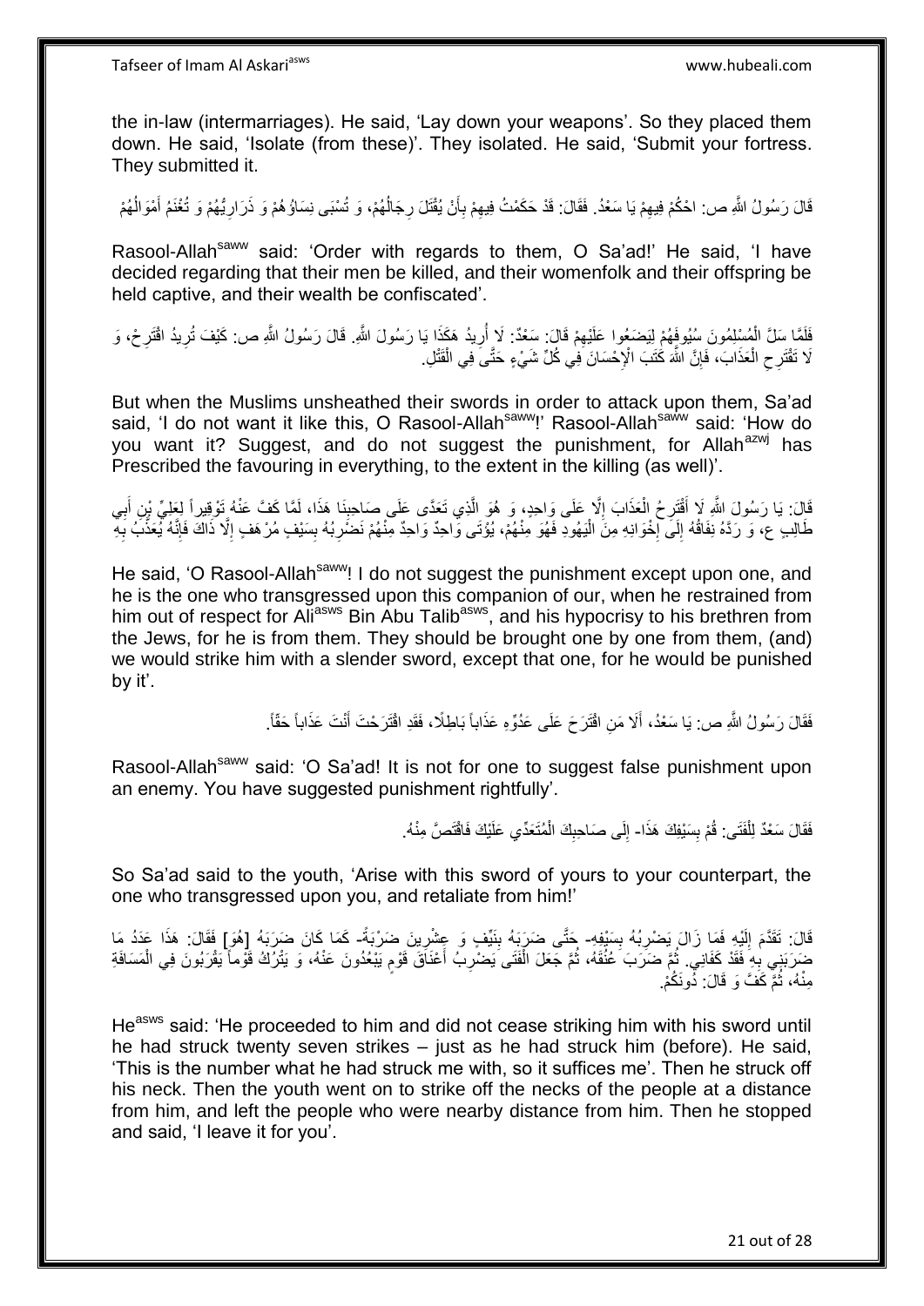the in-law (intermarriages). He said, 'Lay down your weapons'. So they placed them down. He said, 'Isolate (from these)'. They isolated. He said, 'Submit your fortress. They submitted it.

قَالَ رَسُولُ اللَّهِ ص: احْكُمْ فِيهِمْ يَا سَعْدُ. فَقَالَ: قَدْ حَكَمْتُ فِيهِمْ بِأَنْ يُقْتَلَ رِجَالُهُمْ، وَ تُسْبَى نِسَاؤُهُمْ وَ ذَرَارِيُّهُمْ وَ تُغْنَمَ أَمْوَالُهُمْ

Rasool-Allah[saww] said: 'Order with regards to them, O Sa'ad!' He said, 'I have decided regarding that their men be killed, and their womenfolk and their offspring be held captive, and their wealth be confiscated'.

فَلَمَّا سَلَّ الْمُسْلِمُونَ سُيُوفَهُمْ لِيَضَعُوا عَلَيْهِمْ قَالَ: سَعْدٌ: لَا أُرِيدُ هَكَذَا يَا رَسُولَ اللَّهِ. قَالَ رَسُولُ اللَّهِ ص: كَيْفَ تُرِيدُ اقْتَرِحْ، وَ لَا تَقْتَرِحِ الْعَذَابَ، فَإِنَّ اللَّهَ كَتَبَ الْإِحْسَانَ فِي كُلِّ شَيْءٍ حَتَّى فِي الْقَتْلِ.

But when the Muslims unsheathed their swords in order to attack upon them, Sa'ad said, 'I do not want it like this, O Rasool-Allah[saww]!' Rasool-Allah[saww] said: 'How do you want it? Suggest, and do not suggest the punishment, for Allah[azwj] has Prescribed the favouring in everything, to the extent in the killing (as well)'.

قَالَ: يَا رَسُولَ اللَّهِ لَا أَقْتَرِحُ الْعَذَابَ إِلَّا عَلَى وَاحِدٍ، وَ هُوَ الَّذِي تَعَدَّى عَلَى صَاحِبِنَا هَذَا، لَمَّا كَفَّ عَنْهُ تَوْقِيراً لِعَلِيِّ بْنِ أَبِي طَالِبٍ ع، وَ رَدَّهُ نِفَاقُهُ إِلَى إِخْوَانِهِ مِنَ الْيَهُودِ فَهُوَ مِنْهُمْ، يُؤْتَى وَاحِدٌ وَاحِدٌ مِنْهُمْ نَضْرِبُهُ بِسَيْفٍ مُرْهَفٍ إِلَّا ذَاكَ فَإِنَّهُ يُعَذَّبُ بِهِ

He said, 'O Rasool-Allah[saww]! I do not suggest the punishment except upon one, and he is the one who transgressed upon this companion of our, when he restrained from him out of respect for Ali[asws] Bin Abu Talib[asws], and his hypocrisy to his brethren from the Jews, for he is from them. They should be brought one by one from them, (and) we would strike him with a slender sword, except that one, for he would be punished by it'.

فَقَالَ رَسُولُ اللَّهِ ص: يَا سَعْدُ، أَلَا مَنِ اقْتَرَحَ عَلَى عَدُوِّهِ عَذَاباً بَاطِلًا، فَقَدِ اقْتَرَحْتَ أَنْتَ عَذَاباً حَقّاً.

Rasool-Allah[saww] said: 'O Sa'ad! It is not for one to suggest false punishment upon an enemy. You have suggested punishment rightfully'.

فَقَالَ سَعْدٌ لِلْفَتَى: قُمْ بِسَيْفِكَ هَذَا- إِلَى صَاحِبِكَ الْمُتَعَدِّي عَلَيْكَ فَاقْتَصَّ مِنْهُ.

So Sa'ad said to the youth, 'Arise with this sword of yours to your counterpart, the one who transgressed upon you, and retaliate from him!'

قَالَ: تَقَدَّمَ إِلَيْهِ فَمَا زَالَ يَضْرِبُهُ بِسَيْفِهِ- حَتَّى ضَرَبَهُ بِنَيِّفٍ وَ عِشْرِينَ ضَرْبَةً- كَمَا كَانَ ضَرَبَهُ [هُوَ] فَقَالَ: هَذَا عَدَدُ مَا ضَرَبَنِي بِهِ فَقَدْ كَفَانِي. ثُمَّ ضَرَبَ عُنُقَهُ، ثُمَّ جَعَلَ الْفَتَى يَضْرِبُ أَعْنَاقَ قَوْمٍ يَبْعُدُونَ عَنْهُ، وَ يَتْرُكُ قَوْماً يَقْرُبُونَ فِي الْمَسَافَةِ مِنْهُ، ثُمَّ كَفَّ وَ قَالَ: دُونَكُمْ.

He[asws] said: 'He proceeded to him and did not cease striking him with his sword until he had struck twenty seven strikes – just as he had struck him (before). He said, 'This is the number what he had struck me with, so it suffices me'. Then he struck off his neck. Then the youth went on to strike off the necks of the people at a distance from him, and left the people who were nearby distance from him. Then he stopped and said, 'I leave it for you'.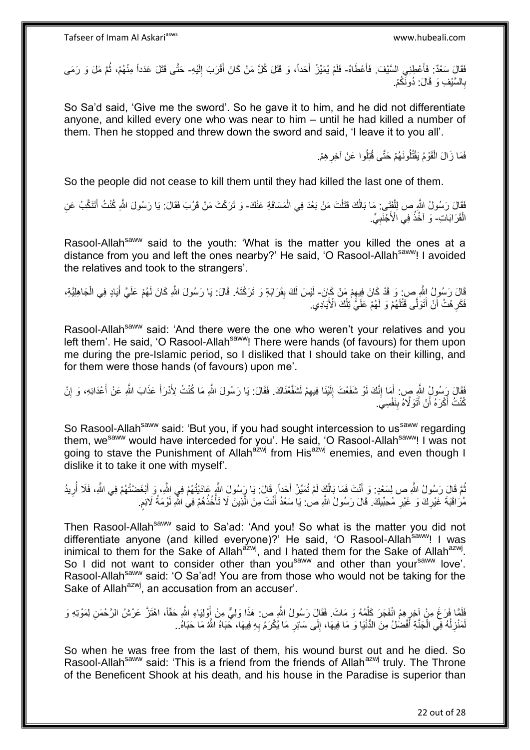فَقَالَ سَعْدٌ: فَأَعْطِنِي السَّيْفَ. فَأَعْطَاهُ- فَلَمْ يُمَيِّزْ أَحَداً، وَ قَتَلَ كُلَّ مَنْ كَانَ أَقْرَبَ إِلَيْهِ- حَتَّى قَتَلَ عَدَداً مِنْهُمْ، ثُمَّ مَلَّ وَ رَمَى بِالسَّيْفِ وَ قَالَ: دُونَكُمْ.

So Sa'd said, 'Give me the sword'. So he gave it to him, and he did not differentiate anyone, and killed every one who was near to him – until he had killed a number of them. Then he stopped and threw down the sword and said, 'I leave it to you all'.

فَمَا زَالَ الْقَوْمُ يَقْتُلُونَهُمْ حَتَّى قُتِلُوا عَنْ آخِرِهِمْ.

So the people did not cease to kill them until they had killed the last one of them.

فَقَالَ رَسُولُ اللَّهِ ص لِلْفَتَى: مَا بَالُكَ قَتَلْتَ مَنْ بَعُدَ فِي الْمَسَافَةِ عَنْكَ- وَ تَرَكْتَ مَنْ قَرُبَ فَقَالَ: يَا رَسُولَ اللَّهِ كُنْتُ أَتَنَكَّبُ عَنِ الْقَرَابَاتِ- وَ آخُذُ فِي الْأَجْنَبِيِّ.

Rasool-Allah[saww] said to the youth: 'What is the matter you killed the ones at a distance from you and left the ones nearby?' He said, 'O Rasool-Allah[saww]! I avoided the relatives and took to the strangers'.

قَالَ رَسُولُ اللَّهِ ص: وَ قَدْ كَانَ فِيهِمْ مَنْ كَانَ- لَيْسَ لَكَ بِقَرَابَةٍ وَ تَرَكْتَهُ. قَالَ: يَا رَسُولَ اللَّهِ كَانَ لَهُمْ عَلَيَّ أَيَادٍ فِي الْجَاهِلِيَّةِ، فَكَرِهْتُ أَنْ أَتَوَلَّى قَتْلَهُمْ وَ لَهُمْ عَلَيَّ تِلْكَ الْأَيَادِي.

Rasool-Allah[saww] said: 'And there were the one who weren't your relatives and you left them'. He said, 'O Rasool-Allah[saww]! There were hands (of favours) for them upon me during the pre-Islamic period, so I disliked that I should take on their killing, and for them were those hands (of favours) upon me'.

فَقَالَ رَسُولُ اللَّهِ ص: أَمَا إِنَّكَ لَوْ شَفَعْتَ إِلَيْنَا فِيهِمْ لَشَفَّعْنَاكَ. فَقَالَ: يَا رَسُولَ اللَّهِ مَا كُنْتُ لِأَدْرَأَ عَذَابَ اللَّهِ عَنْ أَعْدَائِهِ، وَ إِنْ كُنْتُ أَكْرَهُ أَنْ أَتَوَلَّاهُ بِنَفْسِي.

So Rasool-Allah[saww] said: 'But you, if you had sought intercession to us[saww] regarding them, we[saww] would have interceded for you'. He said, 'O Rasool-Allah[saww]! I was not going to stave the Punishment of Allah[azwj] from His[azwj] enemies, and even though I dislike it to take it one with myself'.

ثُمَّ قَالَ رَسُولُ اللَّهِ ص لِسَعْدٍ: وَ أَنْتَ فَمَا بَالُكَ لَمْ تُمَيِّزْ أَحَداً. قَالَ: يَا رَسُولَ اللَّهِ عَادَيْتُهُمْ فِي اللَّهِ، وَ أَبْغَضْتُهُمْ فِي اللَّهِ، فَلَا أُرِيدُ مُرَاقَبَةَ غَيْرِكَ وَ غَيْرِ مُحِبِّيكَ. قَالَ رَسُولُ اللَّهِ ص: يَا سَعْدُ أَنْتَ مِنَ الَّذِينَ لَا تَأْخُذُهُمْ فِي اللَّهِ لَوْمَةُ لَائِمٍ.

Then Rasool-Allah[saww] said to Sa'ad: 'And you! So what is the matter you did not differentiate anyone (and killed everyone)?' He said, 'O Rasool-Allah[saww]! I was inimical to them for the Sake of Allah[azwj], and I hated them for the Sake of Allah[azwj]. So I did not want to consider other than you[saww] and other than your[saww] love'. Rasool-Allah[saww] said: 'O Sa'ad! You are from those who would not be taking for the Sake of Allah[azwj], an accusation from an accuser'.

فَلَمَّا فَرَغَ مِنْ آخِرِهِمُ انْفَجَرَ كَلْمُهُ وَ مَاتَ. فَقَالَ رَسُولُ اللَّهِ ص: هَذَا وَلِيٌّ مِنْ أَوْلِيَاءِ اللَّهِ حَقّاً، اهْتَزَّ عَرْشُ الرَّحْمَنِ لِمَوْتِهِ وَ لَمَنْزِلُهُ فِي الْجَنَّةِ أَفْضَلُ مِنَ الدُّنْيَا وَ مَا فِيهَا، إِلَى سَائِرِ مَا يُكْرَمُ بِهِ فِيهَا، حَبَاهُ اللَّهُ مَا حَبَاهُ..

So when he was free from the last of them, his wound burst out and he died. So Rasool-Allah[saww] said: 'This is a friend from the friends of Allah[azwj] truly. The Throne of the Beneficent Shook at his death, and his house in the Paradise is superior than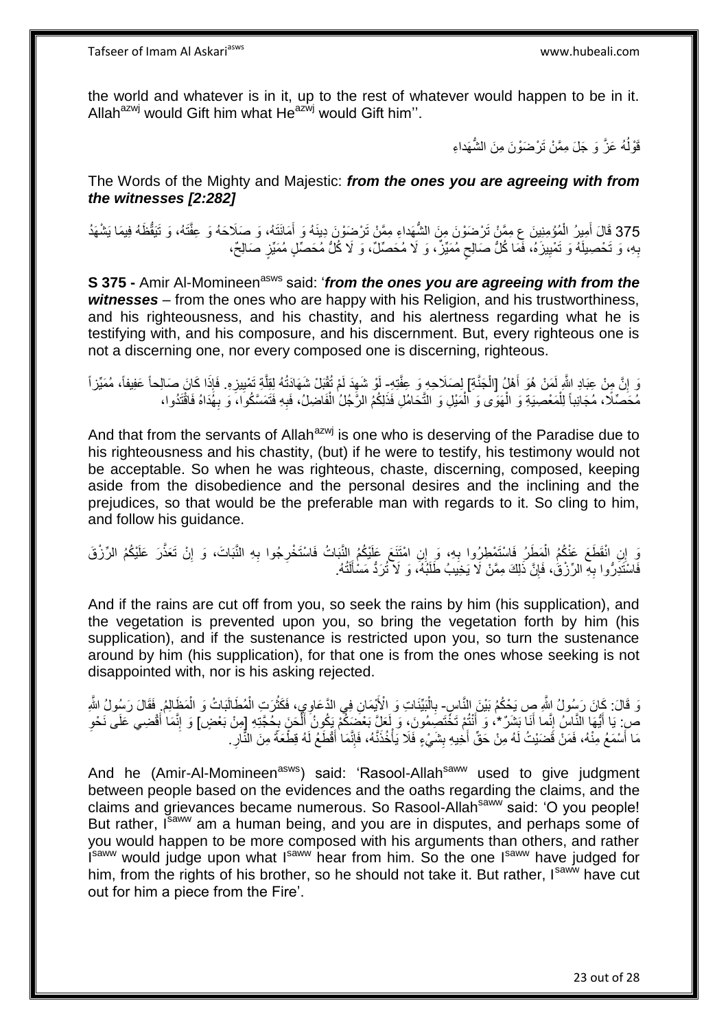the world and whatever is in it, up to the rest of whatever would happen to be in it. Allah[azwj] would Gift him what He[azwj] would Gift him''.

قَوْلُهُ عَزَّ وَ جَلَ مِمَّنْ تَرْضَوْنَ مِنَ الشُّهَداءِ

The Words of the Mighty and Majestic: ***from the ones you are agreeing with from the witnesses [2:282]***

375 قَالَ أَمِيرُ الْمُؤْمِنِينَ ع مِمَّنْ تَرْضَوْنَ مِنَ الشُّهَداءِ مِمَّنْ تَرْضَوْنَ دِينَهُ وَ أَمَانَتَهُ، وَ صَلَاحَهُ وَ عِفَّتَهُ، وَ تَيَقُّظَهُ فِيمَا يَشْهَدُ بِهِ، وَ تَحْصِيلَهُ وَ تَمْيِيزَهُ، فَمَا كُلُّ صَالِحٍ مُمَيِّزٌ، وَ لَا مُحَصِّلٌ، وَ لَا كُلُّ مُحَصِّلٍ مُمَيِّزٍ صَالِحٌ،

**S 375 -** Amir Al-Momineen[asws] said: '***from the ones you are agreeing with from the witnesses*** – from the ones who are happy with his Religion, and his trustworthiness, and his righteousness, and his chastity, and his alertness regarding what he is testifying with, and his composure, and his discernment. But, every righteous one is not a discerning one, nor every composed one is discerning, righteous.

وَ إِنَّ مِنْ عِبَادِ اللَّهِ لَمَنْ هُوَ أَهْلُ [الْجَنَّةِ] لِصَلَاحِهِ وَ عِفَّتِهِ- لَوْ شَهِدَ لَمْ تُقْبَلْ شَهَادَتُهُ لِقِلَّةِ تَمْيِيزِهِ. فَإِذَا كَانَ صَالِحاً عَفِيفاً، مُمَيِّزاً مُحَصِّلًا، مُجَانِباً لِلْمَعْصِيَةِ وَ الْهَوَى وَ الْمَيْلِ وَ التَّحَامُلِ فَذَلِكُمُ الرَّجُلُ الْفَاضِلُ، فَبِهِ فَتَمَسَّكُوا، وَ بِهُدَاهُ فَاقْتَدُوا،

And that from the servants of Allah[azwj] is one who is deserving of the Paradise due to his righteousness and his chastity, (but) if he were to testify, his testimony would not be acceptable. So when he was righteous, chaste, discerning, composed, keeping aside from the disobedience and the personal desires and the inclining and the prejudices, so that would be the preferable man with regards to it. So cling to him, and follow his guidance.

وَ إِنِ انْقَطَعَ عَنْكُمُ الْمَطَرُ فَاسْتَمْطِرُوا بِهِ، وَ إِنِ امْتَنَعَ عَلَيْكُمُ النَّبَاتُ فَاسْتَخْرِجُوا بِهِ النَّبَاتَ، وَ إِنْ تَعَذَّرَ عَلَيْكُمُ الرِّزْقُ فَاسْتَدِرُّوا بِهِ الرِّزْقَ، فَإِنَّ ذَلِكَ مِمَّنْ لَا يَخِيبُ طَلَبَهُ، وَ لَا تُرَدُّ مَسْأَلَتُهُ.

And if the rains are cut off from you, so seek the rains by him (his supplication), and the vegetation is prevented upon you, so bring the vegetation forth by him (his supplication), and if the sustenance is restricted upon you, so turn the sustenance around by him (his supplication), for that one is from the ones whose seeking is not disappointed with, nor is his asking rejected.

وَ قَالَ: كَانَ رَسُولُ اللَّهِ ص يَحْكُمُ بَيْنَ النَّاسِ- بِالْبَيِّنَاتِ وَ الْأَيْمَانِ فِي الدَّعَاوِي، فَكَثُرَتِ الْمُطَالَبَاتُ وَ الْمَظَالِمُ. فَقَالَ رَسُولُ اللَّهِ ص: يَا أَيُّهَا النَّاسُ إِنَّمَا أَنَا بَشَرٌ*، وَ أَنْتُمْ تَخْتَصِمُونَ، وَ لَعَلَّ بَعْضَكُمْ يَكُونُ أَلْحَنَ بِحُجَّتِهِ [مِنْ بَعْضٍ] وَ إِنَّمَا أَقْضِي عَلَى نَحْوِ مَا أَسْمَعُ مِنْهُ، فَمَنْ قَضَيْتُ لَهُ مِنْ حَقِّ أَخِيهِ بِشَيْءٍ فَلَا يَأْخُذَنَّهُ، فَإِنَّمَا أَقْطَعُ لَهُ قِطْعَةً مِنَ النَّارِ.

And he (Amir-Al-Momineen[asws]) said: 'Rasool-Allah[saww] used to give judgment between people based on the evidences and the oaths regarding the claims, and the claims and grievances became numerous. So Rasool-Allah[saww] said: 'O you people! But rather, I[saww] am a human being, and you are in disputes, and perhaps some of you would happen to be more composed with his arguments than others, and rather I[saww] would judge upon what I[saww] hear from him. So the one I[saww] have judged for him, from the rights of his brother, so he should not take it. But rather, I[saww] have cut out for him a piece from the Fire'.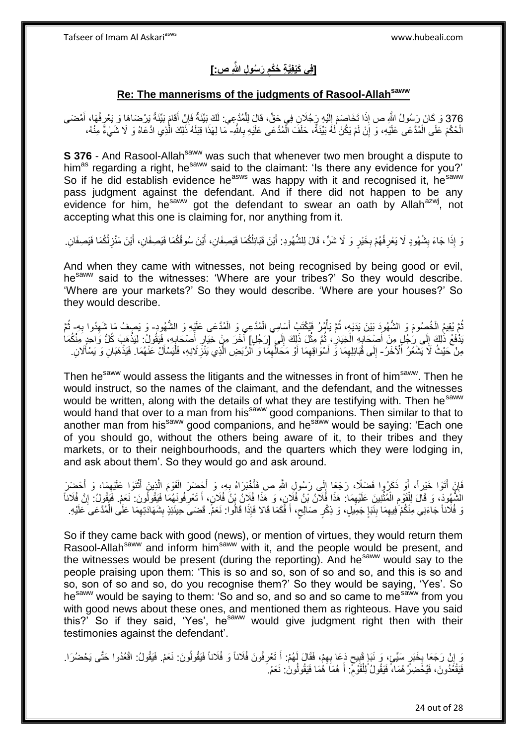## [فِي كَيْفِيَّةِ حُكْمِ رَسُولِ اللَّهِ ص:]

## Re: The mannerisms of the judgments of Rasool-Allah[saww]

376 وَ كَانَ رَسُولُ اللَّهِ ص إِذَا تَخَاصَمَ إِلَيْهِ رَجُلَانِ فِي حَقٍّ، قَالَ لِلْمُدَّعِي: لَكَ بَيِّنَةٌ فَإِنْ أَقَامَ بَيِّنَةً يَرْضَاهَا وَ يَعْرِفُهَا، أَمْضَى الْحُكْمَ عَلَى الْمُدَّعَى عَلَيْهِ، وَ إِنْ لَمْ يَكُنْ لَهُ بَيِّنَةٌ، حَلَفَ الْمُدَّعَى عَلَيْهِ بِاللَّهِ- مَا لِهَذَا قِبَلَهُ ذَلِكَ الَّذِي ادَّعَاهُ وَ لَا شَيْءٌ مِنْهُ،

**S 376** - And Rasool-Allah[saww] was such that whenever two men brought a dispute to him[as] regarding a right, he[saww] said to the claimant: 'Is there any evidence for you?' So if he did establish evidence he[asws] was happy with it and recognised it, he[saww] pass judgment against the defendant. And if there did not happen to be any evidence for him, he[saww] got the defendant to swear an oath by Allah[azwj], not accepting what this one is claiming for, nor anything from it.

وَ إِذَا جَاءَ بِشُهُودٍ لَا يَعْرِفُهُمْ بِخَيْرٍ وَ لَا شَرٍّ، قَالَ لِلشُّهُودِ: أَيْنَ قَبَائِلُكُمَا فَيَصِفَانِ، أَيْنَ سُوقُكُمَا فَيَصِفَانِ، أَيْنَ مَنْزِلُكُمَا فَيَصِفَانِ.

And when they came with witnesses, not being recognised by being good or evil, he[saww] said to the witnesses: 'Where are your tribes?' So they would describe. 'Where are your markets?' So they would describe. 'Where are your houses?' So they would describe.

ثُمَّ يُقِيمُ الْخُصُومَ وَ الشُّهُودَ بَيْنَ يَدَيْهِ، ثُمَّ يَأْمُرُ فَيُكْتَبُ أَسَامِي الْمُدَّعِي وَ الْمُدَّعَى عَلَيْهِ وَ الشُّهُودِ- وَ يَصِفُ مَا شَهِدُوا بِهِ- ثُمَّ يَدْفَعُ ذَلِكَ إِلَى رَجُلٍ مِنْ أَصْحَابِهِ الْخِيَارِ، ثُمَّ مِثْلَ ذَلِكَ إِلَى [رَجُلٍ] آخَرَ مِنْ خِيَارِ أَصْحَابِهِ، فَيَقُولُ: لِيَذْهَبْ كُلُّ وَاحِدٍ مِنْكُمَا مِنْ حَيْثُ لَا يَشْعُرُ الْآخَرُ- إِلَى قَبَائِلِهِمَا وَ أَسْوَاقِهِمَا وَ مَحَالِّهِمَا وَ الرَّبَضِ الَّذِي يَنْزِلَانِهِ، فَلْيَسْأَلْ عَنْهُمَا. فَيَذْهَبَانِ وَ يَسْأَلَانِ.

Then he[saww] would assess the litigants and the witnesses in front of him[saww]. Then he would instruct, so the names of the claimant, and the defendant, and the witnesses would be written, along with the details of what they are testifying with. Then he[saww] would hand that over to a man from his[saww] good companions. Then similar to that to another man from his[saww] good companions, and he[saww] would be saying: 'Each one of you should go, without the others being aware of it, to their tribes and they market, or to their neighbourhoods, and the quarters which they were lodging in, and ask about them'. So they would go and ask around.

فَإِنْ أَتَوْا خَيْراً، أَوْ ذَكَرُوا فَضْلًا، رَجَعَا إِلَى رَسُولِ اللَّهِ ص فَأَخْبَرَاهُ بِهِ، وَ أَحْضَرَ الْقَوْمَ الَّذِينَ أَثْنَوْا عَلَيْهِمَا، وَ أَحْضَرَ الشُّهُودَ، وَ قَالَ لِلْقَوْمِ الْمُثْنِينَ عَلَيْهِمَا: هَذَا فُلَانُ بْنُ فُلَانٍ، وَ هَذَا فُلَانُ بْنُ فُلَانٍ، أَ تَعْرِفُونَهُمَا فَيَقُولُونَ: نَعَمْ. فَيَقُولُ: إِنَّ فُلَاناً وَ فُلَاناً جَاءَنِي مِنْكُمْ فِيهِمَا بِنَبَإٍ جَمِيلٍ، وَ ذِكْرٍ صَالِحٍ، أَ فَكَمَا قَالا فَإِذَا قَالُوا: نَعَمْ. قَضَى حِينَئِذٍ بِشَهَادَتِهِمَا عَلَى الْمُدَّعَى عَلَيْهِ.

So if they came back with good (news), or mention of virtues, they would return them Rasool-Allah[saww] and inform him[saww] with it, and the people would be present, and the witnesses would be present (during the reporting). And he[saww] would say to the people praising upon them: 'This is so and so, son of so and so, and this is so and so, son of so and so, do you recognise them?' So they would be saying, 'Yes'. So he[saww] would be saying to them: 'So and so, and so and so came to me[saww] from you with good news about these ones, and mentioned them as righteous. Have you said this?' So if they said, 'Yes', he[saww] would give judgment right then with their testimonies against the defendant'.

وَ إِنْ رَجَعَا بِخَبَرٍ سَيِّئٍ، وَ نَبَإٍ قَبِيحٍ دَعَا بِهِمْ، فَقَالَ لَهُمْ: أَ تَعْرِفُونَ فُلَاناً وَ فُلَاناً فَيَقُولُونَ: نَعَمْ. فَيَقُولُ: اقْعُدُوا حَتَّى يَحْضُرَا. فَيَقْعُدُونَ، فَيُحْضِرُهُمَا، فَيَقُولُ لِلْقَوْمِ: أَ هُمَا هُمَا فَيَقُولُونَ: نَعَمْ.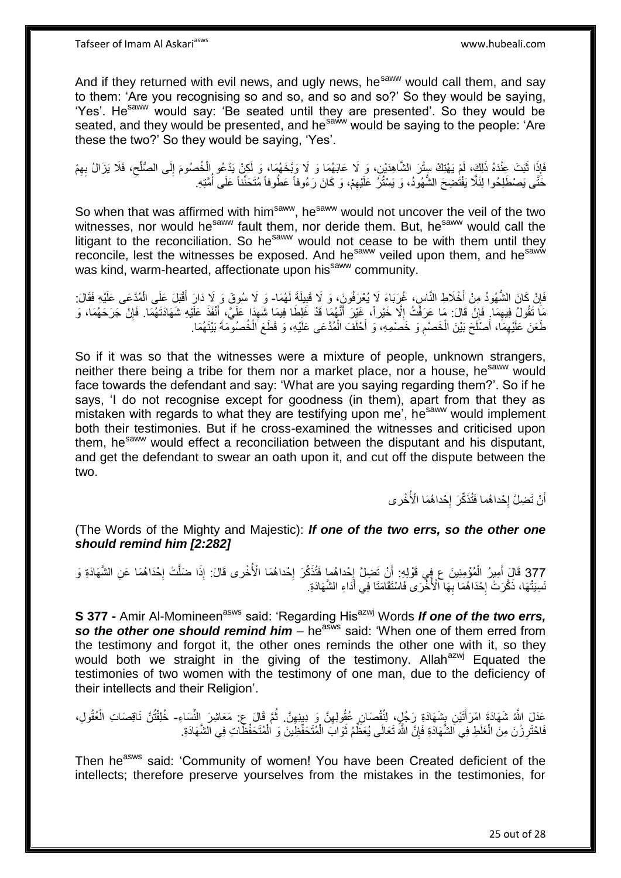And if they returned with evil news, and ugly news, he[saww] would call them, and say to them: 'Are you recognising so and so, and so and so?' So they would be saying, 'Yes'. He[saww] would say: 'Be seated until they are presented'. So they would be seated, and they would be presented, and he[saww] would be saying to the people: 'Are these the two?' So they would be saying, 'Yes'.

فَإِذَا ثَبَتَ عِنْدَهُ ذَلِكَ، لَمْ يَهْتِكْ سِتْرَ الشَّاهِدَيْنِ، وَ لَا عَابَهُمَا وَ لَا وَبَّخَهُمَا، وَ لَكِنْ يَدْعُو الْخُصُومَ إِلَى الصُّلْحِ، فَلَا يَزَالُ بِهِمْ حَتَّى يَصْطَلِحُوا لِئَلَّا يَفْتَضِحَ الشُّهُودُ، وَ يَسْتُرُ عَلَيْهِمْ، وَ كَانَ رَءُوفاً عَطُوفاً مُتَحَنِّناً عَلَى أُمَّتِهِ.

So when that was affirmed with him[saww], he[saww] would not uncover the veil of the two witnesses, nor would he[saww] fault them, nor deride them. But, he[saww] would call the litigant to the reconciliation. So he[saww] would not cease to be with them until they reconcile, lest the witnesses be exposed. And he[saww] veiled upon them, and he[saww] was kind, warm-hearted, affectionate upon his[saww] community.

فَإِنْ كَانَ الشُّهُودُ مِنْ أَخْلَاطِ النَّاسِ، غُرَبَاءَ لَا يُعْرَفُونَ، وَ لَا قَبِيلَةَ لَهُمَا- وَ لَا سُوقَ وَ لَا دَارَ أَقْبَلَ عَلَى الْمُدَّعَى عَلَيْهِ فَقَالَ: مَا تَقُولُ فِيهِمَا. فَإِنْ قَالَ: مَا عَرَفْتُ إِلَّا خَيْراً، غَيْرَ أَنَّهُمَا قَدْ غَلِطَا فِيمَا شَهِدَا عَلَيَّ، أَنْفَذَ عَلَيْهِ شَهَادَتَهُمَا. فَإِنْ جَرَحَهُمَا، وَ طَعَنَ عَلَيْهِمَا، أَصْلَحَ بَيْنَ الْخَصْمِ وَ خَصْمِهِ، وَ أَحْلَفَ الْمُدَّعَى عَلَيْهِ، وَ قَطَعَ الْخُصُومَةَ بَيْنَهُمَا.

So if it was so that the witnesses were a mixture of people, unknown strangers, neither there being a tribe for them nor a market place, nor a house, he[saww] would face towards the defendant and say: 'What are you saying regarding them?'. So if he says, 'I do not recognise except for goodness (in them), apart from that they as mistaken with regards to what they are testifying upon me', he[saww] would implement both their testimonies. But if he cross-examined the witnesses and criticised upon them, he[saww] would effect a reconciliation between the disputant and his disputant, and get the defendant to swear an oath upon it, and cut off the dispute between the two.

أَنْ تَضِلَّ إِحْداهُما فَتُذَكِّرَ إِحْداهُمَا الْأُخْرى

(The Words of the Mighty and Majestic): ***If one of the two errs, so the other one should remind him [2:282]***

377 قَالَ أَمِيرُ الْمُؤْمِنِينَ ع فِي قَوْلِهِ: أَنْ تَضِلَّ إِحْداهُما فَتُذَكِّرَ إِحْداهُمَا الْأُخْرى قَالَ: إِذَا ضَلَّتْ إِحْدَاهُمَا عَنِ الشَّهَادَةِ وَ نَسِيَتْهَا، ذَكَّرَتْ إِحْدَاهُمَا بِهَا الْأُخْرَى فَاسْتَقَامَتَا فِي أَدَاءِ الشَّهَادَةِ.

**S 377 -** Amir Al-Momineen[asws] said: 'Regarding His[azwj] Words ***If one of the two errs, so the other one should remind him*** – he[asws] said: 'When one of them erred from the testimony and forgot it, the other ones reminds the other one with it, so they would both we straight in the giving of the testimony. Allah[azwj] Equated the testimonies of two women with the testimony of one man, due to the deficiency of their intellects and their Religion'.

عَدَلَ اللَّهُ شَهَادَةَ امْرَأَتَيْنِ بِشَهَادَةِ رَجُلٍ، لِنُقْصَانِ عُقُولِهِنَّ وَ دِينِهِنَّ. ثُمَّ قَالَ ع: مَعَاشِرَ النِّسَاءِ- خُلِقْتُنَّ نَاقِصَاتِ الْعُقُولِ، فَاحْتَرِزْنَ مِنَ الْغَلَطِ فِي الشَّهَادَةِ فَإِنَّ اللَّهَ تَعَالَى يُعَظِّمُ ثَوَابَ الْمُتَحَفِّظِينَ وَ الْمُتَحَفِّظَاتِ فِي الشَّهَادَةِ.

Then he[asws] said: 'Community of women! You have been Created deficient of the intellects; therefore preserve yourselves from the mistakes in the testimonies, for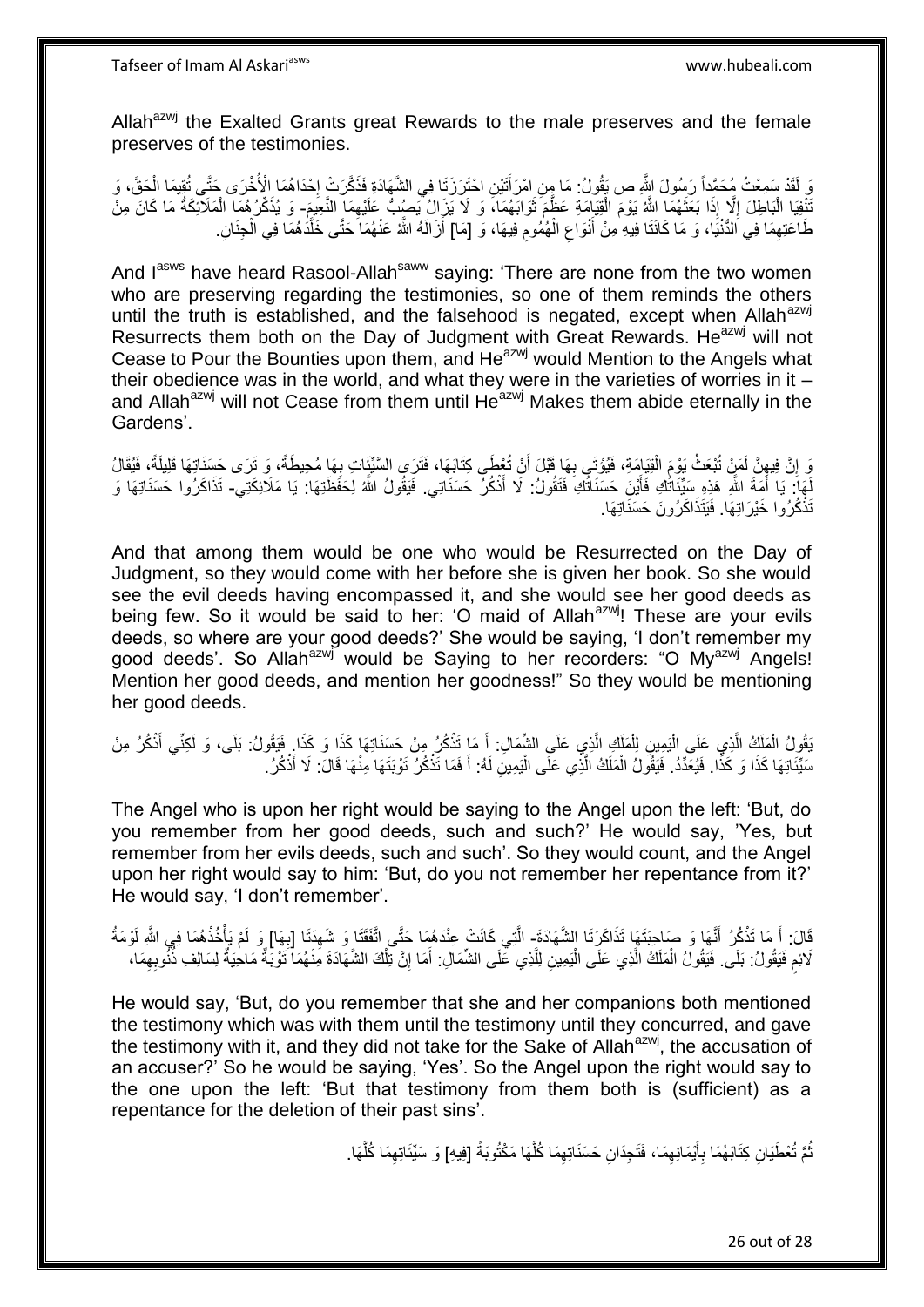Allah[azwj] the Exalted Grants great Rewards to the male preserves and the female preserves of the testimonies.

وَ لَقَدْ سَمِعْتُ مُحَمَّداً رَسُولَ اللَّهِ ص يَقُولُ: مَا مِنِ امْرَأَتَيْنِ احْتَرَزَتَا فِي الشَّهَادَةِ فَذَكَّرَتْ إِحْدَاهُمَا الْأُخْرَى حَتَّى تُقِيمَا الْحَقَّ، وَ تَنْفِيَا الْبَاطِلَ إِلَّا إِذَا بَعَثَهُمَا اللَّهُ يَوْمَ الْقِيَامَةِ عَظَّمَ ثَوَابَهُمَا، وَ لَا يَزَالُ يَصُبُّ عَلَيْهِمَا النَّعِيمَ- وَ يُذَكِّرُهُمَا الْمَلَائِكَةُ مَا كَانَ مِنْ طَاعَتِهِمَا فِي الدُّنْيَا، وَ مَا كَانَتَا فِيهِ مِنْ أَنْوَاعِ الْهُمُومِ فِيهَا، وَ [مَا] أَزَالَهُ اللَّهُ عَنْهُمَا حَتَّى خَلَّدَهُمَا فِي الْجِنَانِ.

And I[asws] have heard Rasool-Allah[saww] saying: 'There are none from the two women who are preserving regarding the testimonies, so one of them reminds the others until the truth is established, and the falsehood is negated, except when Allah[azwj] Resurrects them both on the Day of Judgment with Great Rewards. He[azwj] will not Cease to Pour the Bounties upon them, and He[azwj] would Mention to the Angels what their obedience was in the world, and what they were in the varieties of worries in it – and Allah[azwj] will not Cease from them until He[azwj] Makes them abide eternally in the Gardens'.

وَ إِنَّ فِيهِنَّ لَمَنْ تُبْعَثُ يَوْمَ الْقِيَامَةِ، فَيُؤْتَى بِهَا قَبْلَ أَنْ تُعْطَى كِتَابَهَا، فَتَرَى السَّيِّئَاتِ بِهَا مُحِيطَةً، وَ تَرَى حَسَنَاتِهَا قَلِيلَةً، فَيُقَالُ لَهَا: يَا أَمَةَ اللَّهِ هَذِهِ سَيِّئَاتُكِ فَأَيْنَ حَسَنَاتُكِ فَتَقُولُ: لَا أَذْكُرُ حَسَنَاتِي. فَيَقُولُ اللَّهُ لِحَفَظَتِهَا: يَا مَلَائِكَتِي- تَذَاكَرُوا حَسَنَاتِهَا وَ تَذَكَّرُوا خَيْرَاتِهَا. فَيَتَذَاكَرُونَ حَسَنَاتِهَا.

And that among them would be one who would be Resurrected on the Day of Judgment, so they would come with her before she is given her book. So she would see the evil deeds having encompassed it, and she would see her good deeds as being few. So it would be said to her: 'O maid of Allah[azwj]! These are your evils deeds, so where are your good deeds?' She would be saying, 'I don't remember my good deeds'. So Allah[azwj] would be Saying to her recorders: "O My[azwj] Angels! Mention her good deeds, and mention her goodness!" So they would be mentioning her good deeds.

يَقُولُ الْمَلَكُ الَّذِي عَلَى الْيَمِينِ لِلْمَلَكِ الَّذِي عَلَى الشِّمَالِ: أَ مَا تَذْكُرُ مِنْ حَسَنَاتِهَا كَذَا وَ كَذَا. فَيَقُولُ: بَلَى، وَ لَكِنِّي أَذْكُرُ مِنْ سَيِّئَاتِهَا كَذَا وَ كَذَا. فَيُعَدِّدُ. فَيَقُولُ الْمَلَكُ الَّذِي عَلَى الْيَمِينِ لَهُ: أَ فَمَا تَذْكُرُ تَوْبَتَهَا مِنْهَا قَالَ: لَا أَذْكُرُ.

The Angel who is upon her right would be saying to the Angel upon the left: 'But, do you remember from her good deeds, such and such?' He would say, 'Yes, but remember from her evils deeds, such and such'. So they would count, and the Angel upon her right would say to him: 'But, do you not remember her repentance from it?' He would say, 'I don't remember'.

قَالَ: أَ مَا تَذْكُرُ أَنَّهَا وَ صَاحِبَتَهَا تَذَاكَرَتَا الشَّهَادَةَ- الَّتِي كَانَتْ عِنْدَهُمَا حَتَّى اتَّفَقَتَا وَ شَهِدَتَا [بِهَا] وَ لَمْ يَأْخُذْهُمَا فِي اللَّهِ لَوْمَةُ لَائِمٍ فَيَقُولُ: بَلَى. فَيَقُولُ الْمَلَكُ الَّذِي عَلَى الْيَمِينِ لِلَّذِي عَلَى الشِّمَالِ: أَمَا إِنَّ تِلْكَ الشَّهَادَةَ مِنْهُمَا تَوْبَةٌ مَاحِيَةٌ لِسَالِفِ ذُنُوبِهِمَا،

He would say, 'But, do you remember that she and her companions both mentioned the testimony which was with them until the testimony until they concurred, and gave the testimony with it, and they did not take for the Sake of Allah[azwj], the accusation of an accuser?' So he would be saying, 'Yes'. So the Angel upon the right would say to the one upon the left: 'But that testimony from them both is (sufficient) as a repentance for the deletion of their past sins'.

ثُمَّ تُعْطَيَانِ كِتَابَهُمَا بِأَيْمَانِهِمَا، فَتَجِدَانِ حَسَنَاتِهِمَا كُلَّهَا مَكْتُوبَةً [فِيهِ] وَ سَيِّئَاتِهِمَا كُلَّهَا.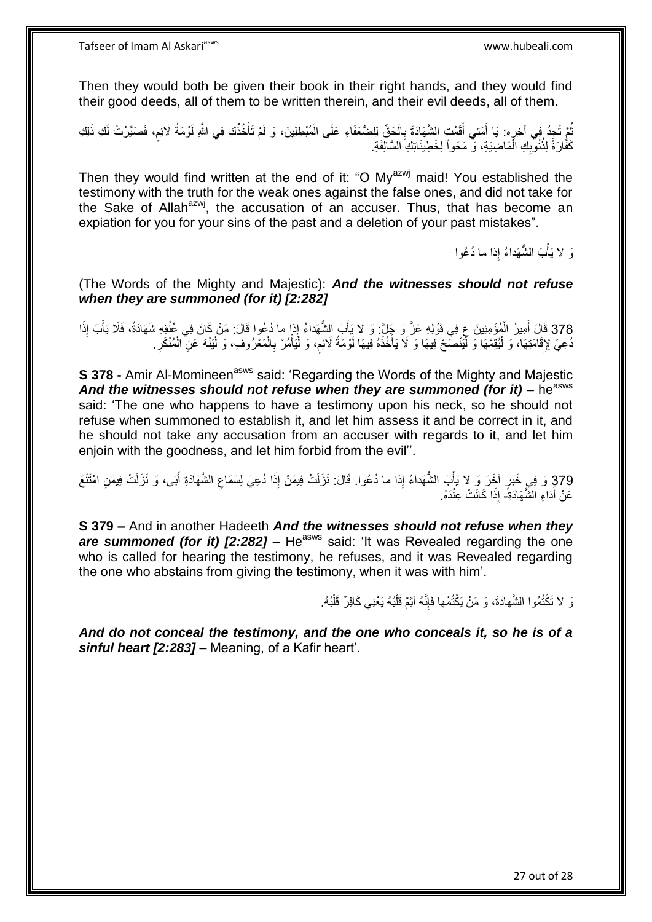Then they would both be given their book in their right hands, and they would find their good deeds, all of them to be written therein, and their evil deeds, all of them.

ثُمَّ تَجِدُ فِي آخِرِهِ: يَا أَمَتِي أَقَمْتِ الشَّهَادَةَ بِالْحَقِّ لِلضُّعَفَاءِ عَلَى الْمُبْطِلِينَ، وَ لَمْ تَأْخُذْكِ فِي اللَّهِ لَوْمَةُ لَائِمٍ، فَصَيَّرْتُ لَكِ ذَلِكِ كَفَّارَةً لِذُنُوبِكِ الْمَاضِيَةِ، وَ مَحواً لِخَطِيئَاتِكِ السَّالِفَةِ.

Then they would find written at the end of it: "O My[azwj] maid! You established the testimony with the truth for the weak ones against the false ones, and did not take for the Sake of Allah[azwj], the accusation of an accuser. Thus, that has become an expiation for you for your sins of the past and a deletion of your past mistakes".

وَ لا يَأْبَ الشُّهَداءُ إِذا ما دُعُوا

(The Words of the Mighty and Majestic): ***And the witnesses should not refuse when they are summoned (for it) [2:282]***

378 قَالَ أَمِيرُ الْمُؤْمِنِينَ ع فِي قَوْلِهِ عَزَّ وَ جَلَّ: وَ لا يَأْبَ الشُّهَداءُ إِذا ما دُعُوا قَالَ: مَنْ كَانَ فِي عُنُقِهِ شَهَادَةٌ، فَلَا يَأْبَ إِذَا دُعِيَ لِإِقَامَتِهَا، وَ لْيُقِمْهَا وَ لْيَنْصَحْ فِيهَا وَ لَا يَأْخُذْهُ فِيهَا لَوْمَةُ لَائِمٍ، وَ لْيَأْمُرْ بِالْمَعْرُوفِ، وَ لْيَنْهَ عَنِ الْمُنْكَرِ.

**S 378 -** Amir Al-Momineen[asws] said: 'Regarding the Words of the Mighty and Majestic ***And the witnesses should not refuse when they are summoned (for it)*** – he[asws] said: 'The one who happens to have a testimony upon his neck, so he should not refuse when summoned to establish it, and let him assess it and be correct in it, and he should not take any accusation from an accuser with regards to it, and let him enjoin with the goodness, and let him forbid from the evil''.

379 وَ فِي خَبَرٍ آخَرَ وَ لا يَأْبَ الشُّهَداءُ إِذا ما دُعُوا. قَالَ: نَزَلَتْ فِيمَنْ إِذَا دُعِيَ لِسَمَاعِ الشَّهَادَةِ أَبَى، وَ نَزَلَتْ فِيمَنِ امْتَنَعَ عَنْ أَدَاءِ الشَّهَادَةِ- إِذَا كَانَتْ عِنْدَهُ.

**S 379 –** And in another Hadeeth ***And the witnesses should not refuse when they are summoned (for it) [2:282]*** – He[asws] said: 'It was Revealed regarding the one who is called for hearing the testimony, he refuses, and it was Revealed regarding the one who abstains from giving the testimony, when it was with him'.

وَ لا تَكْتُمُوا الشَّهادَةَ، وَ مَنْ يَكْتُمْها فَإِنَّهُ آثِمٌ قَلْبُهُ يَعْنِي كَافِرٌ قَلْبُهُ.

***And do not conceal the testimony, and the one who conceals it, so he is of a sinful heart [2:283]*** – Meaning, of a Kafir heart'.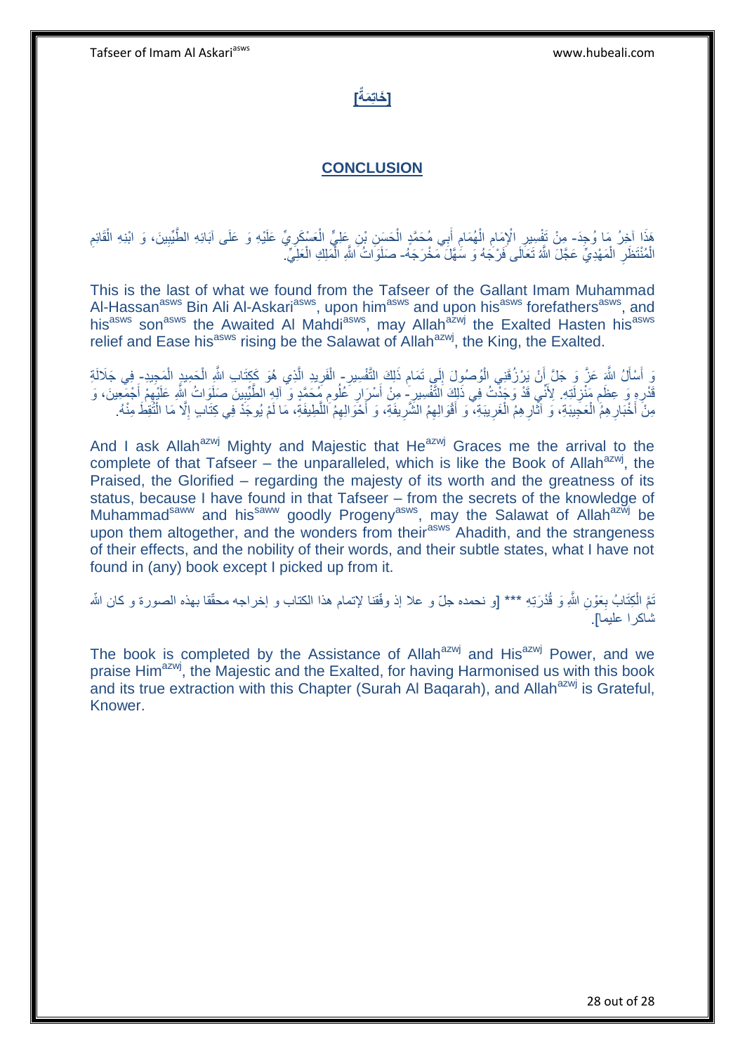**[خَاتِمَةٌ]**

## CONCLUSION

هَذَا آخِرُ مَا وُجِدَ- مِنْ تَفْسِيرِ الْإِمَامِ الْهُمَامِ أَبِي مُحَمَّدٍ الْحَسَنِ بْنِ عَلِيٍّ الْعَسْكَرِيِّ عَلَيْهِ وَ عَلَى آبَائِهِ الطَّيِّبِينَ، وَ ابْنِهِ الْقَائِمِ الْمُنْتَظَرِ الْمَهْدِيِّ عَجَّلَ اللَّهُ تَعَالَى فَرَجَهُ وَ سَهَّلَ مَخْرَجَهُ- صَلَوَاتُ اللَّهِ الْمَلِكِ الْعَلِيِّ.

This is the last of what we found from the Tafseer of the Gallant Imam Muhammad Al-Hassan[asws] Bin Ali Al-Askari[asws], upon him[asws] and upon his[asws] forefathers[asws], and his[asws] son[asws] the Awaited Al Mahdi[asws], may Allah[azwj] the Exalted Hasten his[asws] relief and Ease his[asws] rising be the Salawat of Allah[azwj], the King, the Exalted.

وَ أَسْأَلُ اللَّهَ عَزَّ وَ جَلَّ أَنْ يَرْزُقَنِي الْوُصُولَ إِلَى تَمَامِ ذَلِكَ التَّفْسِيرِ- الْفَرِيدِ الَّذِي هُوَ كَكِتَابِ اللَّهِ الْحَمِيدِ الْمَجِيدِ- فِي جَلَالَةِ قَدْرِهِ وَ عِظَمِ مَنْزِلَتِهِ. لِأَنِّي قَدْ وَجَدْتُ فِي ذَلِكَ التَّفْسِيرِ- مِنْ أَسْرَارِ عُلُومِ مُحَمَّدٍ وَ آلِهِ الطَّيِّبِينَ صَلَوَاتُ اللَّهِ عَلَيْهِمْ أَجْمَعِينَ، وَ مِنْ أَخْبَارِهِمُ الْعَجِيبَةِ، وَ آثَارِهِمُ الْغَرِيبَةِ، وَ أَقْوَالِهِمُ الشَّرِيفَةِ، وَ أَحْوَالِهِمُ اللَّطِيفَةِ، مَا لَمْ يُوجَدْ فِي كِتَابٍ إِلَّا مَا الْتَقَطَ مِنْهُ.

And I ask Allah[azwj] Mighty and Majestic that He[azwj] Graces me the arrival to the complete of that Tafseer – the unparalleled, which is like the Book of Allah[azwj], the Praised, the Glorified – regarding the majesty of its worth and the greatness of its status, because I have found in that Tafseer – from the secrets of the knowledge of Muhammad[saww] and his[saww] goodly Progeny[asws], may the Salawat of Allah[azwj] be upon them altogether, and the wonders from their[asws] Ahadith, and the strangeness of their effects, and the nobility of their words, and their subtle states, what I have not found in (any) book except I picked up from it.

تَمَّ الْكِتَابُ بِعَوْنِ اللَّهِ وَ قُدْرَتِهِ *** [و نحمده جلّ و علا إذ وفّقنا لإتمام هذا الكتاب و إخراجه محقّقا بهذه الصورة و كان اللّه شاكرا عليما].

The book is completed by the Assistance of Allah[azwj] and His[azwj] Power, and we praise Him[azwj], the Majestic and the Exalted, for having Harmonised us with this book and its true extraction with this Chapter (Surah Al Baqarah), and Allah[azwj] is Grateful, Knower.